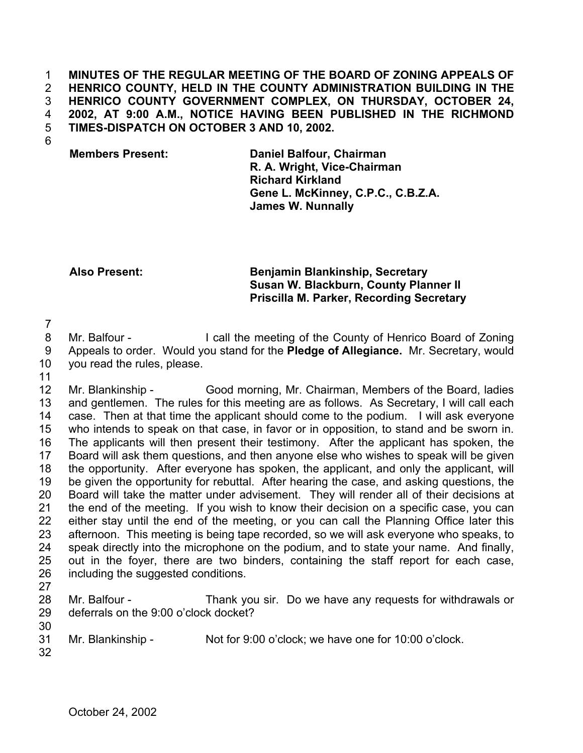**MINUTES OF THE REGULAR MEETING OF THE BOARD OF ZONING APPEALS OF HENRICO COUNTY, HELD IN THE COUNTY ADMINISTRATION BUILDING IN THE HENRICO COUNTY GOVERNMENT COMPLEX, ON THURSDAY, OCTOBER 24, 2002, AT 9:00 A.M., NOTICE HAVING BEEN PUBLISHED IN THE RICHMOND TIMES-DISPATCH ON OCTOBER 3 AND 10, 2002.**

| | |
|---|---|
| **Members Present:** | **Daniel Balfour, Chairman** |
| | **R. A. Wright, Vice-Chairman** |
| | **Richard Kirkland** |
| | **Gene L. McKinney, C.P.C., C.B.Z.A.** |
| | **James W. Nunnally** |
| **Also Present:** | **Benjamin Blankinship, Secretary** |
| | **Susan W. Blackburn, County Planner II** |
| | **Priscilla M. Parker, Recording Secretary** |

Mr. Balfour - I call the meeting of the County of Henrico Board of Zoning Appeals to order. Would you stand for the **Pledge of Allegiance.** Mr. Secretary, would you read the rules, please.

Mr. Blankinship - Good morning, Mr. Chairman, Members of the Board, ladies and gentlemen. The rules for this meeting are as follows. As Secretary, I will call each case. Then at that time the applicant should come to the podium. I will ask everyone who intends to speak on that case, in favor or in opposition, to stand and be sworn in. The applicants will then present their testimony. After the applicant has spoken, the Board will ask them questions, and then anyone else who wishes to speak will be given the opportunity. After everyone has spoken, the applicant, and only the applicant, will be given the opportunity for rebuttal. After hearing the case, and asking questions, the Board will take the matter under advisement. They will render all of their decisions at the end of the meeting. If you wish to know their decision on a specific case, you can either stay until the end of the meeting, or you can call the Planning Office later this afternoon. This meeting is being tape recorded, so we will ask everyone who speaks, to speak directly into the microphone on the podium, and to state your name. And finally, out in the foyer, there are two binders, containing the staff report for each case, including the suggested conditions.

Mr. Balfour - Thank you sir. Do we have any requests for withdrawals or deferrals on the 9:00 o'clock docket?

Mr. Blankinship - Not for 9:00 o'clock; we have one for 10:00 o'clock.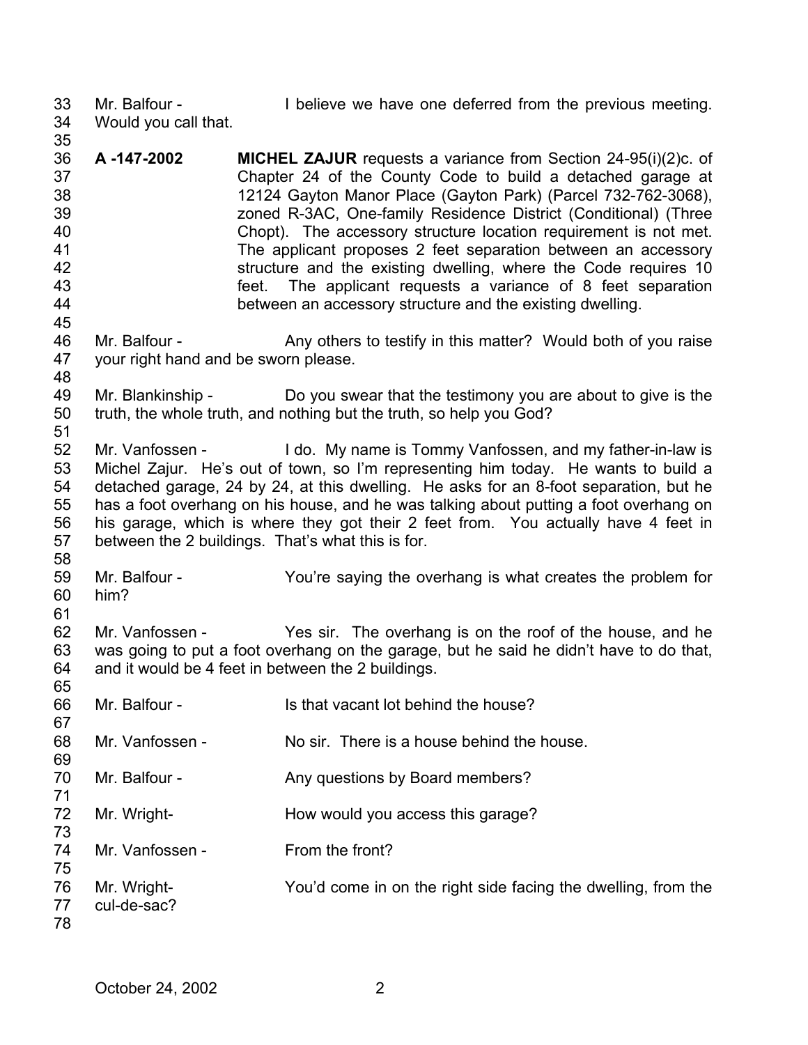Mr. Balfour - I believe we have one deferred from the previous meeting. Would you call that.

**A -147-2002** **MICHEL ZAJUR** requests a variance from Section 24-95(i)(2)c. of Chapter 24 of the County Code to build a detached garage at 12124 Gayton Manor Place (Gayton Park) (Parcel 732-762-3068), zoned R-3AC, One-family Residence District (Conditional) (Three Chopt). The accessory structure location requirement is not met. The applicant proposes 2 feet separation between an accessory structure and the existing dwelling, where the Code requires 10 feet. The applicant requests a variance of 8 feet separation between an accessory structure and the existing dwelling.

Mr. Balfour - Any others to testify in this matter? Would both of you raise your right hand and be sworn please.

Mr. Blankinship - Do you swear that the testimony you are about to give is the truth, the whole truth, and nothing but the truth, so help you God?

Mr. Vanfossen - I do. My name is Tommy Vanfossen, and my father-in-law is Michel Zajur. He's out of town, so I'm representing him today. He wants to build a detached garage, 24 by 24, at this dwelling. He asks for an 8-foot separation, but he has a foot overhang on his house, and he was talking about putting a foot overhang on his garage, which is where they got their 2 feet from. You actually have 4 feet in between the 2 buildings. That's what this is for.

Mr. Balfour - You're saying the overhang is what creates the problem for him?

Mr. Vanfossen - Yes sir. The overhang is on the roof of the house, and he was going to put a foot overhang on the garage, but he said he didn't have to do that, and it would be 4 feet in between the 2 buildings.

Mr. Balfour - Is that vacant lot behind the house?

Mr. Vanfossen - No sir. There is a house behind the house.

Mr. Balfour - Any questions by Board members?

Mr. Wright- How would you access this garage?

Mr. Vanfossen - From the front?

Mr. Wright- You'd come in on the right side facing the dwelling, from the cul-de-sac?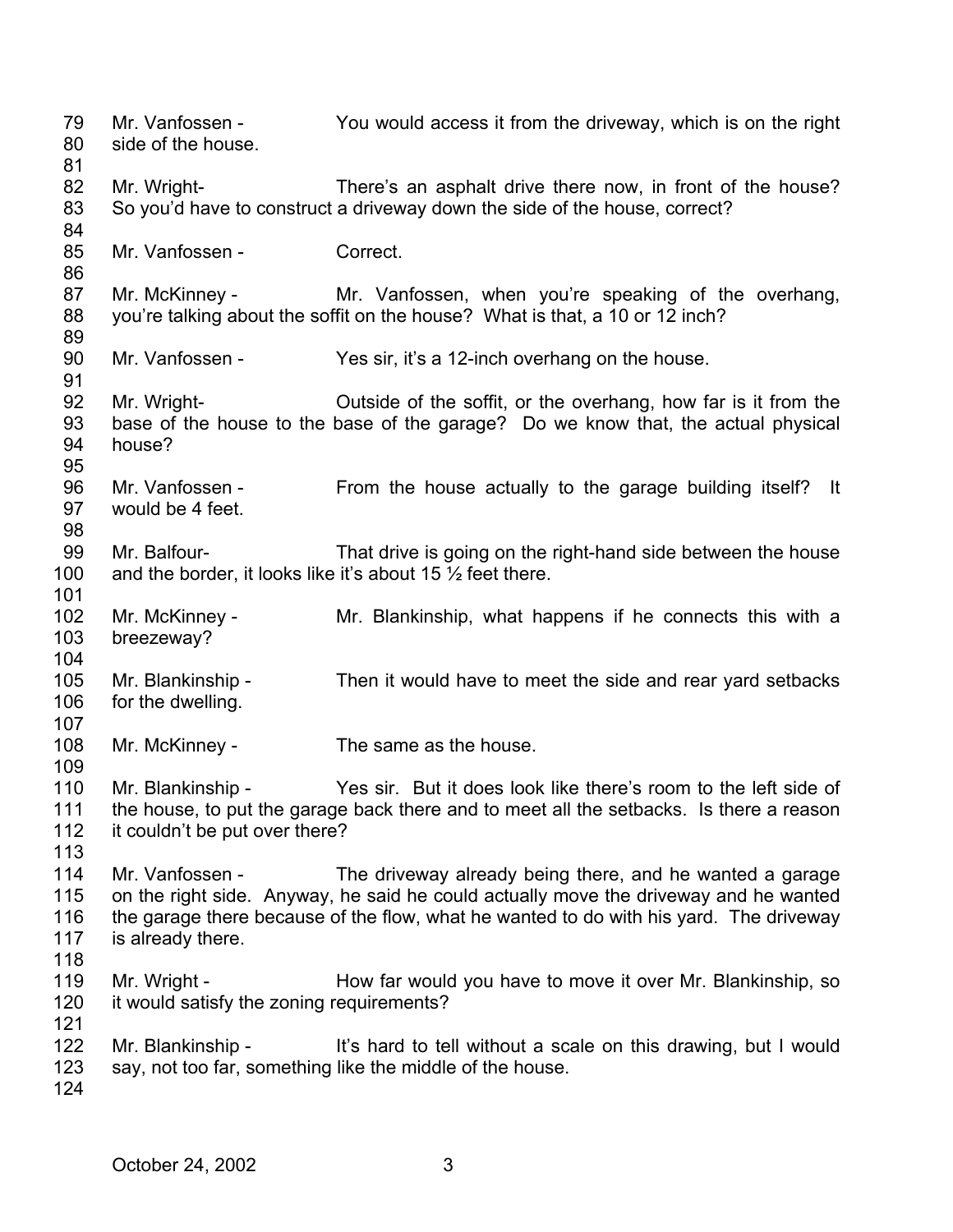Mr. Vanfossen - You would access it from the driveway, which is on the right side of the house.

Mr. Wright- There's an asphalt drive there now, in front of the house? So you'd have to construct a driveway down the side of the house, correct?

Mr. Vanfossen - Correct.

Mr. McKinney - Mr. Vanfossen, when you're speaking of the overhang, you're talking about the soffit on the house? What is that, a 10 or 12 inch?

Mr. Vanfossen - Yes sir, it's a 12-inch overhang on the house.

Mr. Wright- Outside of the soffit, or the overhang, how far is it from the base of the house to the base of the garage? Do we know that, the actual physical house?

Mr. Vanfossen - From the house actually to the garage building itself? It would be 4 feet.

Mr. Balfour- That drive is going on the right-hand side between the house and the border, it looks like it's about 15 ½ feet there.

Mr. McKinney - Mr. Blankinship, what happens if he connects this with a breezeway?

Mr. Blankinship - Then it would have to meet the side and rear yard setbacks for the dwelling.

Mr. McKinney - The same as the house.

Mr. Blankinship - Yes sir. But it does look like there's room to the left side of the house, to put the garage back there and to meet all the setbacks. Is there a reason it couldn't be put over there?

Mr. Vanfossen - The driveway already being there, and he wanted a garage on the right side. Anyway, he said he could actually move the driveway and he wanted the garage there because of the flow, what he wanted to do with his yard. The driveway is already there.

Mr. Wright - How far would you have to move it over Mr. Blankinship, so it would satisfy the zoning requirements?

Mr. Blankinship - It's hard to tell without a scale on this drawing, but I would say, not too far, something like the middle of the house.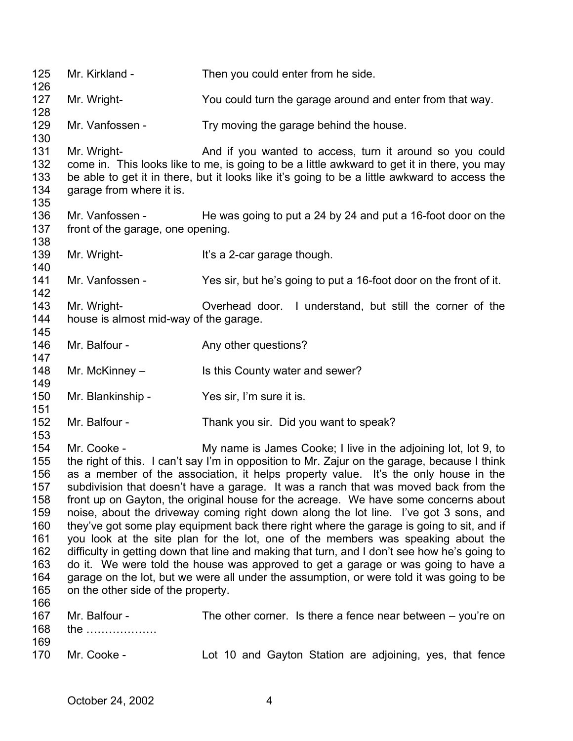125 Mr. Kirkland - Then you could enter from he side.
126
127 Mr. Wright- You could turn the garage around and enter from that way.
128
129 Mr. Vanfossen - Try moving the garage behind the house.
130
131 Mr. Wright- And if you wanted to access, turn it around so you could
132 come in. This looks like to me, is going to be a little awkward to get it in there, you may
133 be able to get it in there, but it looks like it's going to be a little awkward to access the
134 garage from where it is.
135
136 Mr. Vanfossen - He was going to put a 24 by 24 and put a 16-foot door on the
137 front of the garage, one opening.
138
139 Mr. Wright- It's a 2-car garage though.
140
141 Mr. Vanfossen - Yes sir, but he's going to put a 16-foot door on the front of it.
142
143 Mr. Wright- Overhead door. I understand, but still the corner of the
144 house is almost mid-way of the garage.
145
146 Mr. Balfour - Any other questions?
147
148 Mr. McKinney – Is this County water and sewer?
149
150 Mr. Blankinship - Yes sir, I'm sure it is.
151
152 Mr. Balfour - Thank you sir. Did you want to speak?
153
154 Mr. Cooke - My name is James Cooke; I live in the adjoining lot, lot 9, to
155 the right of this. I can't say I'm in opposition to Mr. Zajur on the garage, because I think
156 as a member of the association, it helps property value. It's the only house in the
157 subdivision that doesn't have a garage. It was a ranch that was moved back from the
158 front up on Gayton, the original house for the acreage. We have some concerns about
159 noise, about the driveway coming right down along the lot line. I've got 3 sons, and
160 they've got some play equipment back there right where the garage is going to sit, and if
161 you look at the site plan for the lot, one of the members was speaking about the
162 difficulty in getting down that line and making that turn, and I don't see how he's going to
163 do it. We were told the house was approved to get a garage or was going to have a
164 garage on the lot, but we were all under the assumption, or were told it was going to be
165 on the other side of the property.
166
167 Mr. Balfour - The other corner. Is there a fence near between – you're on
168 the ……………….
169
170 Mr. Cooke - Lot 10 and Gayton Station are adjoining, yes, that fence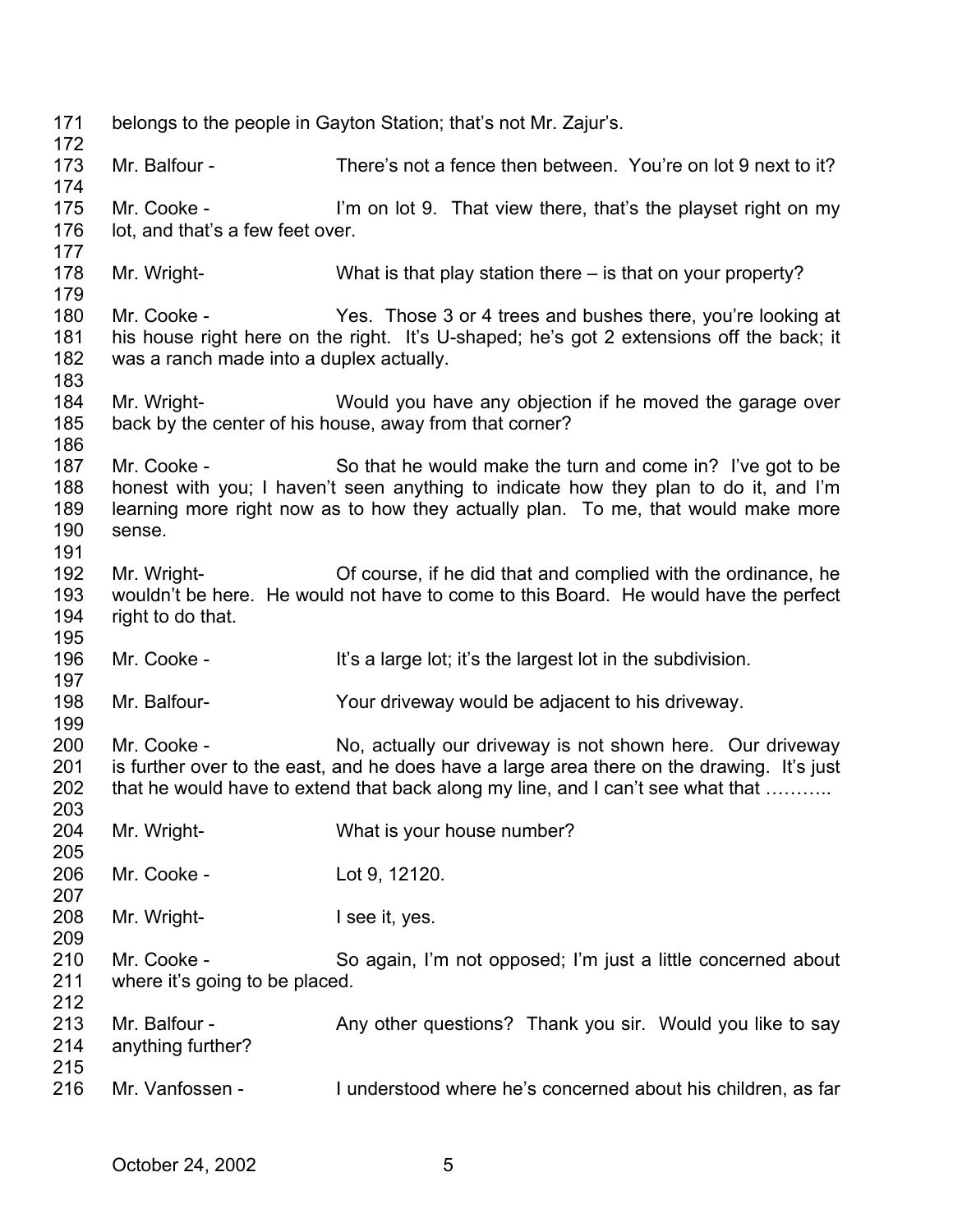belongs to the people in Gayton Station; that's not Mr. Zajur's.

Mr. Balfour - There's not a fence then between. You're on lot 9 next to it?

Mr. Cooke - I'm on lot 9. That view there, that's the playset right on my lot, and that's a few feet over.

Mr. Wright- What is that play station there – is that on your property?

Mr. Cooke - Yes. Those 3 or 4 trees and bushes there, you're looking at his house right here on the right. It's U-shaped; he's got 2 extensions off the back; it was a ranch made into a duplex actually.

Mr. Wright- Would you have any objection if he moved the garage over back by the center of his house, away from that corner?

Mr. Cooke - So that he would make the turn and come in? I've got to be honest with you; I haven't seen anything to indicate how they plan to do it, and I'm learning more right now as to how they actually plan. To me, that would make more sense.

Mr. Wright- Of course, if he did that and complied with the ordinance, he wouldn't be here. He would not have to come to this Board. He would have the perfect right to do that.

Mr. Cooke - It's a large lot; it's the largest lot in the subdivision.

Mr. Balfour- Your driveway would be adjacent to his driveway.

Mr. Cooke - No, actually our driveway is not shown here. Our driveway is further over to the east, and he does have a large area there on the drawing. It's just that he would have to extend that back along my line, and I can't see what that ………..

Mr. Wright- What is your house number?

Mr. Cooke - Lot 9, 12120.

Mr. Wright- I see it, yes.

Mr. Cooke - So again, I'm not opposed; I'm just a little concerned about where it's going to be placed.

Mr. Balfour - Any other questions? Thank you sir. Would you like to say anything further?

Mr. Vanfossen - I understood where he's concerned about his children, as far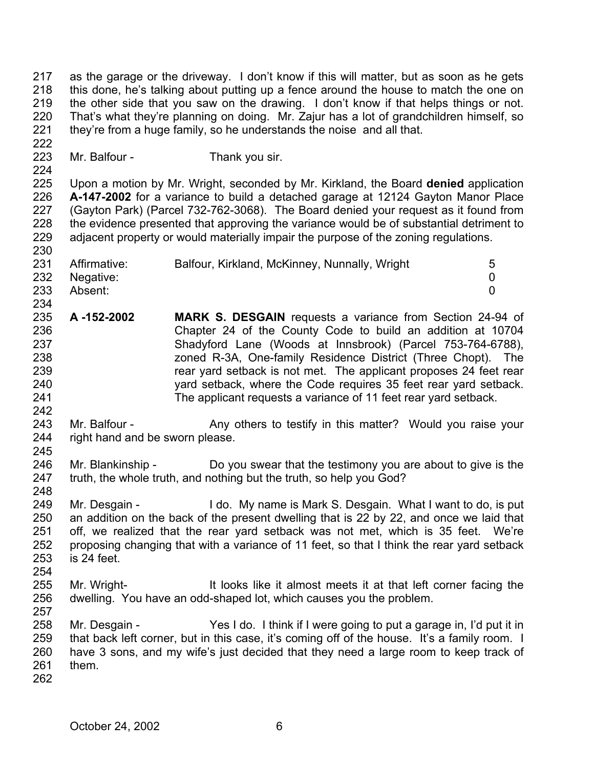as the garage or the driveway. I don't know if this will matter, but as soon as he gets this done, he's talking about putting up a fence around the house to match the one on the other side that you saw on the drawing. I don't know if that helps things or not. That's what they're planning on doing. Mr. Zajur has a lot of grandchildren himself, so they're from a huge family, so he understands the noise and all that.

Mr. Balfour - Thank you sir.

Upon a motion by Mr. Wright, seconded by Mr. Kirkland, the Board **denied** application **A-147-2002** for a variance to build a detached garage at 12124 Gayton Manor Place (Gayton Park) (Parcel 732-762-3068). The Board denied your request as it found from the evidence presented that approving the variance would be of substantial detriment to adjacent property or would materially impair the purpose of the zoning regulations.

| | | |
|---|---|---|
| Affirmative: | Balfour, Kirkland, McKinney, Nunnally, Wright | 5 |
| Negative: | | 0 |
| Absent: | | 0 |

**A -152-2002** **MARK S. DESGAIN** requests a variance from Section 24-94 of Chapter 24 of the County Code to build an addition at 10704 Shadyford Lane (Woods at Innsbrook) (Parcel 753-764-6788), zoned R-3A, One-family Residence District (Three Chopt). The rear yard setback is not met. The applicant proposes 24 feet rear yard setback, where the Code requires 35 feet rear yard setback. The applicant requests a variance of 11 feet rear yard setback.

Mr. Balfour - Any others to testify in this matter? Would you raise your right hand and be sworn please.

Mr. Blankinship - Do you swear that the testimony you are about to give is the truth, the whole truth, and nothing but the truth, so help you God?

Mr. Desgain - I do. My name is Mark S. Desgain. What I want to do, is put an addition on the back of the present dwelling that is 22 by 22, and once we laid that off, we realized that the rear yard setback was not met, which is 35 feet. We're proposing changing that with a variance of 11 feet, so that I think the rear yard setback is 24 feet.

Mr. Wright- It looks like it almost meets it at that left corner facing the dwelling. You have an odd-shaped lot, which causes you the problem.

Mr. Desgain - Yes I do. I think if I were going to put a garage in, I'd put it in that back left corner, but in this case, it's coming off of the house. It's a family room. I have 3 sons, and my wife's just decided that they need a large room to keep track of them.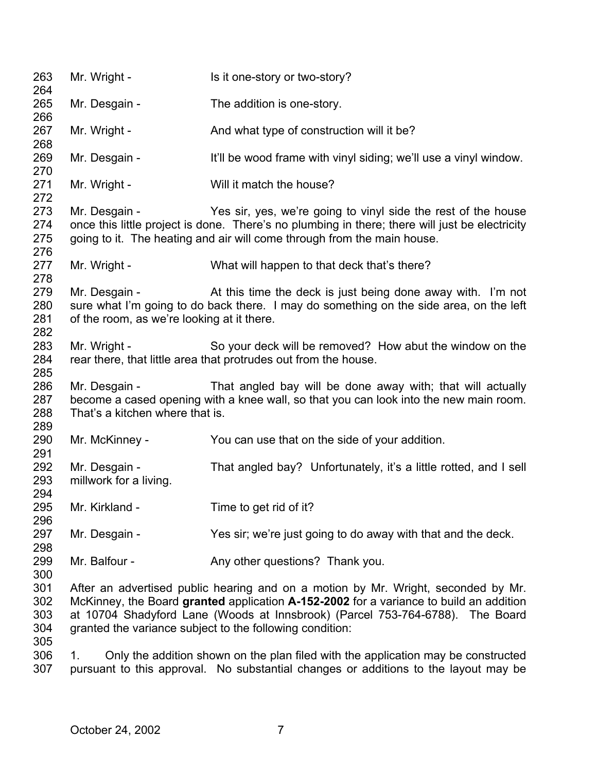Mr. Wright - Is it one-story or two-story?

Mr. Desgain - The addition is one-story.

Mr. Wright - And what type of construction will it be?

Mr. Desgain - It'll be wood frame with vinyl siding; we'll use a vinyl window.

Mr. Wright - Will it match the house?

Mr. Desgain - Yes sir, yes, we're going to vinyl side the rest of the house once this little project is done. There's no plumbing in there; there will just be electricity going to it. The heating and air will come through from the main house.

Mr. Wright - What will happen to that deck that's there?

Mr. Desgain - At this time the deck is just being done away with. I'm not sure what I'm going to do back there. I may do something on the side area, on the left of the room, as we're looking at it there.

Mr. Wright - So your deck will be removed? How abut the window on the rear there, that little area that protrudes out from the house.

Mr. Desgain - That angled bay will be done away with; that will actually become a cased opening with a knee wall, so that you can look into the new main room. That's a kitchen where that is.

Mr. McKinney - You can use that on the side of your addition.

Mr. Desgain - That angled bay? Unfortunately, it's a little rotted, and I sell millwork for a living.

Mr. Kirkland - Time to get rid of it?

Mr. Desgain - Yes sir; we're just going to do away with that and the deck.

Mr. Balfour - Any other questions? Thank you.

After an advertised public hearing and on a motion by Mr. Wright, seconded by Mr. McKinney, the Board **granted** application **A-152-2002** for a variance to build an addition at 10704 Shadyford Lane (Woods at Innsbrook) (Parcel 753-764-6788). The Board granted the variance subject to the following condition:

1. Only the addition shown on the plan filed with the application may be constructed pursuant to this approval. No substantial changes or additions to the layout may be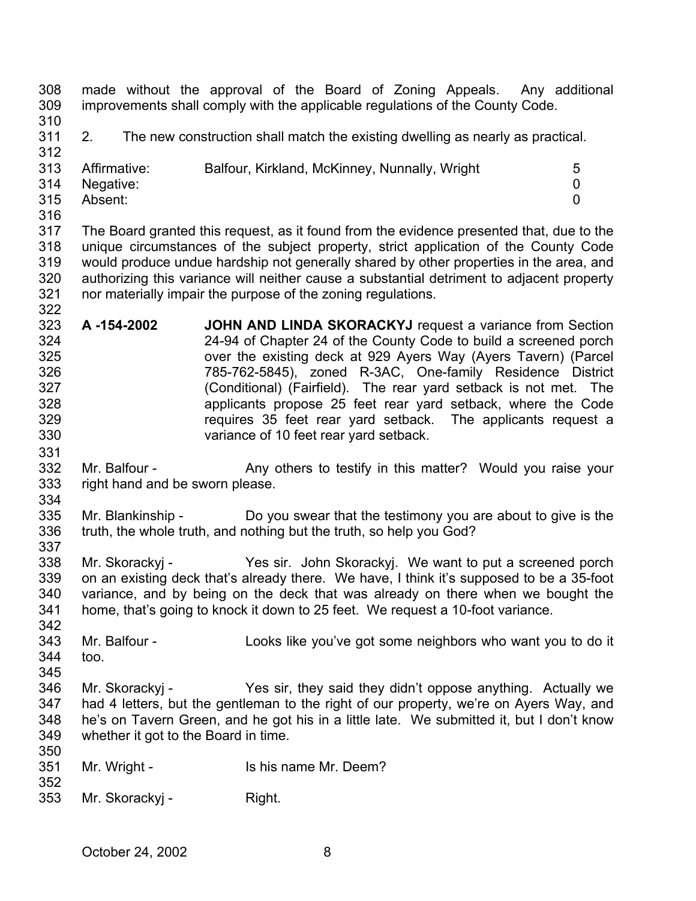made without the approval of the Board of Zoning Appeals. Any additional improvements shall comply with the applicable regulations of the County Code.

2. The new construction shall match the existing dwelling as nearly as practical.

| | | |
|---|---|---|
| Affirmative: | Balfour, Kirkland, McKinney, Nunnally, Wright | 5 |
| Negative: | | 0 |
| Absent: | | 0 |

The Board granted this request, as it found from the evidence presented that, due to the unique circumstances of the subject property, strict application of the County Code would produce undue hardship not generally shared by other properties in the area, and authorizing this variance will neither cause a substantial detriment to adjacent property nor materially impair the purpose of the zoning regulations.

**A -154-2002** **JOHN AND LINDA SKORACKYJ** request a variance from Section 24-94 of Chapter 24 of the County Code to build a screened porch over the existing deck at 929 Ayers Way (Ayers Tavern) (Parcel 785-762-5845), zoned R-3AC, One-family Residence District (Conditional) (Fairfield). The rear yard setback is not met. The applicants propose 25 feet rear yard setback, where the Code requires 35 feet rear yard setback. The applicants request a variance of 10 feet rear yard setback.

Mr. Balfour - Any others to testify in this matter? Would you raise your right hand and be sworn please.

Mr. Blankinship - Do you swear that the testimony you are about to give is the truth, the whole truth, and nothing but the truth, so help you God?

Mr. Skorackyj - Yes sir. John Skorackyj. We want to put a screened porch on an existing deck that's already there. We have, I think it's supposed to be a 35-foot variance, and by being on the deck that was already on there when we bought the home, that's going to knock it down to 25 feet. We request a 10-foot variance.

Mr. Balfour - Looks like you've got some neighbors who want you to do it too.

Mr. Skorackyj - Yes sir, they said they didn't oppose anything. Actually we had 4 letters, but the gentleman to the right of our property, we're on Ayers Way, and he's on Tavern Green, and he got his in a little late. We submitted it, but I don't know whether it got to the Board in time.

Mr. Wright - Is his name Mr. Deem?

Mr. Skorackyj - Right.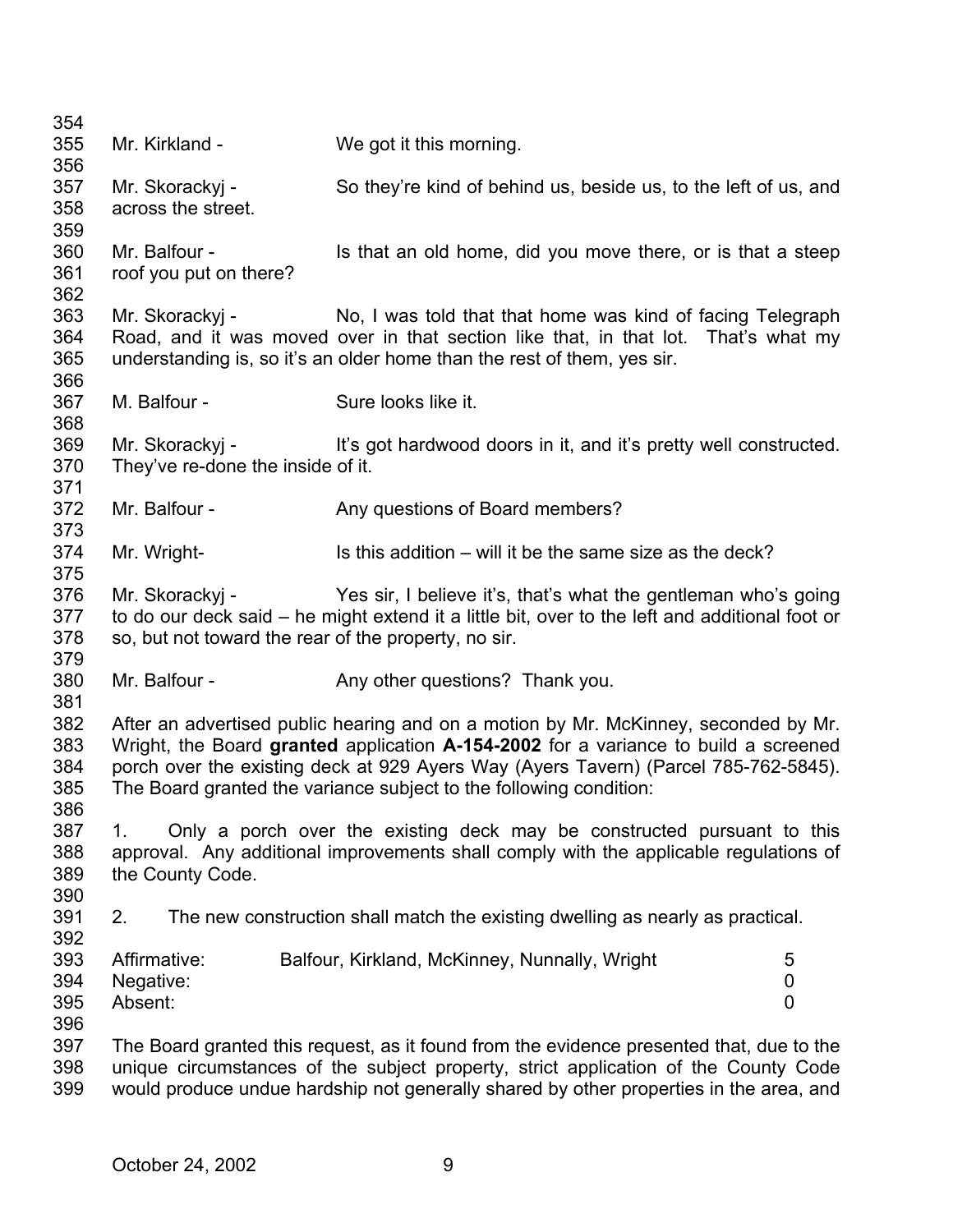Mr. Kirkland - We got it this morning.

Mr. Skorackyj - So they're kind of behind us, beside us, to the left of us, and across the street.

Mr. Balfour - Is that an old home, did you move there, or is that a steep roof you put on there?

Mr. Skorackyj - No, I was told that that home was kind of facing Telegraph Road, and it was moved over in that section like that, in that lot. That's what my understanding is, so it's an older home than the rest of them, yes sir.

M. Balfour - Sure looks like it.

Mr. Skorackyj - It's got hardwood doors in it, and it's pretty well constructed. They've re-done the inside of it.

Mr. Balfour - Any questions of Board members?

Mr. Wright- Is this addition – will it be the same size as the deck?

Mr. Skorackyj - Yes sir, I believe it's, that's what the gentleman who's going to do our deck said – he might extend it a little bit, over to the left and additional foot or so, but not toward the rear of the property, no sir.

Mr. Balfour - Any other questions? Thank you.

After an advertised public hearing and on a motion by Mr. McKinney, seconded by Mr. Wright, the Board **granted** application **A-154-2002** for a variance to build a screened porch over the existing deck at 929 Ayers Way (Ayers Tavern) (Parcel 785-762-5845). The Board granted the variance subject to the following condition:

1. Only a porch over the existing deck may be constructed pursuant to this approval. Any additional improvements shall comply with the applicable regulations of the County Code.

2. The new construction shall match the existing dwelling as nearly as practical.

| | | |
|---|---|---|
| Affirmative: | Balfour, Kirkland, McKinney, Nunnally, Wright | 5 |
| Negative: | | 0 |
| Absent: | | 0 |

The Board granted this request, as it found from the evidence presented that, due to the unique circumstances of the subject property, strict application of the County Code would produce undue hardship not generally shared by other properties in the area, and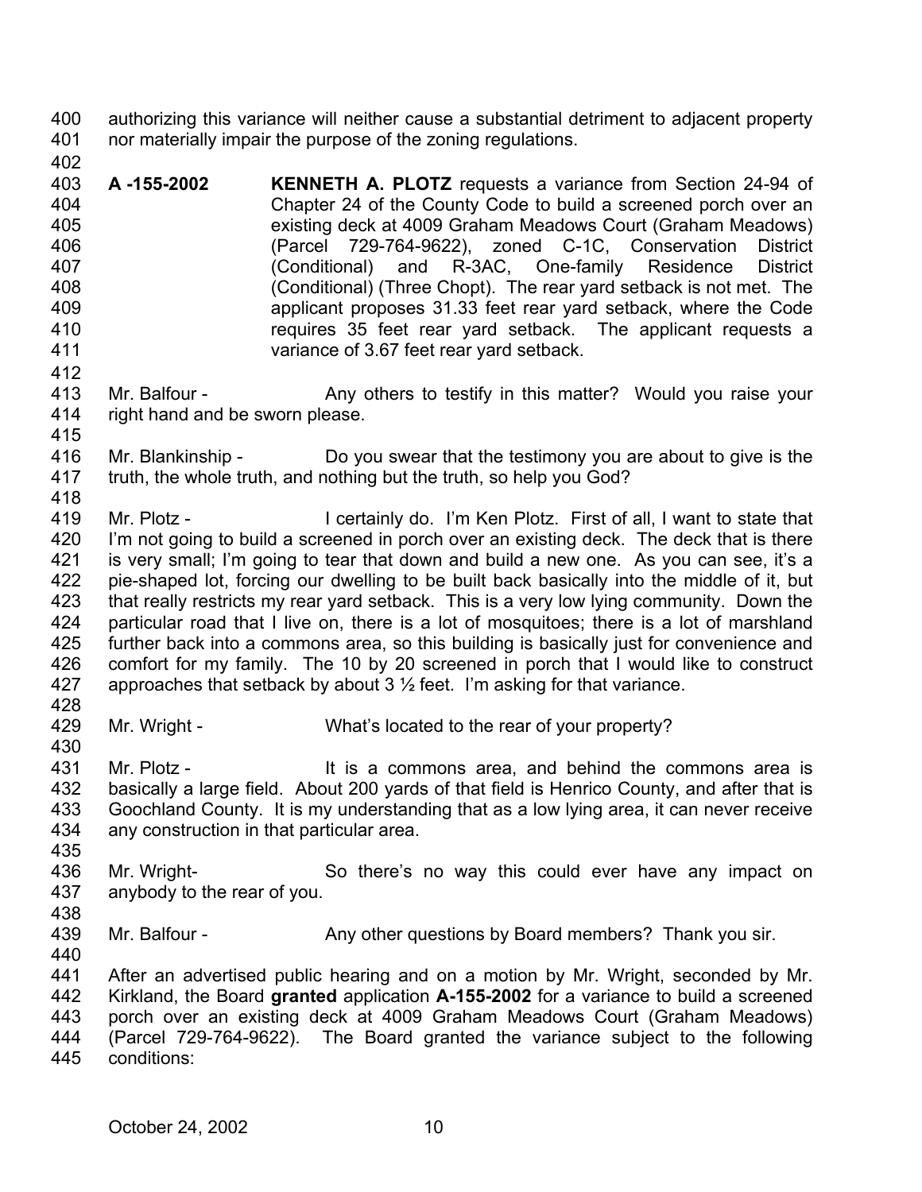authorizing this variance will neither cause a substantial detriment to adjacent property nor materially impair the purpose of the zoning regulations.

**A -155-2002** **KENNETH A. PLOTZ** requests a variance from Section 24-94 of Chapter 24 of the County Code to build a screened porch over an existing deck at 4009 Graham Meadows Court (Graham Meadows) (Parcel 729-764-9622), zoned C-1C, Conservation District (Conditional) and R-3AC, One-family Residence District (Conditional) (Three Chopt). The rear yard setback is not met. The applicant proposes 31.33 feet rear yard setback, where the Code requires 35 feet rear yard setback. The applicant requests a variance of 3.67 feet rear yard setback.

Mr. Balfour - Any others to testify in this matter? Would you raise your right hand and be sworn please.

Mr. Blankinship - Do you swear that the testimony you are about to give is the truth, the whole truth, and nothing but the truth, so help you God?

Mr. Plotz - I certainly do. I'm Ken Plotz. First of all, I want to state that I'm not going to build a screened in porch over an existing deck. The deck that is there is very small; I'm going to tear that down and build a new one. As you can see, it's a pie-shaped lot, forcing our dwelling to be built back basically into the middle of it, but that really restricts my rear yard setback. This is a very low lying community. Down the particular road that I live on, there is a lot of mosquitoes; there is a lot of marshland further back into a commons area, so this building is basically just for convenience and comfort for my family. The 10 by 20 screened in porch that I would like to construct approaches that setback by about 3 ½ feet. I'm asking for that variance.

Mr. Wright - What's located to the rear of your property?

Mr. Plotz - It is a commons area, and behind the commons area is basically a large field. About 200 yards of that field is Henrico County, and after that is Goochland County. It is my understanding that as a low lying area, it can never receive any construction in that particular area.

Mr. Wright- So there's no way this could ever have any impact on anybody to the rear of you.

Mr. Balfour - Any other questions by Board members? Thank you sir.

After an advertised public hearing and on a motion by Mr. Wright, seconded by Mr. Kirkland, the Board **granted** application **A-155-2002** for a variance to build a screened porch over an existing deck at 4009 Graham Meadows Court (Graham Meadows) (Parcel 729-764-9622). The Board granted the variance subject to the following conditions: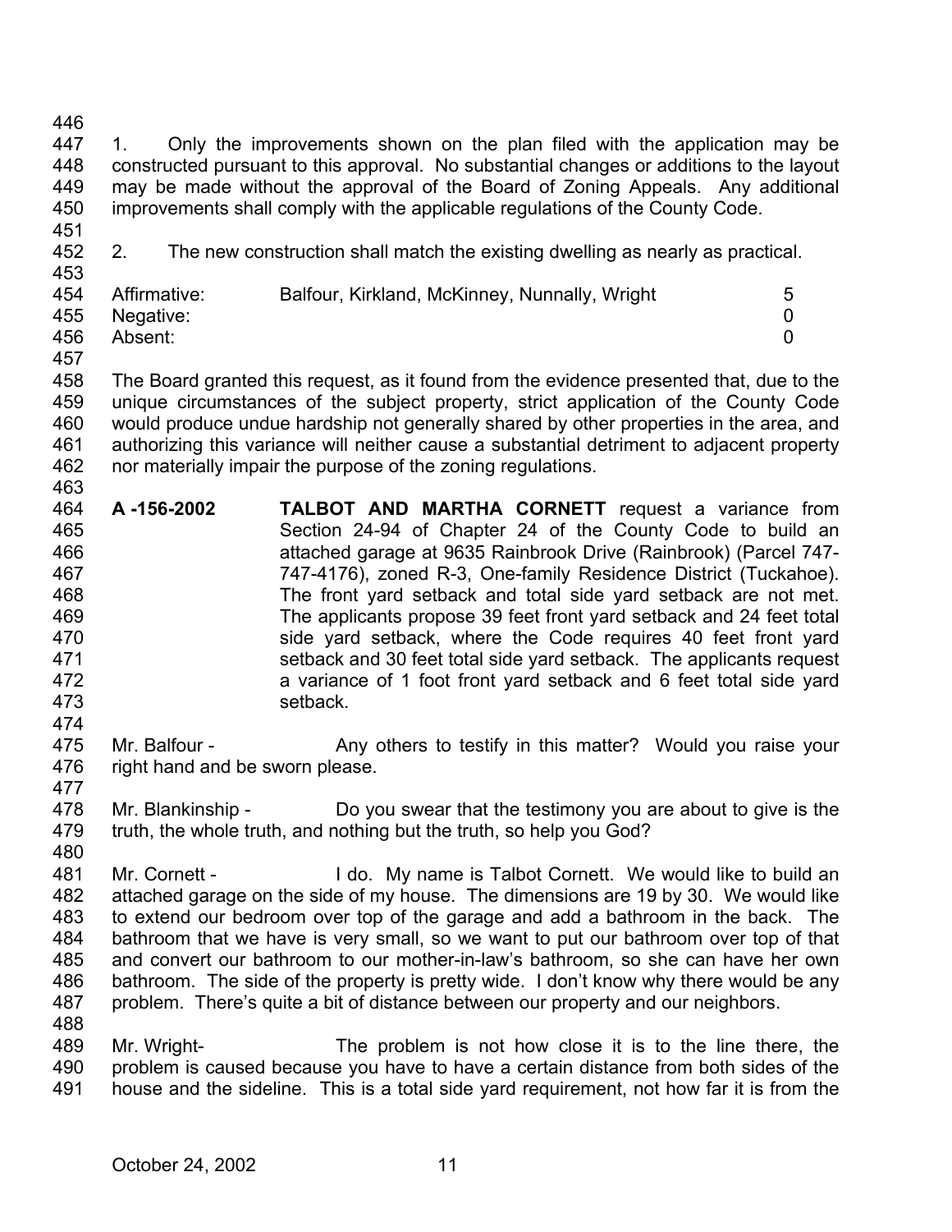1. Only the improvements shown on the plan filed with the application may be constructed pursuant to this approval. No substantial changes or additions to the layout may be made without the approval of the Board of Zoning Appeals. Any additional improvements shall comply with the applicable regulations of the County Code.

2. The new construction shall match the existing dwelling as nearly as practical.

| | | |
|---|---|---|
| Affirmative: | Balfour, Kirkland, McKinney, Nunnally, Wright | 5 |
| Negative: | | 0 |
| Absent: | | 0 |

The Board granted this request, as it found from the evidence presented that, due to the unique circumstances of the subject property, strict application of the County Code would produce undue hardship not generally shared by other properties in the area, and authorizing this variance will neither cause a substantial detriment to adjacent property nor materially impair the purpose of the zoning regulations.

**A -156-2002** **TALBOT AND MARTHA CORNETT** request a variance from Section 24-94 of Chapter 24 of the County Code to build an attached garage at 9635 Rainbrook Drive (Rainbrook) (Parcel 747-747-4176), zoned R-3, One-family Residence District (Tuckahoe). The front yard setback and total side yard setback are not met. The applicants propose 39 feet front yard setback and 24 feet total side yard setback, where the Code requires 40 feet front yard setback and 30 feet total side yard setback. The applicants request a variance of 1 foot front yard setback and 6 feet total side yard setback.

Mr. Balfour - Any others to testify in this matter? Would you raise your right hand and be sworn please.

Mr. Blankinship - Do you swear that the testimony you are about to give is the truth, the whole truth, and nothing but the truth, so help you God?

Mr. Cornett - I do. My name is Talbot Cornett. We would like to build an attached garage on the side of my house. The dimensions are 19 by 30. We would like to extend our bedroom over top of the garage and add a bathroom in the back. The bathroom that we have is very small, so we want to put our bathroom over top of that and convert our bathroom to our mother-in-law's bathroom, so she can have her own bathroom. The side of the property is pretty wide. I don't know why there would be any problem. There's quite a bit of distance between our property and our neighbors.

Mr. Wright- The problem is not how close it is to the line there, the problem is caused because you have to have a certain distance from both sides of the house and the sideline. This is a total side yard requirement, not how far it is from the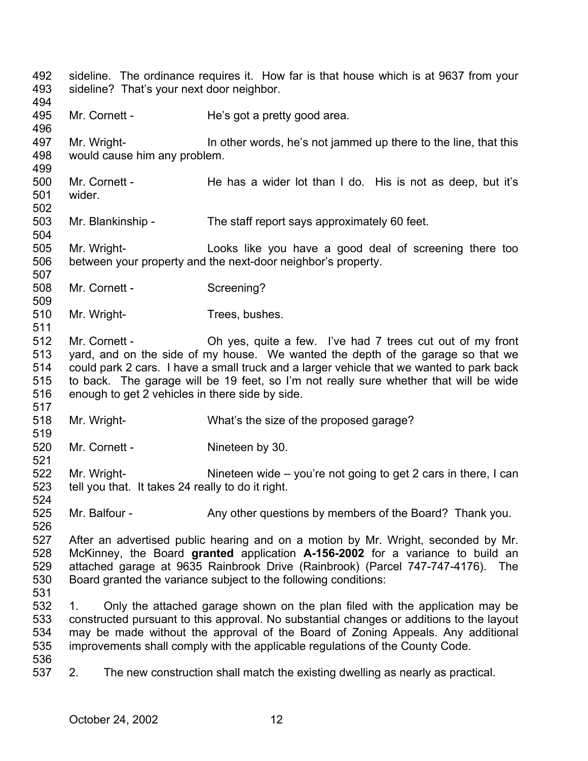sideline. The ordinance requires it. How far is that house which is at 9637 from your sideline? That's your next door neighbor.

Mr. Cornett - He's got a pretty good area.

Mr. Wright- In other words, he's not jammed up there to the line, that this would cause him any problem.

Mr. Cornett - He has a wider lot than I do. His is not as deep, but it's wider.

Mr. Blankinship - The staff report says approximately 60 feet.

Mr. Wright- Looks like you have a good deal of screening there too between your property and the next-door neighbor's property.

Mr. Cornett - Screening?

Mr. Wright- Trees, bushes.

Mr. Cornett - Oh yes, quite a few. I've had 7 trees cut out of my front yard, and on the side of my house. We wanted the depth of the garage so that we could park 2 cars. I have a small truck and a larger vehicle that we wanted to park back to back. The garage will be 19 feet, so I'm not really sure whether that will be wide enough to get 2 vehicles in there side by side.

Mr. Wright- What's the size of the proposed garage?

Mr. Cornett - Nineteen by 30.

Mr. Wright- Nineteen wide – you're not going to get 2 cars in there, I can tell you that. It takes 24 really to do it right.

Mr. Balfour - Any other questions by members of the Board? Thank you.

After an advertised public hearing and on a motion by Mr. Wright, seconded by Mr. McKinney, the Board **granted** application **A-156-2002** for a variance to build an attached garage at 9635 Rainbrook Drive (Rainbrook) (Parcel 747-747-4176). The Board granted the variance subject to the following conditions:

1. Only the attached garage shown on the plan filed with the application may be constructed pursuant to this approval. No substantial changes or additions to the layout may be made without the approval of the Board of Zoning Appeals. Any additional improvements shall comply with the applicable regulations of the County Code.

2. The new construction shall match the existing dwelling as nearly as practical.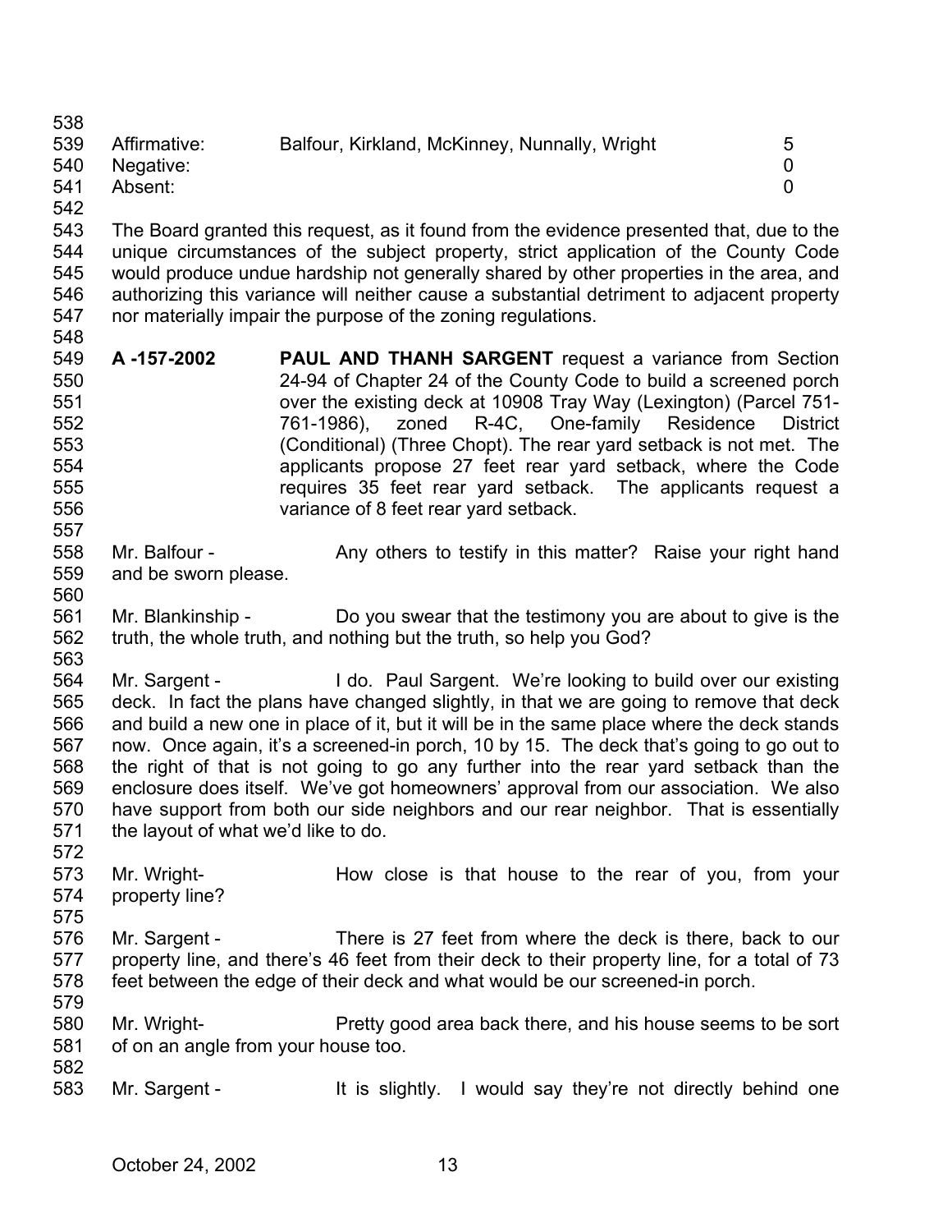| | | |
|---|---|---|
| Affirmative: | Balfour, Kirkland, McKinney, Nunnally, Wright | 5 |
| Negative: | | 0 |
| Absent: | | 0 |

The Board granted this request, as it found from the evidence presented that, due to the unique circumstances of the subject property, strict application of the County Code would produce undue hardship not generally shared by other properties in the area, and authorizing this variance will neither cause a substantial detriment to adjacent property nor materially impair the purpose of the zoning regulations.

**A -157-2002** **PAUL AND THANH SARGENT** request a variance from Section 24-94 of Chapter 24 of the County Code to build a screened porch over the existing deck at 10908 Tray Way (Lexington) (Parcel 751-761-1986), zoned R-4C, One-family Residence District (Conditional) (Three Chopt). The rear yard setback is not met. The applicants propose 27 feet rear yard setback, where the Code requires 35 feet rear yard setback. The applicants request a variance of 8 feet rear yard setback.

Mr. Balfour - Any others to testify in this matter? Raise your right hand and be sworn please.

Mr. Blankinship - Do you swear that the testimony you are about to give is the truth, the whole truth, and nothing but the truth, so help you God?

Mr. Sargent - I do. Paul Sargent. We're looking to build over our existing deck. In fact the plans have changed slightly, in that we are going to remove that deck and build a new one in place of it, but it will be in the same place where the deck stands now. Once again, it's a screened-in porch, 10 by 15. The deck that's going to go out to the right of that is not going to go any further into the rear yard setback than the enclosure does itself. We've got homeowners' approval from our association. We also have support from both our side neighbors and our rear neighbor. That is essentially the layout of what we'd like to do.

Mr. Wright- How close is that house to the rear of you, from your property line?

Mr. Sargent - There is 27 feet from where the deck is there, back to our property line, and there's 46 feet from their deck to their property line, for a total of 73 feet between the edge of their deck and what would be our screened-in porch.

Mr. Wright- Pretty good area back there, and his house seems to be sort of on an angle from your house too.

Mr. Sargent - It is slightly. I would say they're not directly behind one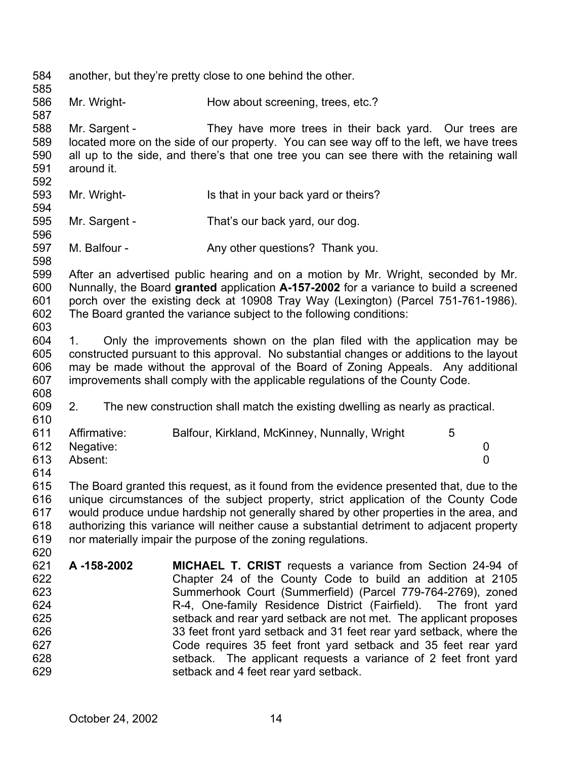another, but they're pretty close to one behind the other.

Mr. Wright- How about screening, trees, etc.?

Mr. Sargent - They have more trees in their back yard. Our trees are located more on the side of our property. You can see way off to the left, we have trees all up to the side, and there's that one tree you can see there with the retaining wall around it.

Mr. Wright- Is that in your back yard or theirs?

Mr. Sargent - That's our back yard, our dog.

M. Balfour - Any other questions? Thank you.

After an advertised public hearing and on a motion by Mr. Wright, seconded by Mr. Nunnally, the Board **granted** application **A-157-2002** for a variance to build a screened porch over the existing deck at 10908 Tray Way (Lexington) (Parcel 751-761-1986). The Board granted the variance subject to the following conditions:

1. Only the improvements shown on the plan filed with the application may be constructed pursuant to this approval. No substantial changes or additions to the layout may be made without the approval of the Board of Zoning Appeals. Any additional improvements shall comply with the applicable regulations of the County Code.

2. The new construction shall match the existing dwelling as nearly as practical.

| | | |
|---|---|---|
| Affirmative: | Balfour, Kirkland, McKinney, Nunnally, Wright | 5 |
| Negative: | | 0 |
| Absent: | | 0 |

The Board granted this request, as it found from the evidence presented that, due to the unique circumstances of the subject property, strict application of the County Code would produce undue hardship not generally shared by other properties in the area, and authorizing this variance will neither cause a substantial detriment to adjacent property nor materially impair the purpose of the zoning regulations.

**A -158-2002** **MICHAEL T. CRIST** requests a variance from Section 24-94 of Chapter 24 of the County Code to build an addition at 2105 Summerhook Court (Summerfield) (Parcel 779-764-2769), zoned R-4, One-family Residence District (Fairfield). The front yard setback and rear yard setback are not met. The applicant proposes 33 feet front yard setback and 31 feet rear yard setback, where the Code requires 35 feet front yard setback and 35 feet rear yard setback. The applicant requests a variance of 2 feet front yard setback and 4 feet rear yard setback.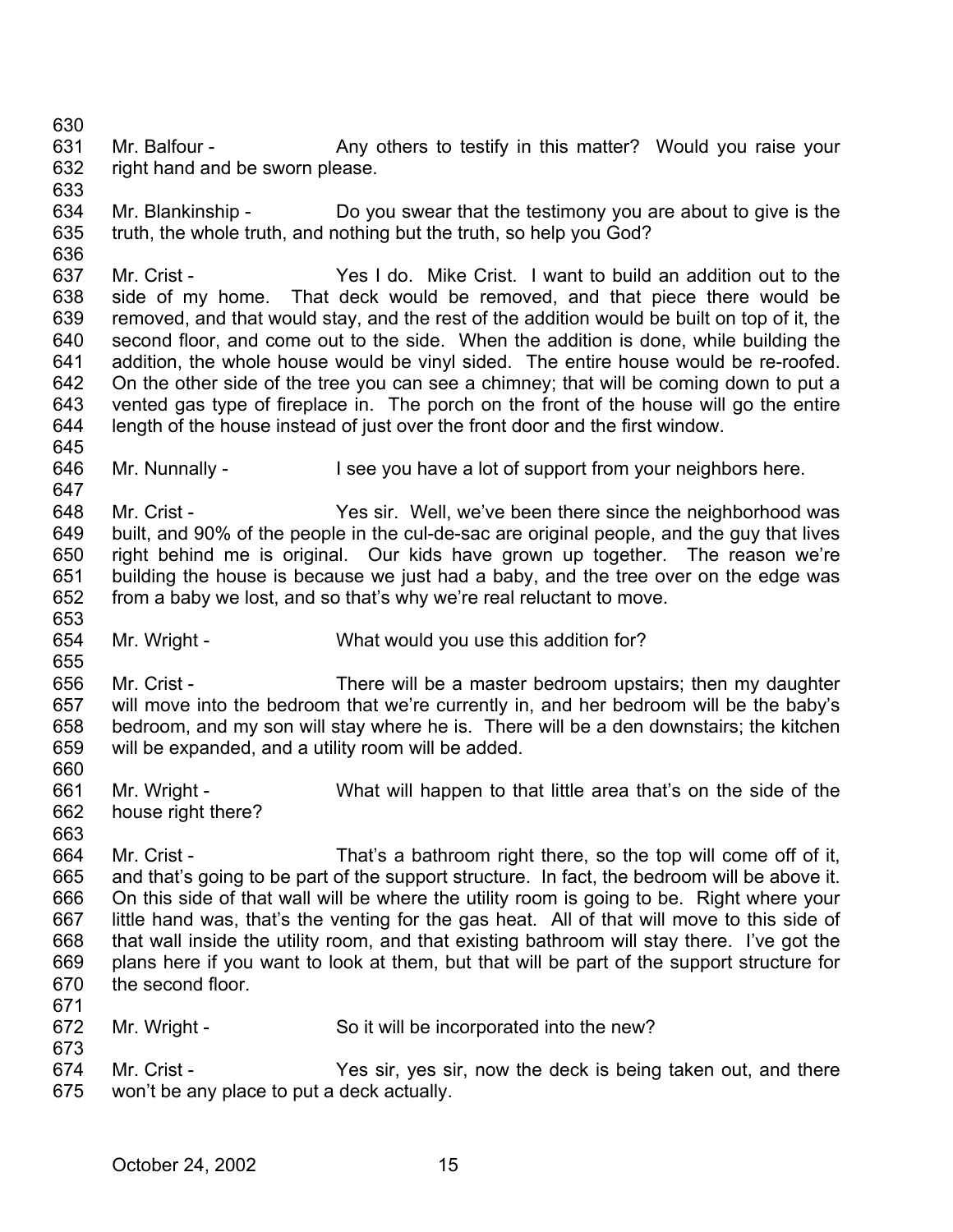Mr. Balfour - Any others to testify in this matter? Would you raise your right hand and be sworn please.

Mr. Blankinship - Do you swear that the testimony you are about to give is the truth, the whole truth, and nothing but the truth, so help you God?

Mr. Crist - Yes I do. Mike Crist. I want to build an addition out to the side of my home. That deck would be removed, and that piece there would be removed, and that would stay, and the rest of the addition would be built on top of it, the second floor, and come out to the side. When the addition is done, while building the addition, the whole house would be vinyl sided. The entire house would be re-roofed. On the other side of the tree you can see a chimney; that will be coming down to put a vented gas type of fireplace in. The porch on the front of the house will go the entire length of the house instead of just over the front door and the first window.

Mr. Nunnally - I see you have a lot of support from your neighbors here.

Mr. Crist - Yes sir. Well, we've been there since the neighborhood was built, and 90% of the people in the cul-de-sac are original people, and the guy that lives right behind me is original. Our kids have grown up together. The reason we're building the house is because we just had a baby, and the tree over on the edge was from a baby we lost, and so that's why we're real reluctant to move.

Mr. Wright - What would you use this addition for?

Mr. Crist - There will be a master bedroom upstairs; then my daughter will move into the bedroom that we're currently in, and her bedroom will be the baby's bedroom, and my son will stay where he is. There will be a den downstairs; the kitchen will be expanded, and a utility room will be added.

Mr. Wright - What will happen to that little area that's on the side of the house right there?

Mr. Crist - That's a bathroom right there, so the top will come off of it, and that's going to be part of the support structure. In fact, the bedroom will be above it. On this side of that wall will be where the utility room is going to be. Right where your little hand was, that's the venting for the gas heat. All of that will move to this side of that wall inside the utility room, and that existing bathroom will stay there. I've got the plans here if you want to look at them, but that will be part of the support structure for the second floor.

Mr. Wright - So it will be incorporated into the new?

Mr. Crist - Yes sir, yes sir, now the deck is being taken out, and there won't be any place to put a deck actually.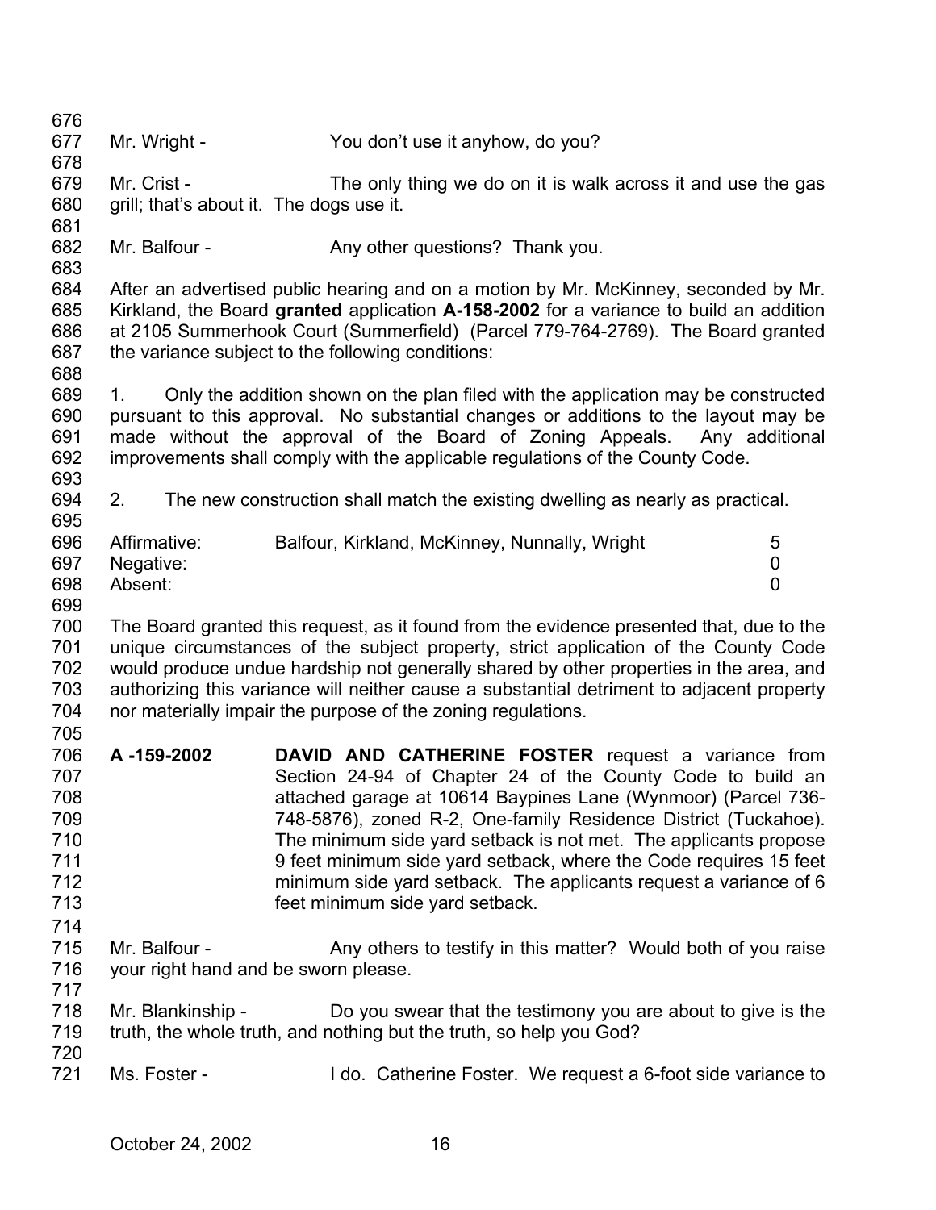Mr. Wright - You don't use it anyhow, do you?

Mr. Crist - The only thing we do on it is walk across it and use the gas grill; that's about it. The dogs use it.

Mr. Balfour - Any other questions? Thank you.

After an advertised public hearing and on a motion by Mr. McKinney, seconded by Mr. Kirkland, the Board **granted** application **A-158-2002** for a variance to build an addition at 2105 Summerhook Court (Summerfield) (Parcel 779-764-2769). The Board granted the variance subject to the following conditions:

1. Only the addition shown on the plan filed with the application may be constructed pursuant to this approval. No substantial changes or additions to the layout may be made without the approval of the Board of Zoning Appeals. Any additional improvements shall comply with the applicable regulations of the County Code.

2. The new construction shall match the existing dwelling as nearly as practical.

| | | |
|---|---|---|
| Affirmative: | Balfour, Kirkland, McKinney, Nunnally, Wright | 5 |
| Negative: | | 0 |
| Absent: | | 0 |

The Board granted this request, as it found from the evidence presented that, due to the unique circumstances of the subject property, strict application of the County Code would produce undue hardship not generally shared by other properties in the area, and authorizing this variance will neither cause a substantial detriment to adjacent property nor materially impair the purpose of the zoning regulations.

**A -159-2002** **DAVID AND CATHERINE FOSTER** request a variance from Section 24-94 of Chapter 24 of the County Code to build an attached garage at 10614 Baypines Lane (Wynmoor) (Parcel 736-748-5876), zoned R-2, One-family Residence District (Tuckahoe). The minimum side yard setback is not met. The applicants propose 9 feet minimum side yard setback, where the Code requires 15 feet minimum side yard setback. The applicants request a variance of 6 feet minimum side yard setback.

Mr. Balfour - Any others to testify in this matter? Would both of you raise your right hand and be sworn please.

Mr. Blankinship - Do you swear that the testimony you are about to give is the truth, the whole truth, and nothing but the truth, so help you God?

Ms. Foster - I do. Catherine Foster. We request a 6-foot side variance to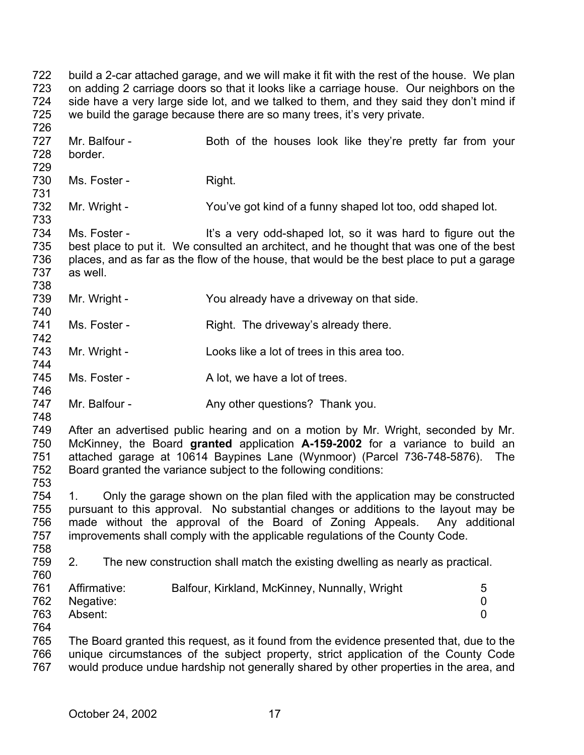build a 2-car attached garage, and we will make it fit with the rest of the house. We plan on adding 2 carriage doors so that it looks like a carriage house. Our neighbors on the side have a very large side lot, and we talked to them, and they said they don't mind if we build the garage because there are so many trees, it's very private.

Mr. Balfour - Both of the houses look like they're pretty far from your border.

Ms. Foster - Right.

Mr. Wright - You've got kind of a funny shaped lot too, odd shaped lot.

Ms. Foster - It's a very odd-shaped lot, so it was hard to figure out the best place to put it. We consulted an architect, and he thought that was one of the best places, and as far as the flow of the house, that would be the best place to put a garage as well.

Mr. Wright - You already have a driveway on that side.

Ms. Foster - Right. The driveway's already there.

Mr. Wright - Looks like a lot of trees in this area too.

Ms. Foster - A lot, we have a lot of trees.

Mr. Balfour - Any other questions? Thank you.

After an advertised public hearing and on a motion by Mr. Wright, seconded by Mr. McKinney, the Board **granted** application **A-159-2002** for a variance to build an attached garage at 10614 Baypines Lane (Wynmoor) (Parcel 736-748-5876). The Board granted the variance subject to the following conditions:

1. Only the garage shown on the plan filed with the application may be constructed pursuant to this approval. No substantial changes or additions to the layout may be made without the approval of the Board of Zoning Appeals. Any additional improvements shall comply with the applicable regulations of the County Code.

2. The new construction shall match the existing dwelling as nearly as practical.

| | | |
|---|---|---|
| Affirmative: | Balfour, Kirkland, McKinney, Nunnally, Wright | 5 |
| Negative: | | 0 |
| Absent: | | 0 |

The Board granted this request, as it found from the evidence presented that, due to the unique circumstances of the subject property, strict application of the County Code would produce undue hardship not generally shared by other properties in the area, and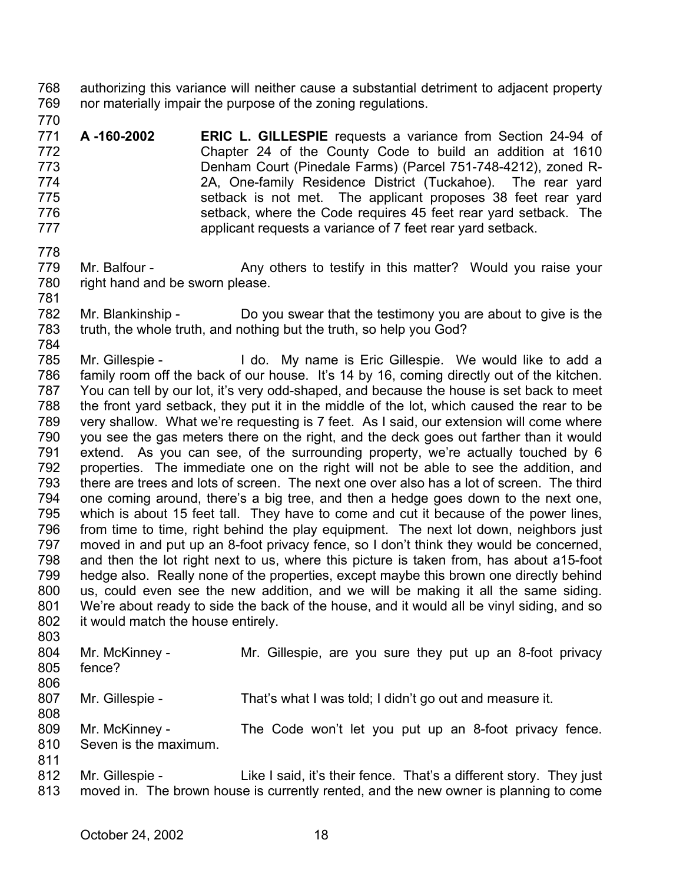authorizing this variance will neither cause a substantial detriment to adjacent property nor materially impair the purpose of the zoning regulations.

**A -160-2002** **ERIC L. GILLESPIE** requests a variance from Section 24-94 of Chapter 24 of the County Code to build an addition at 1610 Denham Court (Pinedale Farms) (Parcel 751-748-4212), zoned R-2A, One-family Residence District (Tuckahoe). The rear yard setback is not met. The applicant proposes 38 feet rear yard setback, where the Code requires 45 feet rear yard setback. The applicant requests a variance of 7 feet rear yard setback.

Mr. Balfour - Any others to testify in this matter? Would you raise your right hand and be sworn please.

Mr. Blankinship - Do you swear that the testimony you are about to give is the truth, the whole truth, and nothing but the truth, so help you God?

Mr. Gillespie - I do. My name is Eric Gillespie. We would like to add a family room off the back of our house. It's 14 by 16, coming directly out of the kitchen. You can tell by our lot, it's very odd-shaped, and because the house is set back to meet the front yard setback, they put it in the middle of the lot, which caused the rear to be very shallow. What we're requesting is 7 feet. As I said, our extension will come where you see the gas meters there on the right, and the deck goes out farther than it would extend. As you can see, of the surrounding property, we're actually touched by 6 properties. The immediate one on the right will not be able to see the addition, and there are trees and lots of screen. The next one over also has a lot of screen. The third one coming around, there's a big tree, and then a hedge goes down to the next one, which is about 15 feet tall. They have to come and cut it because of the power lines, from time to time, right behind the play equipment. The next lot down, neighbors just moved in and put up an 8-foot privacy fence, so I don't think they would be concerned, and then the lot right next to us, where this picture is taken from, has about a15-foot hedge also. Really none of the properties, except maybe this brown one directly behind us, could even see the new addition, and we will be making it all the same siding. We're about ready to side the back of the house, and it would all be vinyl siding, and so it would match the house entirely.

Mr. McKinney - Mr. Gillespie, are you sure they put up an 8-foot privacy fence?

Mr. Gillespie - That's what I was told; I didn't go out and measure it.

Mr. McKinney - The Code won't let you put up an 8-foot privacy fence. Seven is the maximum.

Mr. Gillespie - Like I said, it's their fence. That's a different story. They just moved in. The brown house is currently rented, and the new owner is planning to come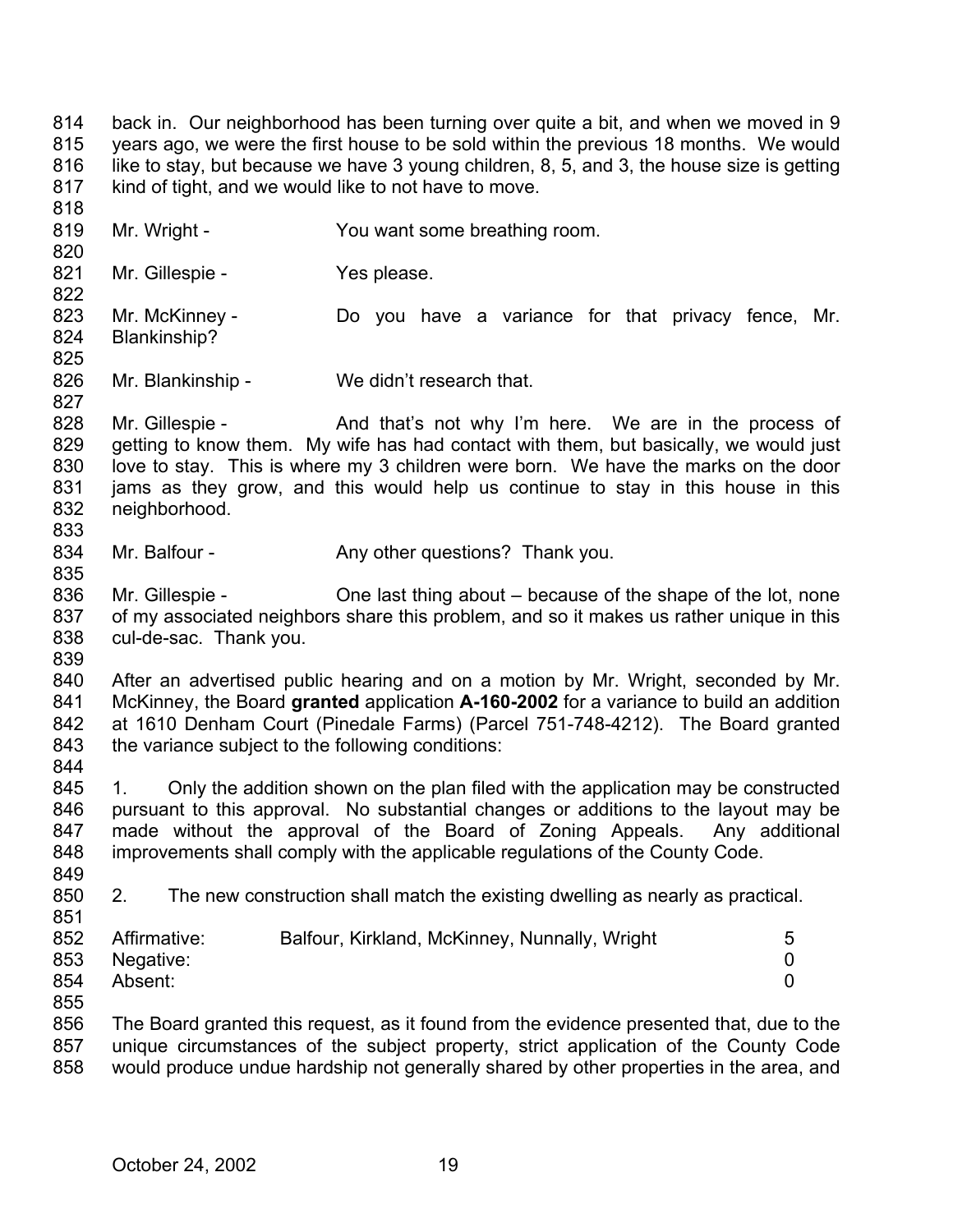back in. Our neighborhood has been turning over quite a bit, and when we moved in 9 years ago, we were the first house to be sold within the previous 18 months. We would like to stay, but because we have 3 young children, 8, 5, and 3, the house size is getting kind of tight, and we would like to not have to move.

Mr. Wright - You want some breathing room.

Mr. Gillespie - Yes please.

Mr. McKinney - Do you have a variance for that privacy fence, Mr. Blankinship?

Mr. Blankinship - We didn't research that.

Mr. Gillespie - And that's not why I'm here. We are in the process of getting to know them. My wife has had contact with them, but basically, we would just love to stay. This is where my 3 children were born. We have the marks on the door jams as they grow, and this would help us continue to stay in this house in this neighborhood.

Mr. Balfour - Any other questions? Thank you.

Mr. Gillespie - One last thing about – because of the shape of the lot, none of my associated neighbors share this problem, and so it makes us rather unique in this cul-de-sac. Thank you.

After an advertised public hearing and on a motion by Mr. Wright, seconded by Mr. McKinney, the Board **granted** application **A-160-2002** for a variance to build an addition at 1610 Denham Court (Pinedale Farms) (Parcel 751-748-4212). The Board granted the variance subject to the following conditions:

1. Only the addition shown on the plan filed with the application may be constructed pursuant to this approval. No substantial changes or additions to the layout may be made without the approval of the Board of Zoning Appeals. Any additional improvements shall comply with the applicable regulations of the County Code.

2. The new construction shall match the existing dwelling as nearly as practical.

| | | |
|---|---|---|
| Affirmative: | Balfour, Kirkland, McKinney, Nunnally, Wright | 5 |
| Negative: | | 0 |
| Absent: | | 0 |

The Board granted this request, as it found from the evidence presented that, due to the unique circumstances of the subject property, strict application of the County Code would produce undue hardship not generally shared by other properties in the area, and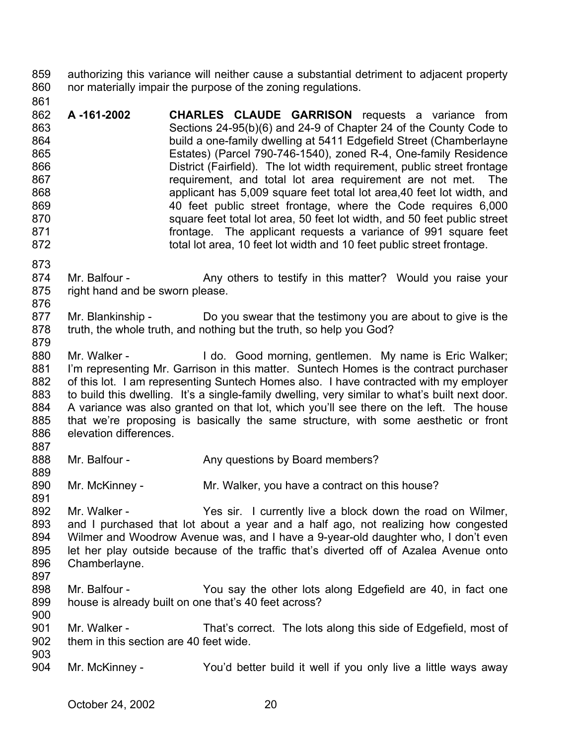authorizing this variance will neither cause a substantial detriment to adjacent property nor materially impair the purpose of the zoning regulations.

**A -161-2002** **CHARLES CLAUDE GARRISON** requests a variance from Sections 24-95(b)(6) and 24-9 of Chapter 24 of the County Code to build a one-family dwelling at 5411 Edgefield Street (Chamberlayne Estates) (Parcel 790-746-1540), zoned R-4, One-family Residence District (Fairfield). The lot width requirement, public street frontage requirement, and total lot area requirement are not met. The applicant has 5,009 square feet total lot area,40 feet lot width, and 40 feet public street frontage, where the Code requires 6,000 square feet total lot area, 50 feet lot width, and 50 feet public street frontage. The applicant requests a variance of 991 square feet total lot area, 10 feet lot width and 10 feet public street frontage.

Mr. Balfour - Any others to testify in this matter? Would you raise your right hand and be sworn please.

Mr. Blankinship - Do you swear that the testimony you are about to give is the truth, the whole truth, and nothing but the truth, so help you God?

Mr. Walker - I do. Good morning, gentlemen. My name is Eric Walker; I'm representing Mr. Garrison in this matter. Suntech Homes is the contract purchaser of this lot. I am representing Suntech Homes also. I have contracted with my employer to build this dwelling. It's a single-family dwelling, very similar to what's built next door. A variance was also granted on that lot, which you'll see there on the left. The house that we're proposing is basically the same structure, with some aesthetic or front elevation differences.

Mr. Balfour - Any questions by Board members?

Mr. McKinney - Mr. Walker, you have a contract on this house?

Mr. Walker - Yes sir. I currently live a block down the road on Wilmer, and I purchased that lot about a year and a half ago, not realizing how congested Wilmer and Woodrow Avenue was, and I have a 9-year-old daughter who, I don't even let her play outside because of the traffic that's diverted off of Azalea Avenue onto Chamberlayne.

Mr. Balfour - You say the other lots along Edgefield are 40, in fact one house is already built on one that's 40 feet across?

Mr. Walker - That's correct. The lots along this side of Edgefield, most of them in this section are 40 feet wide.

Mr. McKinney - You'd better build it well if you only live a little ways away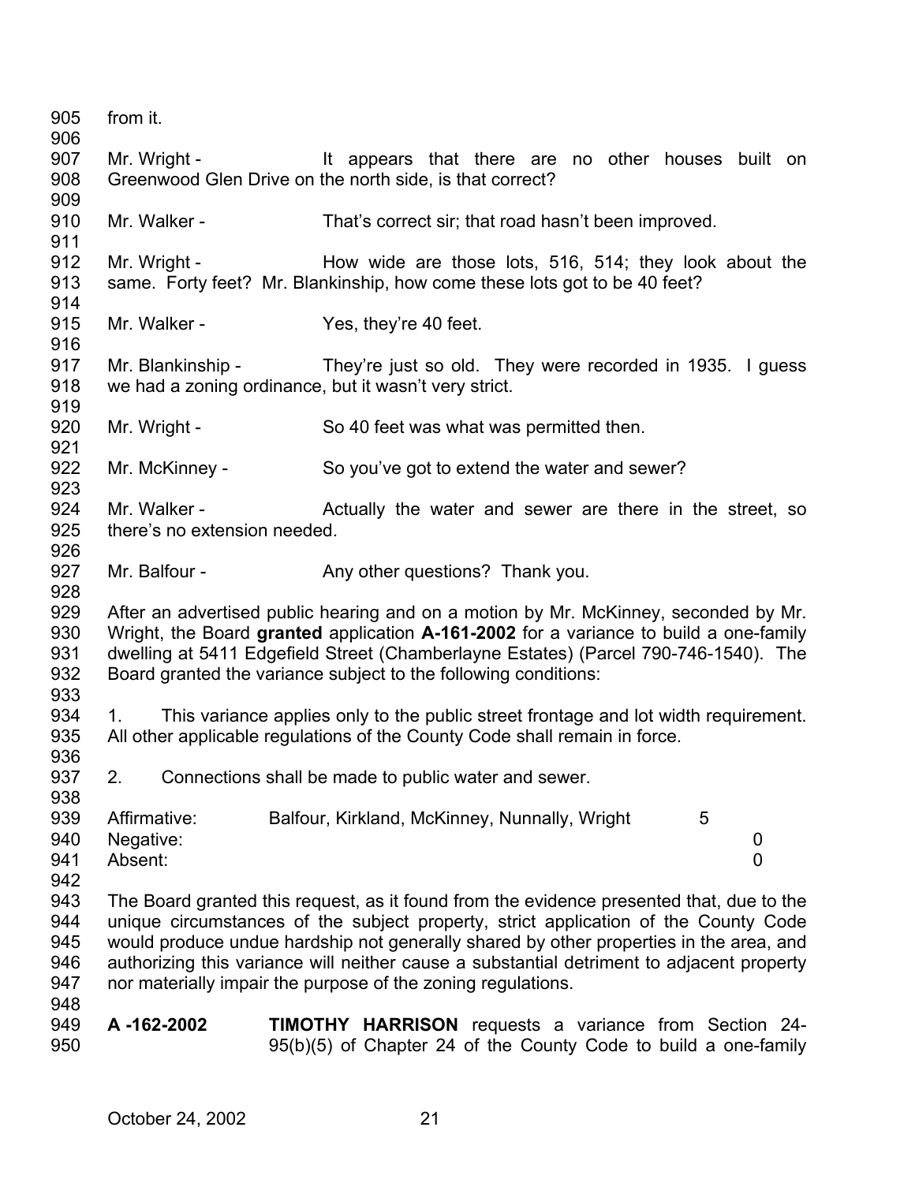from it.

Mr. Wright - It appears that there are no other houses built on Greenwood Glen Drive on the north side, is that correct?

Mr. Walker - That's correct sir; that road hasn't been improved.

Mr. Wright - How wide are those lots, 516, 514; they look about the same. Forty feet? Mr. Blankinship, how come these lots got to be 40 feet?

Mr. Walker - Yes, they're 40 feet.

Mr. Blankinship - They're just so old. They were recorded in 1935. I guess we had a zoning ordinance, but it wasn't very strict.

Mr. Wright - So 40 feet was what was permitted then.

Mr. McKinney - So you've got to extend the water and sewer?

Mr. Walker - Actually the water and sewer are there in the street, so there's no extension needed.

Mr. Balfour - Any other questions? Thank you.

After an advertised public hearing and on a motion by Mr. McKinney, seconded by Mr. Wright, the Board **granted** application **A-161-2002** for a variance to build a one-family dwelling at 5411 Edgefield Street (Chamberlayne Estates) (Parcel 790-746-1540). The Board granted the variance subject to the following conditions:

1. This variance applies only to the public street frontage and lot width requirement. All other applicable regulations of the County Code shall remain in force.

2. Connections shall be made to public water and sewer.

| | | |
|---|---|---|
| Affirmative: | Balfour, Kirkland, McKinney, Nunnally, Wright | 5 |
| Negative: | | 0 |
| Absent: | | 0 |

The Board granted this request, as it found from the evidence presented that, due to the unique circumstances of the subject property, strict application of the County Code would produce undue hardship not generally shared by other properties in the area, and authorizing this variance will neither cause a substantial detriment to adjacent property nor materially impair the purpose of the zoning regulations.

**A -162-2002** **TIMOTHY HARRISON** requests a variance from Section 24-95(b)(5) of Chapter 24 of the County Code to build a one-family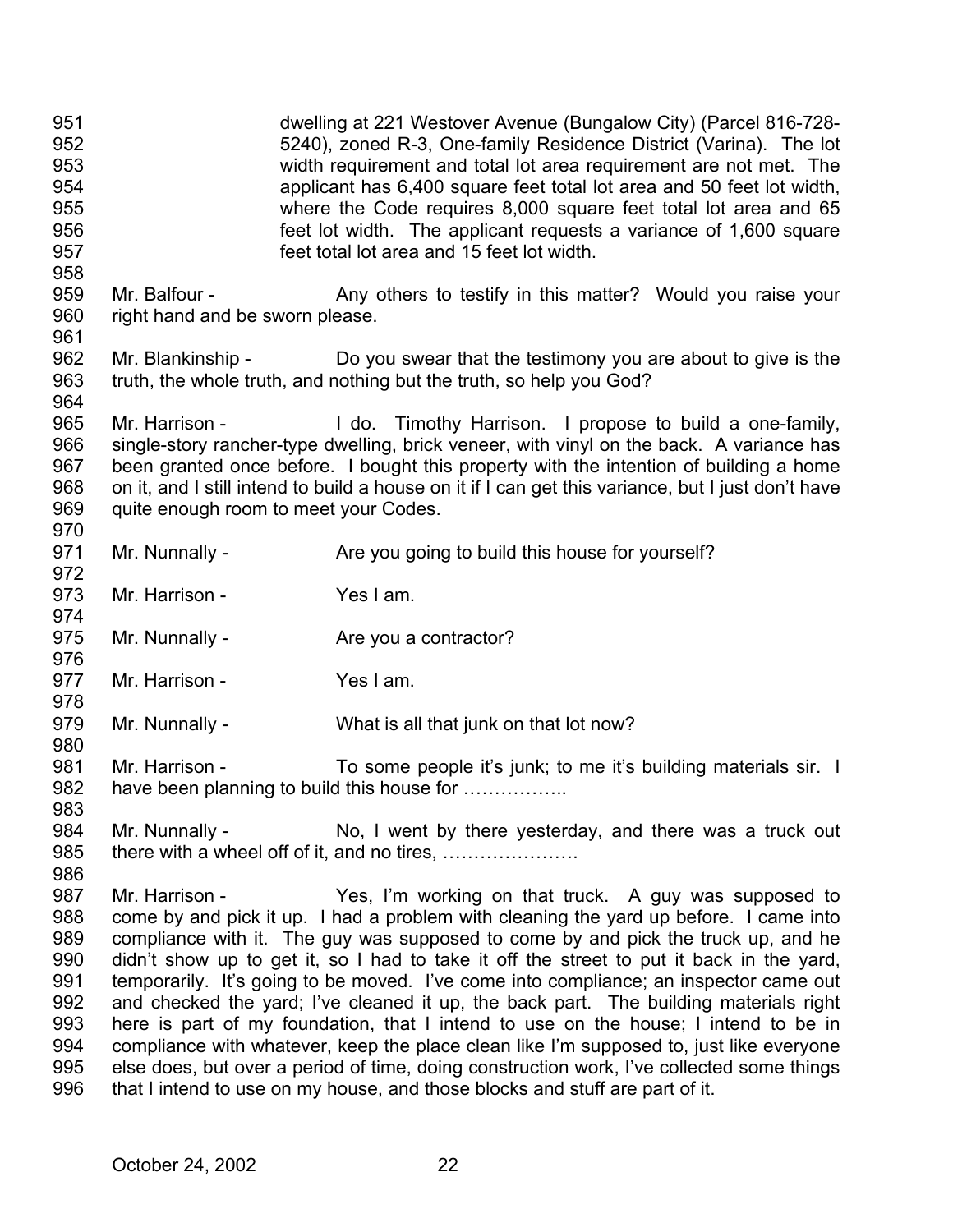dwelling at 221 Westover Avenue (Bungalow City) (Parcel 816-728-5240), zoned R-3, One-family Residence District (Varina). The lot width requirement and total lot area requirement are not met. The applicant has 6,400 square feet total lot area and 50 feet lot width, where the Code requires 8,000 square feet total lot area and 65 feet lot width. The applicant requests a variance of 1,600 square feet total lot area and 15 feet lot width.

Mr. Balfour - Any others to testify in this matter? Would you raise your right hand and be sworn please.

Mr. Blankinship - Do you swear that the testimony you are about to give is the truth, the whole truth, and nothing but the truth, so help you God?

Mr. Harrison - I do. Timothy Harrison. I propose to build a one-family, single-story rancher-type dwelling, brick veneer, with vinyl on the back. A variance has been granted once before. I bought this property with the intention of building a home on it, and I still intend to build a house on it if I can get this variance, but I just don't have quite enough room to meet your Codes.

Mr. Nunnally - Are you going to build this house for yourself?

Mr. Harrison - Yes I am.

Mr. Nunnally - Are you a contractor?

Mr. Harrison - Yes I am.

Mr. Nunnally - What is all that junk on that lot now?

Mr. Harrison - To some people it's junk; to me it's building materials sir. I have been planning to build this house for ……………..

Mr. Nunnally - No, I went by there yesterday, and there was a truck out there with a wheel off of it, and no tires, ………………….

Mr. Harrison - Yes, I'm working on that truck. A guy was supposed to come by and pick it up. I had a problem with cleaning the yard up before. I came into compliance with it. The guy was supposed to come by and pick the truck up, and he didn't show up to get it, so I had to take it off the street to put it back in the yard, temporarily. It's going to be moved. I've come into compliance; an inspector came out and checked the yard; I've cleaned it up, the back part. The building materials right here is part of my foundation, that I intend to use on the house; I intend to be in compliance with whatever, keep the place clean like I'm supposed to, just like everyone else does, but over a period of time, doing construction work, I've collected some things that I intend to use on my house, and those blocks and stuff are part of it.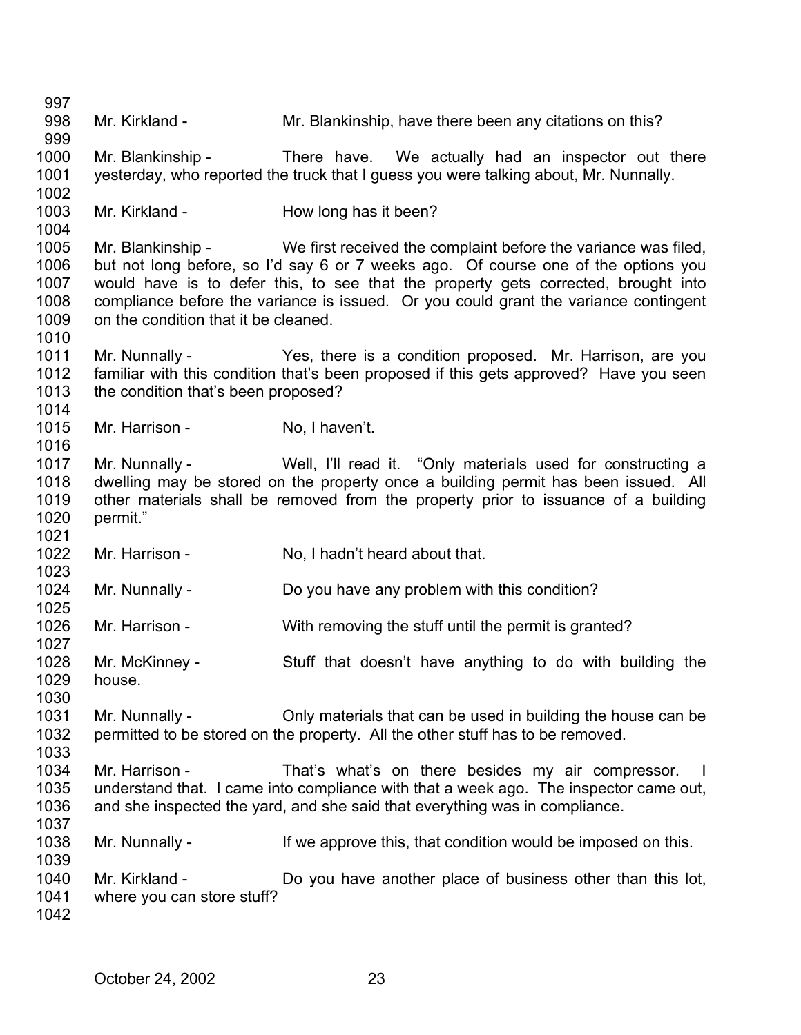Mr. Kirkland - Mr. Blankinship, have there been any citations on this?

Mr. Blankinship - There have. We actually had an inspector out there yesterday, who reported the truck that I guess you were talking about, Mr. Nunnally.

Mr. Kirkland - How long has it been?

Mr. Blankinship - We first received the complaint before the variance was filed, but not long before, so I'd say 6 or 7 weeks ago. Of course one of the options you would have is to defer this, to see that the property gets corrected, brought into compliance before the variance is issued. Or you could grant the variance contingent on the condition that it be cleaned.

Mr. Nunnally - Yes, there is a condition proposed. Mr. Harrison, are you familiar with this condition that's been proposed if this gets approved? Have you seen the condition that's been proposed?

Mr. Harrison - No, I haven't.

Mr. Nunnally - Well, I'll read it. "Only materials used for constructing a dwelling may be stored on the property once a building permit has been issued. All other materials shall be removed from the property prior to issuance of a building permit."

Mr. Harrison - No, I hadn't heard about that.

Mr. Nunnally - Do you have any problem with this condition?

Mr. Harrison - With removing the stuff until the permit is granted?

Mr. McKinney - Stuff that doesn't have anything to do with building the house.

Mr. Nunnally - Only materials that can be used in building the house can be permitted to be stored on the property. All the other stuff has to be removed.

Mr. Harrison - That's what's on there besides my air compressor. I understand that. I came into compliance with that a week ago. The inspector came out, and she inspected the yard, and she said that everything was in compliance.

Mr. Nunnally - If we approve this, that condition would be imposed on this.

Mr. Kirkland - Do you have another place of business other than this lot, where you can store stuff?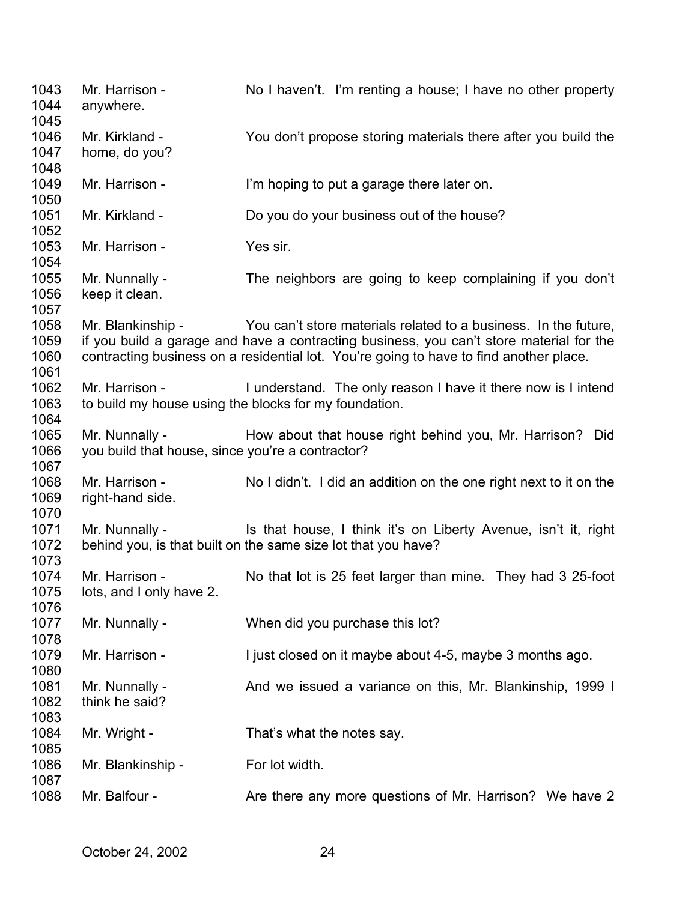1043 Mr. Harrison - No I haven't. I'm renting a house; I have no other property
1044 anywhere.
1045
1046 Mr. Kirkland - You don't propose storing materials there after you build the
1047 home, do you?
1048
1049 Mr. Harrison - I'm hoping to put a garage there later on.
1050
1051 Mr. Kirkland - Do you do your business out of the house?
1052
1053 Mr. Harrison - Yes sir.
1054
1055 Mr. Nunnally - The neighbors are going to keep complaining if you don't
1056 keep it clean.
1057
1058 Mr. Blankinship - You can't store materials related to a business. In the future,
1059 if you build a garage and have a contracting business, you can't store material for the
1060 contracting business on a residential lot. You're going to have to find another place.
1061
1062 Mr. Harrison - I understand. The only reason I have it there now is I intend
1063 to build my house using the blocks for my foundation.
1064
1065 Mr. Nunnally - How about that house right behind you, Mr. Harrison? Did
1066 you build that house, since you're a contractor?
1067
1068 Mr. Harrison - No I didn't. I did an addition on the one right next to it on the
1069 right-hand side.
1070
1071 Mr. Nunnally - Is that house, I think it's on Liberty Avenue, isn't it, right
1072 behind you, is that built on the same size lot that you have?
1073
1074 Mr. Harrison - No that lot is 25 feet larger than mine. They had 3 25-foot
1075 lots, and I only have 2.
1076
1077 Mr. Nunnally - When did you purchase this lot?
1078
1079 Mr. Harrison - I just closed on it maybe about 4-5, maybe 3 months ago.
1080
1081 Mr. Nunnally - And we issued a variance on this, Mr. Blankinship, 1999 I
1082 think he said?
1083
1084 Mr. Wright - That's what the notes say.
1085
1086 Mr. Blankinship - For lot width.
1087
1088 Mr. Balfour - Are there any more questions of Mr. Harrison? We have 2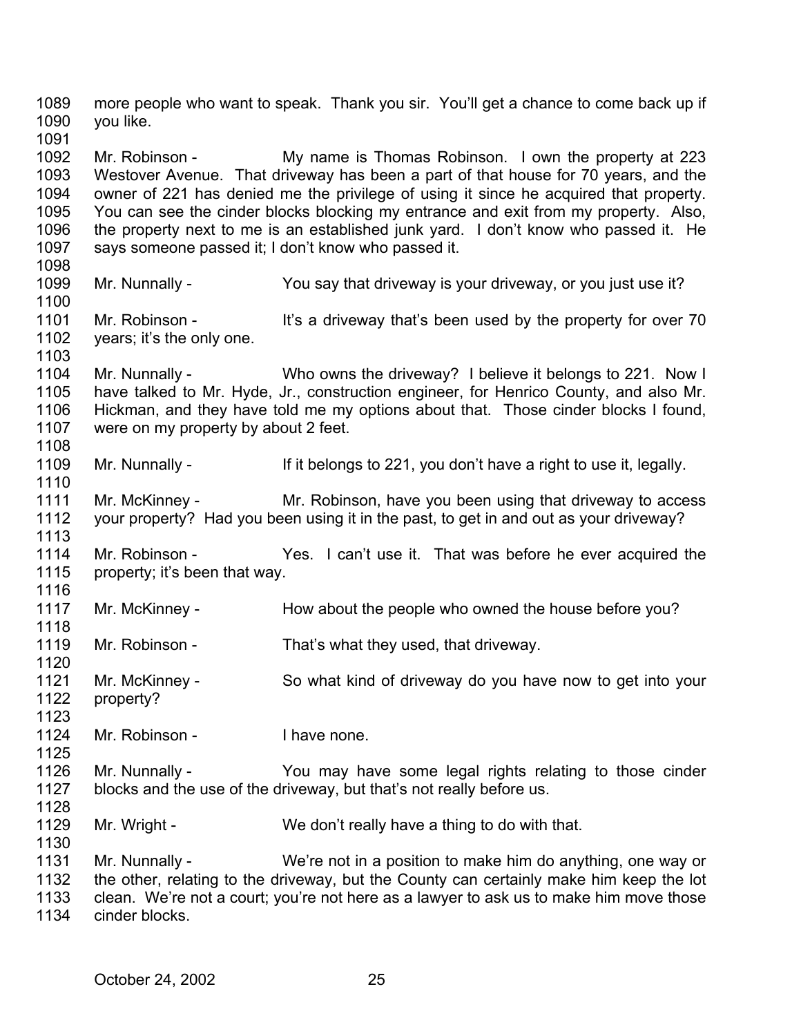more people who want to speak. Thank you sir. You'll get a chance to come back up if you like.

Mr. Robinson - My name is Thomas Robinson. I own the property at 223 Westover Avenue. That driveway has been a part of that house for 70 years, and the owner of 221 has denied me the privilege of using it since he acquired that property. You can see the cinder blocks blocking my entrance and exit from my property. Also, the property next to me is an established junk yard. I don't know who passed it. He says someone passed it; I don't know who passed it.

Mr. Nunnally - You say that driveway is your driveway, or you just use it?

Mr. Robinson - It's a driveway that's been used by the property for over 70 years; it's the only one.

Mr. Nunnally - Who owns the driveway? I believe it belongs to 221. Now I have talked to Mr. Hyde, Jr., construction engineer, for Henrico County, and also Mr. Hickman, and they have told me my options about that. Those cinder blocks I found, were on my property by about 2 feet.

Mr. Nunnally - If it belongs to 221, you don't have a right to use it, legally.

Mr. McKinney - Mr. Robinson, have you been using that driveway to access your property? Had you been using it in the past, to get in and out as your driveway?

Mr. Robinson - Yes. I can't use it. That was before he ever acquired the property; it's been that way.

Mr. McKinney - How about the people who owned the house before you?

Mr. Robinson - That's what they used, that driveway.

Mr. McKinney - So what kind of driveway do you have now to get into your property?

Mr. Robinson - I have none.

Mr. Nunnally - You may have some legal rights relating to those cinder blocks and the use of the driveway, but that's not really before us.

Mr. Wright - We don't really have a thing to do with that.

Mr. Nunnally - We're not in a position to make him do anything, one way or the other, relating to the driveway, but the County can certainly make him keep the lot clean. We're not a court; you're not here as a lawyer to ask us to make him move those cinder blocks.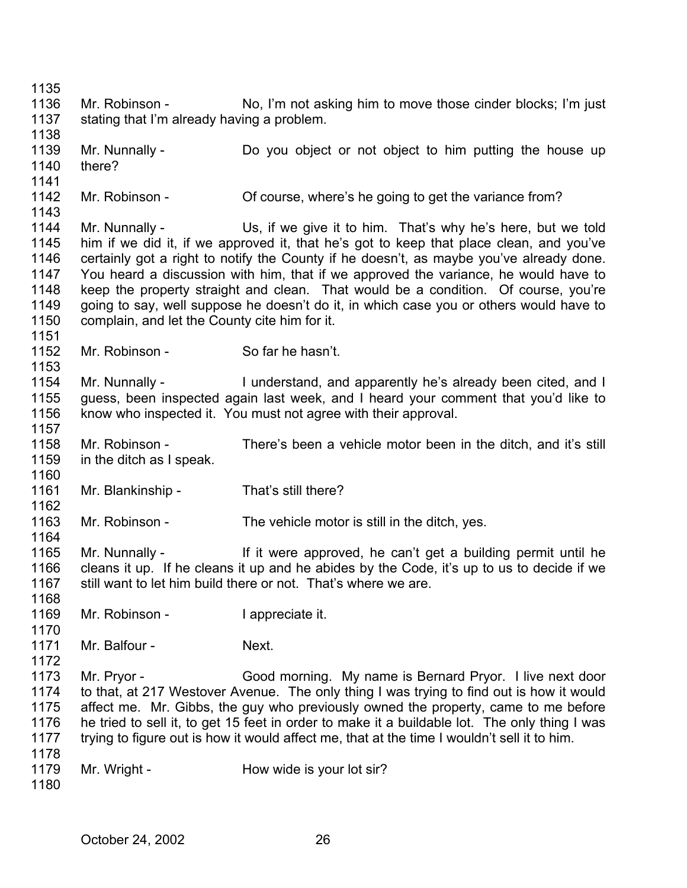1135

1136 Mr. Robinson - No, I'm not asking him to move those cinder blocks; I'm just
1137 stating that I'm already having a problem.

1138

1139 Mr. Nunnally - Do you object or not object to him putting the house up
1140 there?

1141

1142 Mr. Robinson - Of course, where's he going to get the variance from?

1143

1144 Mr. Nunnally - Us, if we give it to him. That's why he's here, but we told
1145 him if we did it, if we approved it, that he's got to keep that place clean, and you've
1146 certainly got a right to notify the County if he doesn't, as maybe you've already done.
1147 You heard a discussion with him, that if we approved the variance, he would have to
1148 keep the property straight and clean. That would be a condition. Of course, you're
1149 going to say, well suppose he doesn't do it, in which case you or others would have to
1150 complain, and let the County cite him for it.

1151

1152 Mr. Robinson - So far he hasn't.

1153

1154 Mr. Nunnally - I understand, and apparently he's already been cited, and I
1155 guess, been inspected again last week, and I heard your comment that you'd like to
1156 know who inspected it. You must not agree with their approval.

1157

1158 Mr. Robinson - There's been a vehicle motor been in the ditch, and it's still
1159 in the ditch as I speak.

1160

1161 Mr. Blankinship - That's still there?

1162

1163 Mr. Robinson - The vehicle motor is still in the ditch, yes.

1164

1165 Mr. Nunnally - If it were approved, he can't get a building permit until he
1166 cleans it up. If he cleans it up and he abides by the Code, it's up to us to decide if we
1167 still want to let him build there or not. That's where we are.

1168

1169 Mr. Robinson - I appreciate it.

1170

1171 Mr. Balfour - Next.

1172

1173 Mr. Pryor - Good morning. My name is Bernard Pryor. I live next door
1174 to that, at 217 Westover Avenue. The only thing I was trying to find out is how it would
1175 affect me. Mr. Gibbs, the guy who previously owned the property, came to me before
1176 he tried to sell it, to get 15 feet in order to make it a buildable lot. The only thing I was
1177 trying to figure out is how it would affect me, that at the time I wouldn't sell it to him.

1178

1179 Mr. Wright - How wide is your lot sir?

1180

October 24, 2002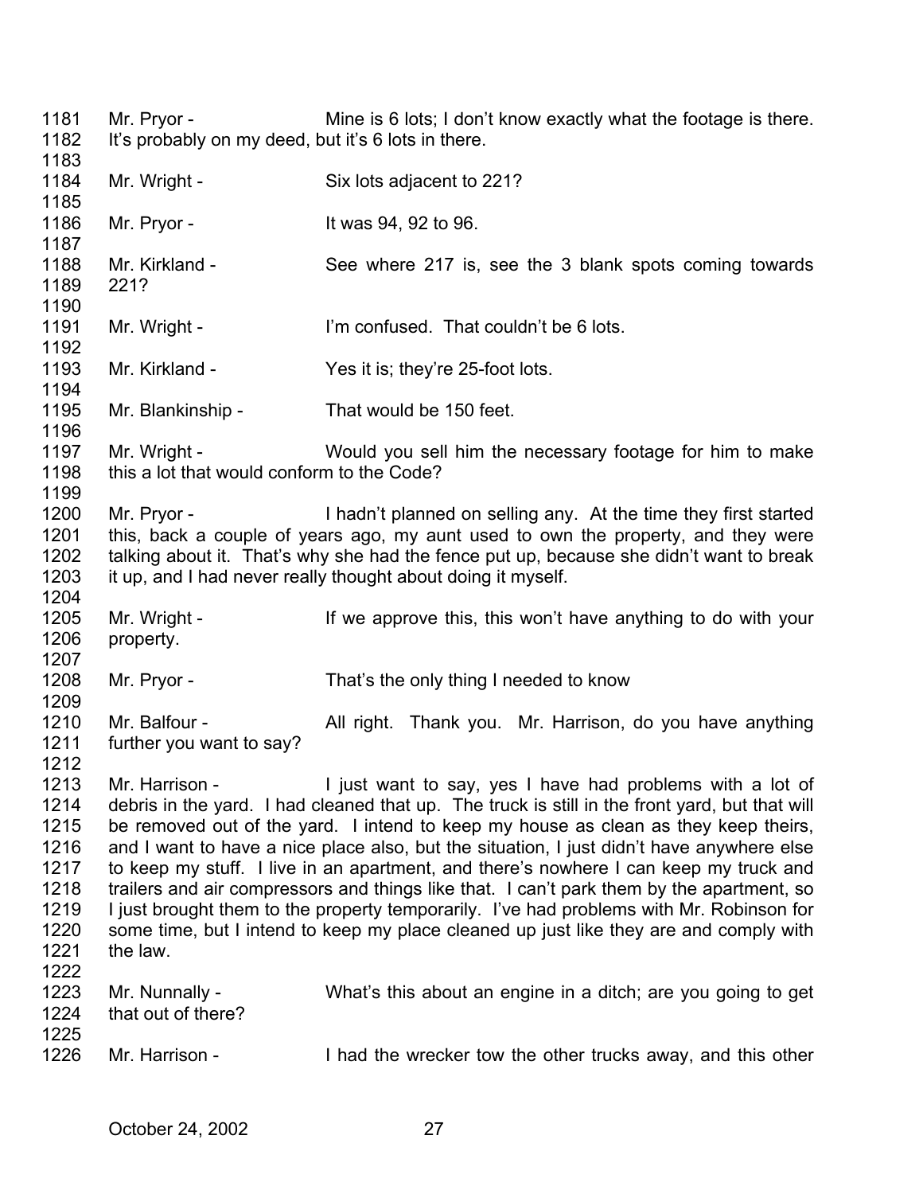1181 Mr. Pryor - Mine is 6 lots; I don't know exactly what the footage is there.
1182 It's probably on my deed, but it's 6 lots in there.
1183
1184 Mr. Wright - Six lots adjacent to 221?
1185
1186 Mr. Pryor - It was 94, 92 to 96.
1187
1188 Mr. Kirkland - See where 217 is, see the 3 blank spots coming towards
1189 221?
1190
1191 Mr. Wright - I'm confused. That couldn't be 6 lots.
1192
1193 Mr. Kirkland - Yes it is; they're 25-foot lots.
1194
1195 Mr. Blankinship - That would be 150 feet.
1196
1197 Mr. Wright - Would you sell him the necessary footage for him to make
1198 this a lot that would conform to the Code?
1199
1200 Mr. Pryor - I hadn't planned on selling any. At the time they first started
1201 this, back a couple of years ago, my aunt used to own the property, and they were
1202 talking about it. That's why she had the fence put up, because she didn't want to break
1203 it up, and I had never really thought about doing it myself.
1204
1205 Mr. Wright - If we approve this, this won't have anything to do with your
1206 property.
1207
1208 Mr. Pryor - That's the only thing I needed to know
1209
1210 Mr. Balfour - All right. Thank you. Mr. Harrison, do you have anything
1211 further you want to say?
1212
1213 Mr. Harrison - I just want to say, yes I have had problems with a lot of
1214 debris in the yard. I had cleaned that up. The truck is still in the front yard, but that will
1215 be removed out of the yard. I intend to keep my house as clean as they keep theirs,
1216 and I want to have a nice place also, but the situation, I just didn't have anywhere else
1217 to keep my stuff. I live in an apartment, and there's nowhere I can keep my truck and
1218 trailers and air compressors and things like that. I can't park them by the apartment, so
1219 I just brought them to the property temporarily. I've had problems with Mr. Robinson for
1220 some time, but I intend to keep my place cleaned up just like they are and comply with
1221 the law.
1222
1223 Mr. Nunnally - What's this about an engine in a ditch; are you going to get
1224 that out of there?
1225
1226 Mr. Harrison - I had the wrecker tow the other trucks away, and this other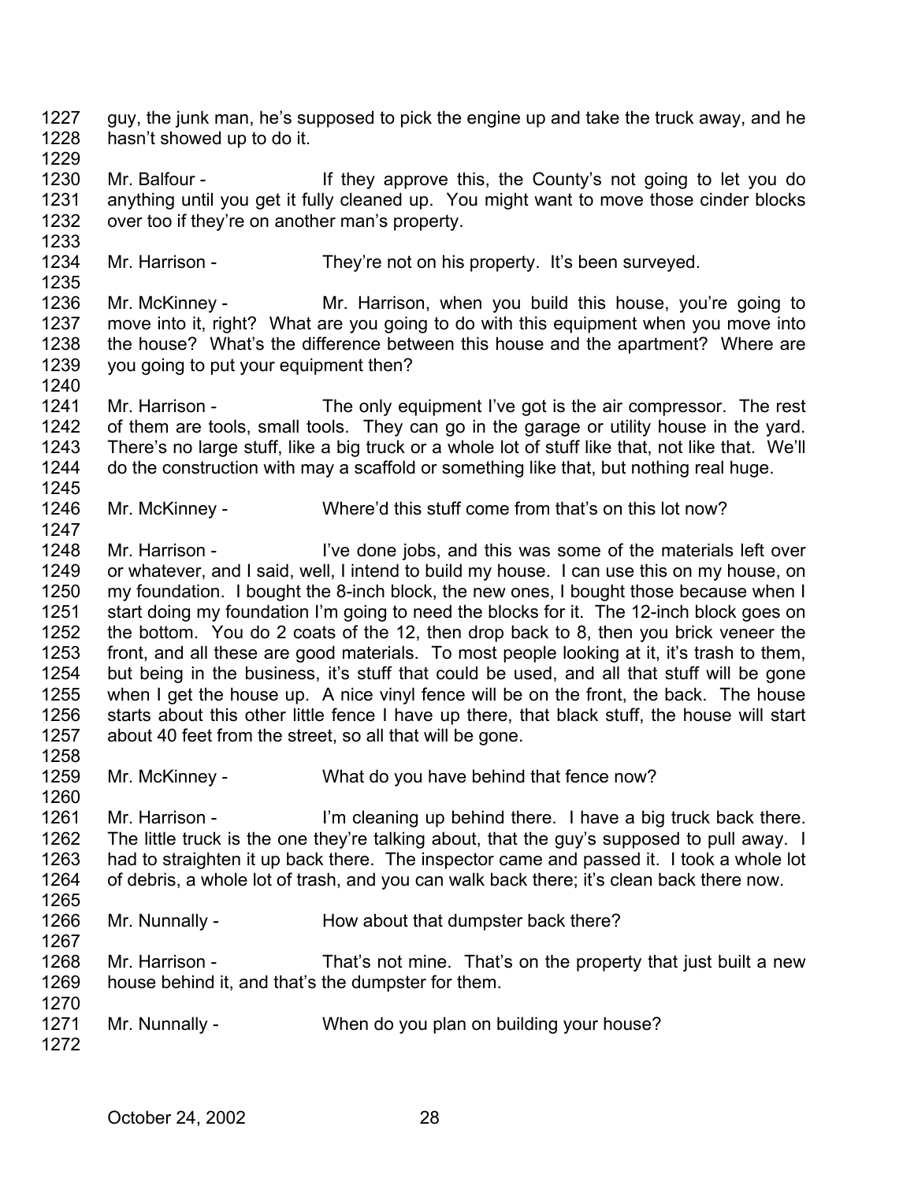guy, the junk man, he's supposed to pick the engine up and take the truck away, and he hasn't showed up to do it.

Mr. Balfour - If they approve this, the County's not going to let you do anything until you get it fully cleaned up. You might want to move those cinder blocks over too if they're on another man's property.

Mr. Harrison - They're not on his property. It's been surveyed.

Mr. McKinney - Mr. Harrison, when you build this house, you're going to move into it, right? What are you going to do with this equipment when you move into the house? What's the difference between this house and the apartment? Where are you going to put your equipment then?

Mr. Harrison - The only equipment I've got is the air compressor. The rest of them are tools, small tools. They can go in the garage or utility house in the yard. There's no large stuff, like a big truck or a whole lot of stuff like that, not like that. We'll do the construction with may a scaffold or something like that, but nothing real huge.

Mr. McKinney - Where'd this stuff come from that's on this lot now?

Mr. Harrison - I've done jobs, and this was some of the materials left over or whatever, and I said, well, I intend to build my house. I can use this on my house, on my foundation. I bought the 8-inch block, the new ones, I bought those because when I start doing my foundation I'm going to need the blocks for it. The 12-inch block goes on the bottom. You do 2 coats of the 12, then drop back to 8, then you brick veneer the front, and all these are good materials. To most people looking at it, it's trash to them, but being in the business, it's stuff that could be used, and all that stuff will be gone when I get the house up. A nice vinyl fence will be on the front, the back. The house starts about this other little fence I have up there, that black stuff, the house will start about 40 feet from the street, so all that will be gone.

Mr. McKinney - What do you have behind that fence now?

Mr. Harrison - I'm cleaning up behind there. I have a big truck back there. The little truck is the one they're talking about, that the guy's supposed to pull away. I had to straighten it up back there. The inspector came and passed it. I took a whole lot of debris, a whole lot of trash, and you can walk back there; it's clean back there now.

Mr. Nunnally - How about that dumpster back there?

Mr. Harrison - That's not mine. That's on the property that just built a new house behind it, and that's the dumpster for them.

Mr. Nunnally - When do you plan on building your house?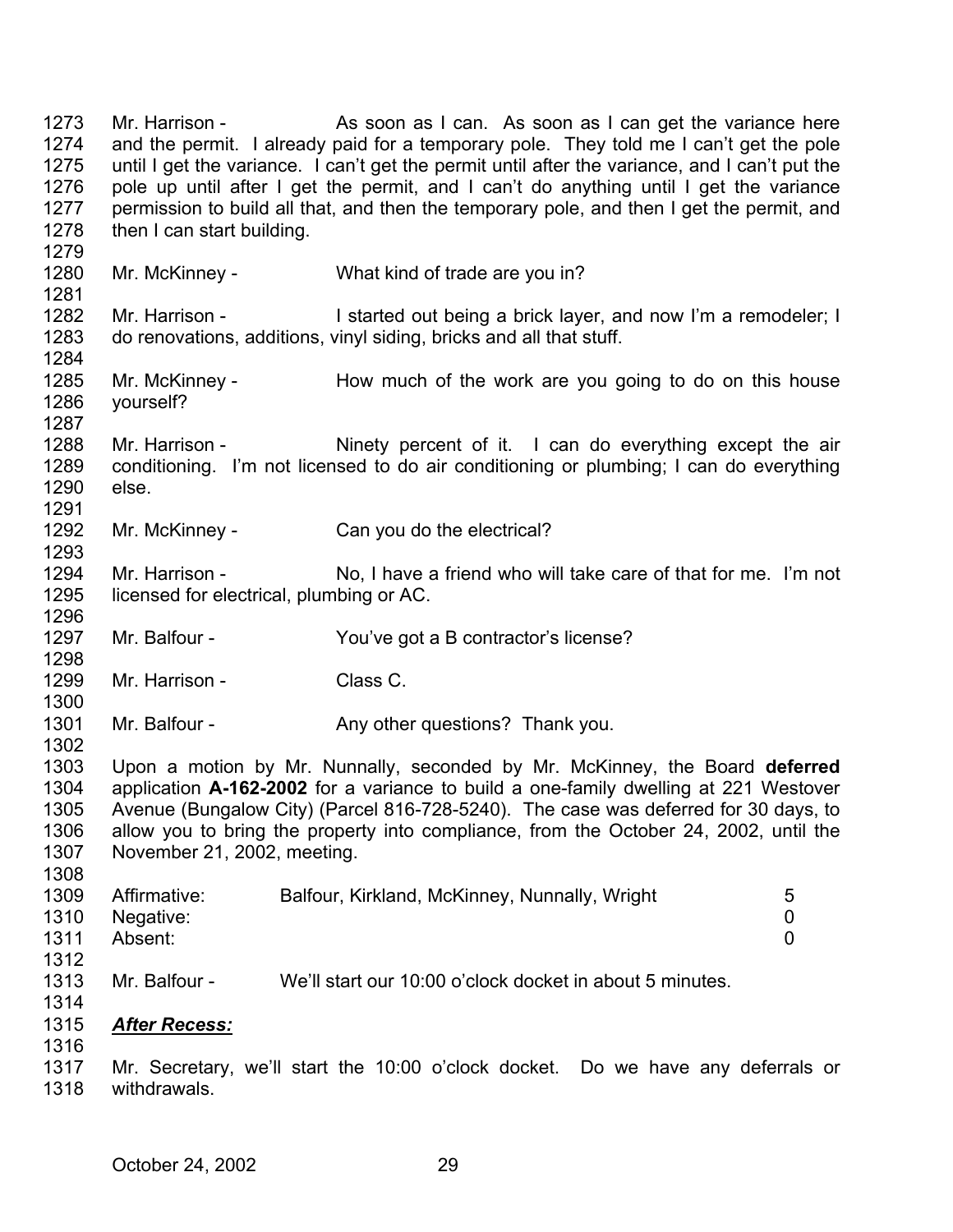1273 Mr. Harrison - As soon as I can. As soon as I can get the variance here
1274 and the permit. I already paid for a temporary pole. They told me I can't get the pole
1275 until I get the variance. I can't get the permit until after the variance, and I can't put the
1276 pole up until after I get the permit, and I can't do anything until I get the variance
1277 permission to build all that, and then the temporary pole, and then I get the permit, and
1278 then I can start building.
1279
1280 Mr. McKinney - What kind of trade are you in?
1281
1282 Mr. Harrison - I started out being a brick layer, and now I'm a remodeler; I
1283 do renovations, additions, vinyl siding, bricks and all that stuff.
1284
1285 Mr. McKinney - How much of the work are you going to do on this house
1286 yourself?
1287
1288 Mr. Harrison - Ninety percent of it. I can do everything except the air
1289 conditioning. I'm not licensed to do air conditioning or plumbing; I can do everything
1290 else.
1291
1292 Mr. McKinney - Can you do the electrical?
1293
1294 Mr. Harrison - No, I have a friend who will take care of that for me. I'm not
1295 licensed for electrical, plumbing or AC.
1296
1297 Mr. Balfour - You've got a B contractor's license?
1298
1299 Mr. Harrison - Class C.
1300
1301 Mr. Balfour - Any other questions? Thank you.
1302
1303 Upon a motion by Mr. Nunnally, seconded by Mr. McKinney, the Board **deferred**
1304 application **A-162-2002** for a variance to build a one-family dwelling at 221 Westover
1305 Avenue (Bungalow City) (Parcel 816-728-5240). The case was deferred for 30 days, to
1306 allow you to bring the property into compliance, from the October 24, 2002, until the
1307 November 21, 2002, meeting.
1308

| | | | |
|---|---|---|---|
| 1309 | Affirmative: | Balfour, Kirkland, McKinney, Nunnally, Wright | 5 |
| 1310 | Negative: | | 0 |
| 1311 | Absent: | | 0 |

1312
1313 Mr. Balfour - We'll start our 10:00 o'clock docket in about 5 minutes.
1314
1315 ***After Recess:***
1316
1317 Mr. Secretary, we'll start the 10:00 o'clock docket. Do we have any deferrals or
1318 withdrawals.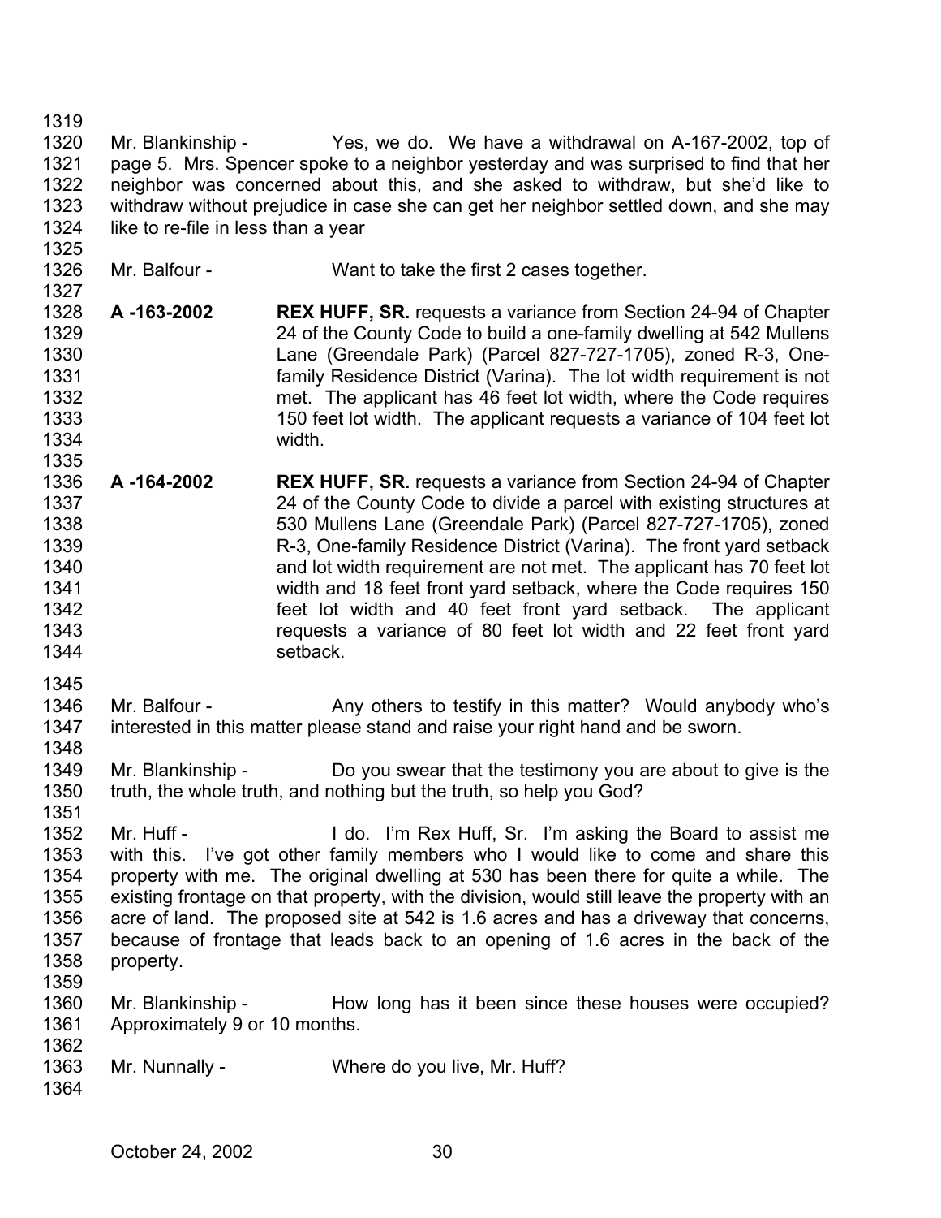Mr. Blankinship - Yes, we do. We have a withdrawal on A-167-2002, top of page 5. Mrs. Spencer spoke to a neighbor yesterday and was surprised to find that her neighbor was concerned about this, and she asked to withdraw, but she'd like to withdraw without prejudice in case she can get her neighbor settled down, and she may like to re-file in less than a year

Mr. Balfour - Want to take the first 2 cases together.

**A -163-2002** **REX HUFF, SR.** requests a variance from Section 24-94 of Chapter 24 of the County Code to build a one-family dwelling at 542 Mullens Lane (Greendale Park) (Parcel 827-727-1705), zoned R-3, One-family Residence District (Varina). The lot width requirement is not met. The applicant has 46 feet lot width, where the Code requires 150 feet lot width. The applicant requests a variance of 104 feet lot width.

**A -164-2002** **REX HUFF, SR.** requests a variance from Section 24-94 of Chapter 24 of the County Code to divide a parcel with existing structures at 530 Mullens Lane (Greendale Park) (Parcel 827-727-1705), zoned R-3, One-family Residence District (Varina). The front yard setback and lot width requirement are not met. The applicant has 70 feet lot width and 18 feet front yard setback, where the Code requires 150 feet lot width and 40 feet front yard setback. The applicant requests a variance of 80 feet lot width and 22 feet front yard setback.

Mr. Balfour - Any others to testify in this matter? Would anybody who's interested in this matter please stand and raise your right hand and be sworn.

Mr. Blankinship - Do you swear that the testimony you are about to give is the truth, the whole truth, and nothing but the truth, so help you God?

Mr. Huff - I do. I'm Rex Huff, Sr. I'm asking the Board to assist me with this. I've got other family members who I would like to come and share this property with me. The original dwelling at 530 has been there for quite a while. The existing frontage on that property, with the division, would still leave the property with an acre of land. The proposed site at 542 is 1.6 acres and has a driveway that concerns, because of frontage that leads back to an opening of 1.6 acres in the back of the property.

Mr. Blankinship - How long has it been since these houses were occupied? Approximately 9 or 10 months.

Mr. Nunnally - Where do you live, Mr. Huff?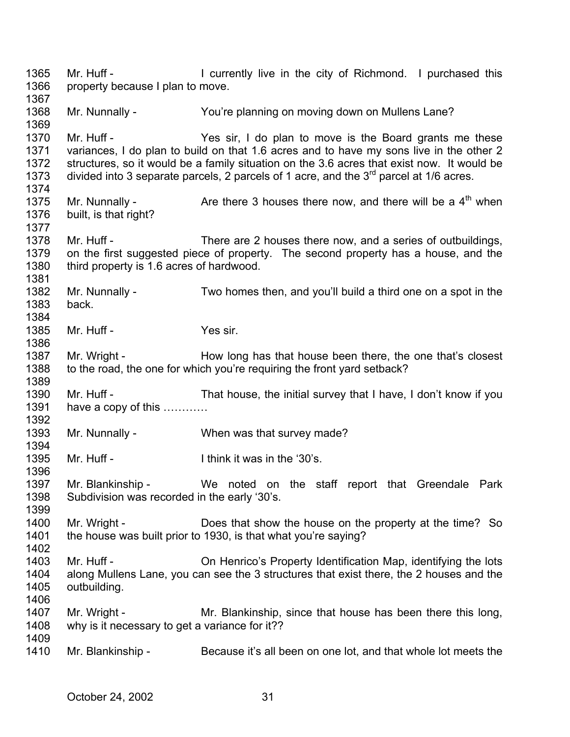1365 Mr. Huff - I currently live in the city of Richmond. I purchased this
1366 property because I plan to move.
1367
1368 Mr. Nunnally - You're planning on moving down on Mullens Lane?
1369
1370 Mr. Huff - Yes sir, I do plan to move is the Board grants me these
1371 variances, I do plan to build on that 1.6 acres and to have my sons live in the other 2
1372 structures, so it would be a family situation on the 3.6 acres that exist now. It would be
1373 divided into 3 separate parcels, 2 parcels of 1 acre, and the 3rd parcel at 1/6 acres.
1374
1375 Mr. Nunnally - Are there 3 houses there now, and there will be a 4th when
1376 built, is that right?
1377
1378 Mr. Huff - There are 2 houses there now, and a series of outbuildings,
1379 on the first suggested piece of property. The second property has a house, and the
1380 third property is 1.6 acres of hardwood.
1381
1382 Mr. Nunnally - Two homes then, and you'll build a third one on a spot in the
1383 back.
1384
1385 Mr. Huff - Yes sir.
1386
1387 Mr. Wright - How long has that house been there, the one that's closest
1388 to the road, the one for which you're requiring the front yard setback?
1389
1390 Mr. Huff - That house, the initial survey that I have, I don't know if you
1391 have a copy of this …………
1392
1393 Mr. Nunnally - When was that survey made?
1394
1395 Mr. Huff - I think it was in the '30's.
1396
1397 Mr. Blankinship - We noted on the staff report that Greendale Park
1398 Subdivision was recorded in the early '30's.
1399
1400 Mr. Wright - Does that show the house on the property at the time? So
1401 the house was built prior to 1930, is that what you're saying?
1402
1403 Mr. Huff - On Henrico's Property Identification Map, identifying the lots
1404 along Mullens Lane, you can see the 3 structures that exist there, the 2 houses and the
1405 outbuilding.
1406
1407 Mr. Wright - Mr. Blankinship, since that house has been there this long,
1408 why is it necessary to get a variance for it??
1409
1410 Mr. Blankinship - Because it's all been on one lot, and that whole lot meets the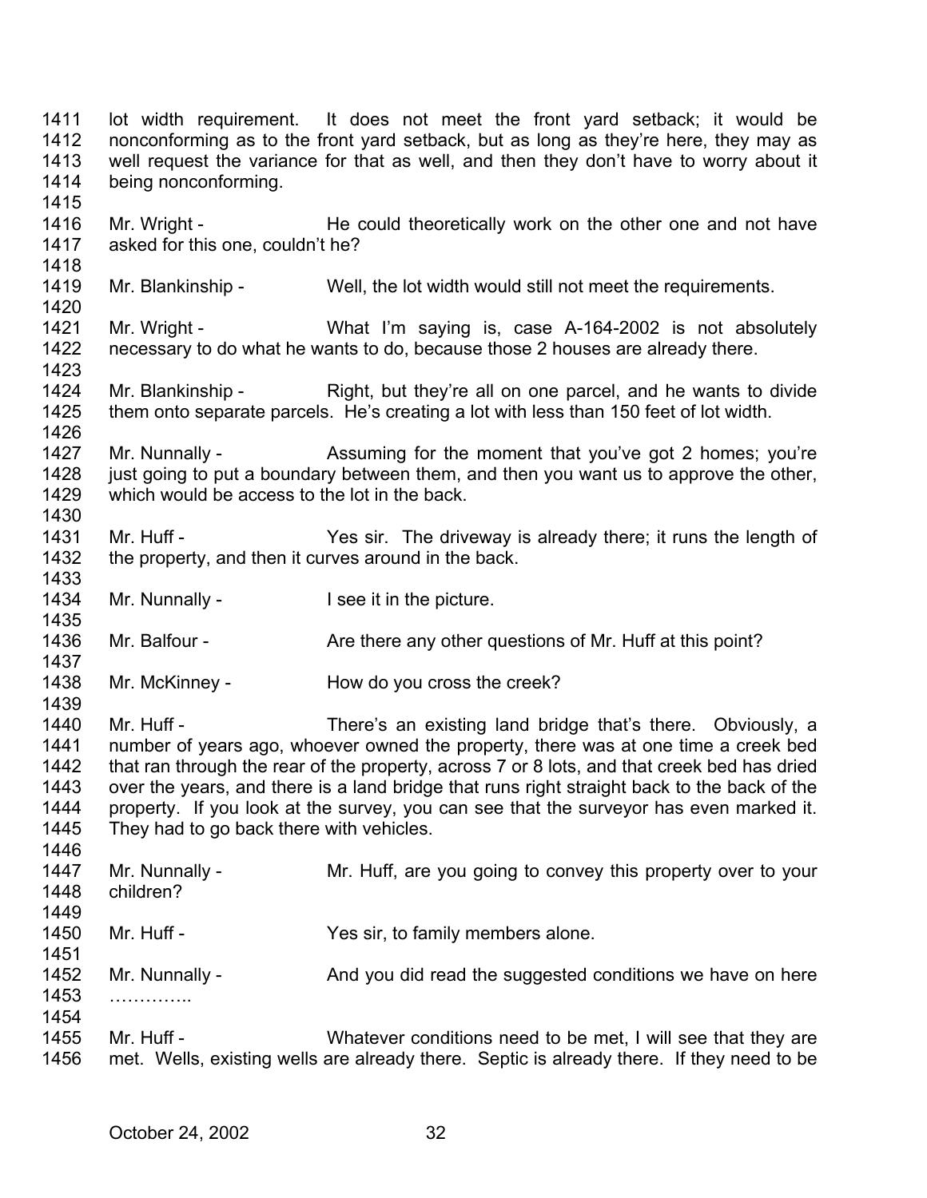1411 lot width requirement. It does not meet the front yard setback; it would be
1412 nonconforming as to the front yard setback, but as long as they're here, they may as
1413 well request the variance for that as well, and then they don't have to worry about it
1414 being nonconforming.
1415
1416 Mr. Wright - He could theoretically work on the other one and not have
1417 asked for this one, couldn't he?
1418
1419 Mr. Blankinship - Well, the lot width would still not meet the requirements.
1420
1421 Mr. Wright - What I'm saying is, case A-164-2002 is not absolutely
1422 necessary to do what he wants to do, because those 2 houses are already there.
1423
1424 Mr. Blankinship - Right, but they're all on one parcel, and he wants to divide
1425 them onto separate parcels. He's creating a lot with less than 150 feet of lot width.
1426
1427 Mr. Nunnally - Assuming for the moment that you've got 2 homes; you're
1428 just going to put a boundary between them, and then you want us to approve the other,
1429 which would be access to the lot in the back.
1430
1431 Mr. Huff - Yes sir. The driveway is already there; it runs the length of
1432 the property, and then it curves around in the back.
1433
1434 Mr. Nunnally - I see it in the picture.
1435
1436 Mr. Balfour - Are there any other questions of Mr. Huff at this point?
1437
1438 Mr. McKinney - How do you cross the creek?
1439
1440 Mr. Huff - There's an existing land bridge that's there. Obviously, a
1441 number of years ago, whoever owned the property, there was at one time a creek bed
1442 that ran through the rear of the property, across 7 or 8 lots, and that creek bed has dried
1443 over the years, and there is a land bridge that runs right straight back to the back of the
1444 property. If you look at the survey, you can see that the surveyor has even marked it.
1445 They had to go back there with vehicles.
1446
1447 Mr. Nunnally - Mr. Huff, are you going to convey this property over to your
1448 children?
1449
1450 Mr. Huff - Yes sir, to family members alone.
1451
1452 Mr. Nunnally - And you did read the suggested conditions we have on here
1453 …………..
1454
1455 Mr. Huff - Whatever conditions need to be met, I will see that they are
1456 met. Wells, existing wells are already there. Septic is already there. If they need to be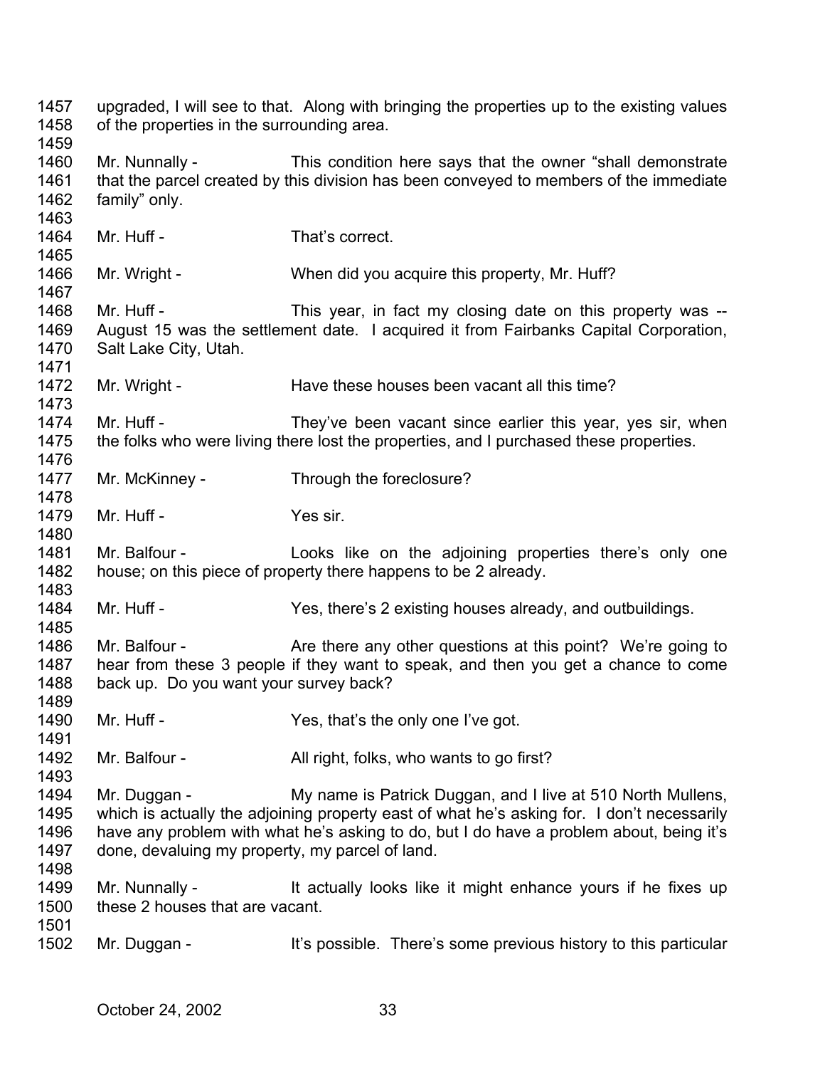1457 upgraded, I will see to that. Along with bringing the properties up to the existing values
1458 of the properties in the surrounding area.
1459
1460 Mr. Nunnally - This condition here says that the owner "shall demonstrate
1461 that the parcel created by this division has been conveyed to members of the immediate
1462 family" only.
1463
1464 Mr. Huff - That's correct.
1465
1466 Mr. Wright - When did you acquire this property, Mr. Huff?
1467
1468 Mr. Huff - This year, in fact my closing date on this property was --
1469 August 15 was the settlement date. I acquired it from Fairbanks Capital Corporation,
1470 Salt Lake City, Utah.
1471
1472 Mr. Wright - Have these houses been vacant all this time?
1473
1474 Mr. Huff - They've been vacant since earlier this year, yes sir, when
1475 the folks who were living there lost the properties, and I purchased these properties.
1476
1477 Mr. McKinney - Through the foreclosure?
1478
1479 Mr. Huff - Yes sir.
1480
1481 Mr. Balfour - Looks like on the adjoining properties there's only one
1482 house; on this piece of property there happens to be 2 already.
1483
1484 Mr. Huff - Yes, there's 2 existing houses already, and outbuildings.
1485
1486 Mr. Balfour - Are there any other questions at this point? We're going to
1487 hear from these 3 people if they want to speak, and then you get a chance to come
1488 back up. Do you want your survey back?
1489
1490 Mr. Huff - Yes, that's the only one I've got.
1491
1492 Mr. Balfour - All right, folks, who wants to go first?
1493
1494 Mr. Duggan - My name is Patrick Duggan, and I live at 510 North Mullens,
1495 which is actually the adjoining property east of what he's asking for. I don't necessarily
1496 have any problem with what he's asking to do, but I do have a problem about, being it's
1497 done, devaluing my property, my parcel of land.
1498
1499 Mr. Nunnally - It actually looks like it might enhance yours if he fixes up
1500 these 2 houses that are vacant.
1501
1502 Mr. Duggan - It's possible. There's some previous history to this particular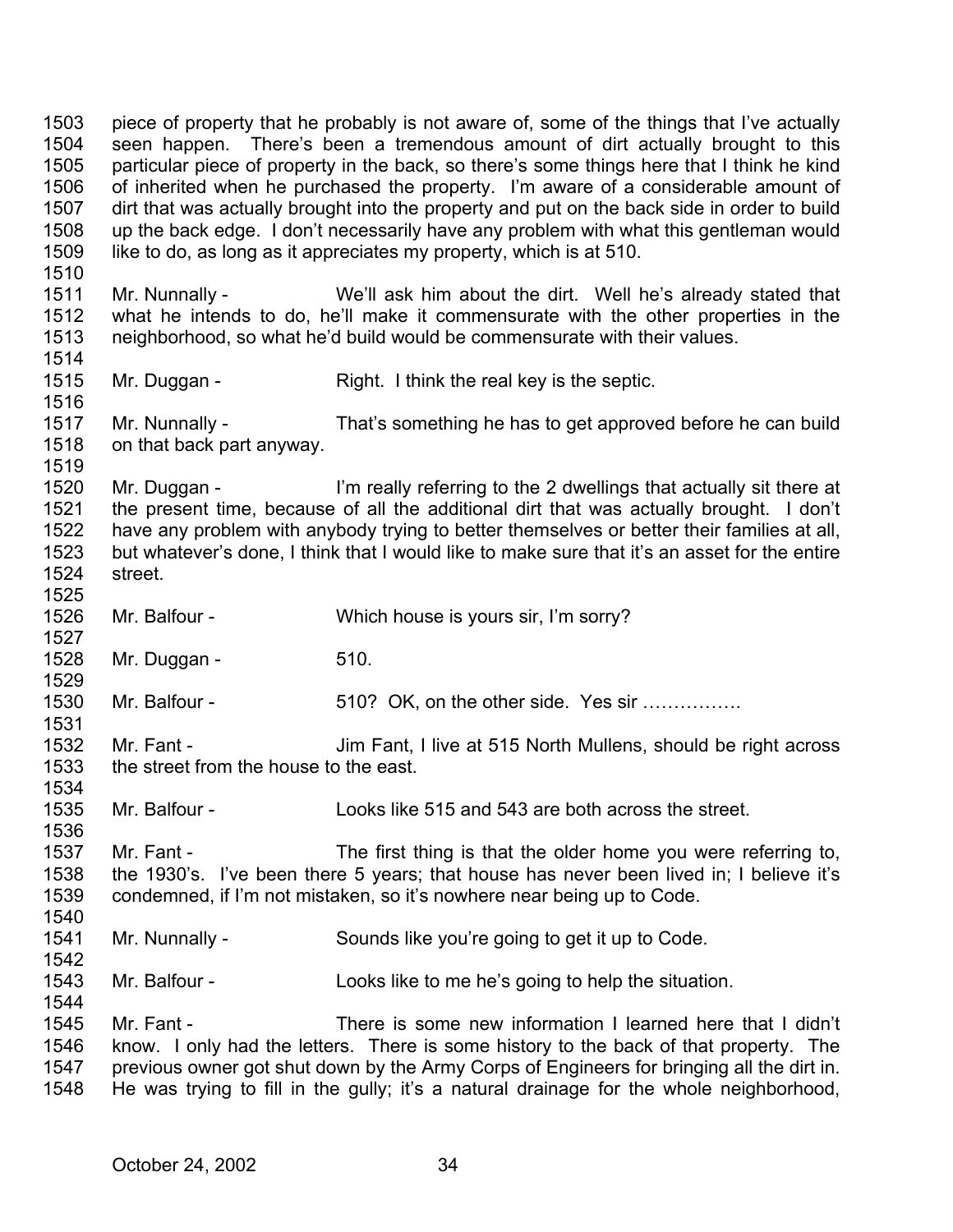1503 piece of property that he probably is not aware of, some of the things that I've actually
1504 seen happen. There's been a tremendous amount of dirt actually brought to this
1505 particular piece of property in the back, so there's some things here that I think he kind
1506 of inherited when he purchased the property. I'm aware of a considerable amount of
1507 dirt that was actually brought into the property and put on the back side in order to build
1508 up the back edge. I don't necessarily have any problem with what this gentleman would
1509 like to do, as long as it appreciates my property, which is at 510.
1510
1511 Mr. Nunnally - We'll ask him about the dirt. Well he's already stated that
1512 what he intends to do, he'll make it commensurate with the other properties in the
1513 neighborhood, so what he'd build would be commensurate with their values.
1514
1515 Mr. Duggan - Right. I think the real key is the septic.
1516
1517 Mr. Nunnally - That's something he has to get approved before he can build
1518 on that back part anyway.
1519
1520 Mr. Duggan - I'm really referring to the 2 dwellings that actually sit there at
1521 the present time, because of all the additional dirt that was actually brought. I don't
1522 have any problem with anybody trying to better themselves or better their families at all,
1523 but whatever's done, I think that I would like to make sure that it's an asset for the entire
1524 street.
1525
1526 Mr. Balfour - Which house is yours sir, I'm sorry?
1527
1528 Mr. Duggan - 510.
1529
1530 Mr. Balfour - 510? OK, on the other side. Yes sir …………….
1531
1532 Mr. Fant - Jim Fant, I live at 515 North Mullens, should be right across
1533 the street from the house to the east.
1534
1535 Mr. Balfour - Looks like 515 and 543 are both across the street.
1536
1537 Mr. Fant - The first thing is that the older home you were referring to,
1538 the 1930's. I've been there 5 years; that house has never been lived in; I believe it's
1539 condemned, if I'm not mistaken, so it's nowhere near being up to Code.
1540
1541 Mr. Nunnally - Sounds like you're going to get it up to Code.
1542
1543 Mr. Balfour - Looks like to me he's going to help the situation.
1544
1545 Mr. Fant - There is some new information I learned here that I didn't
1546 know. I only had the letters. There is some history to the back of that property. The
1547 previous owner got shut down by the Army Corps of Engineers for bringing all the dirt in.
1548 He was trying to fill in the gully; it's a natural drainage for the whole neighborhood,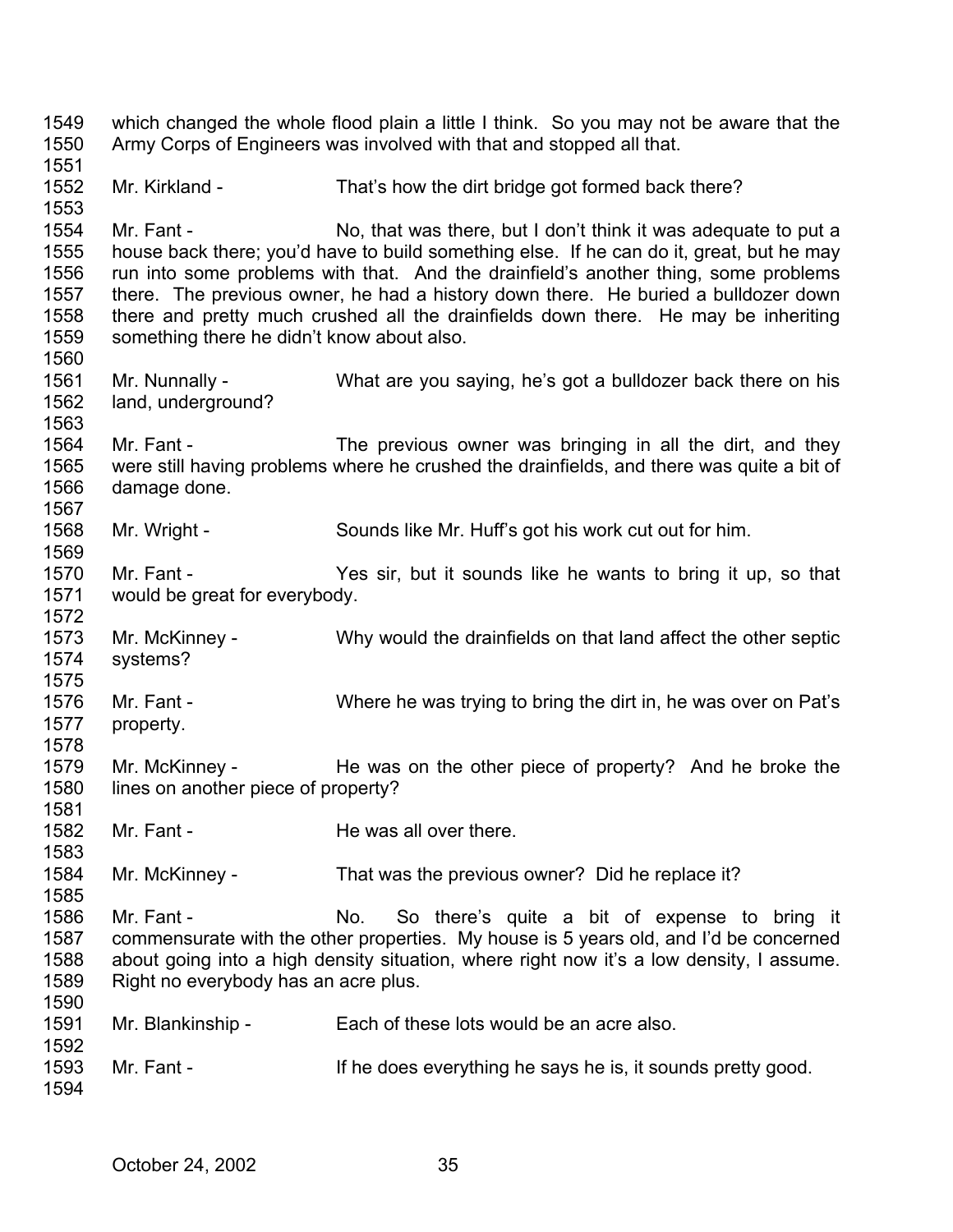which changed the whole flood plain a little I think. So you may not be aware that the Army Corps of Engineers was involved with that and stopped all that.

Mr. Kirkland - That's how the dirt bridge got formed back there?

Mr. Fant - No, that was there, but I don't think it was adequate to put a house back there; you'd have to build something else. If he can do it, great, but he may run into some problems with that. And the drainfield's another thing, some problems there. The previous owner, he had a history down there. He buried a bulldozer down there and pretty much crushed all the drainfields down there. He may be inheriting something there he didn't know about also.

Mr. Nunnally - What are you saying, he's got a bulldozer back there on his land, underground?

Mr. Fant - The previous owner was bringing in all the dirt, and they were still having problems where he crushed the drainfields, and there was quite a bit of damage done.

Mr. Wright - Sounds like Mr. Huff's got his work cut out for him.

Mr. Fant - Yes sir, but it sounds like he wants to bring it up, so that would be great for everybody.

Mr. McKinney - Why would the drainfields on that land affect the other septic systems?

Mr. Fant - Where he was trying to bring the dirt in, he was over on Pat's property.

Mr. McKinney - He was on the other piece of property? And he broke the lines on another piece of property?

Mr. Fant - He was all over there.

Mr. McKinney - That was the previous owner? Did he replace it?

Mr. Fant - No. So there's quite a bit of expense to bring it commensurate with the other properties. My house is 5 years old, and I'd be concerned about going into a high density situation, where right now it's a low density, I assume. Right no everybody has an acre plus.

Mr. Blankinship - Each of these lots would be an acre also.

Mr. Fant - If he does everything he says he is, it sounds pretty good.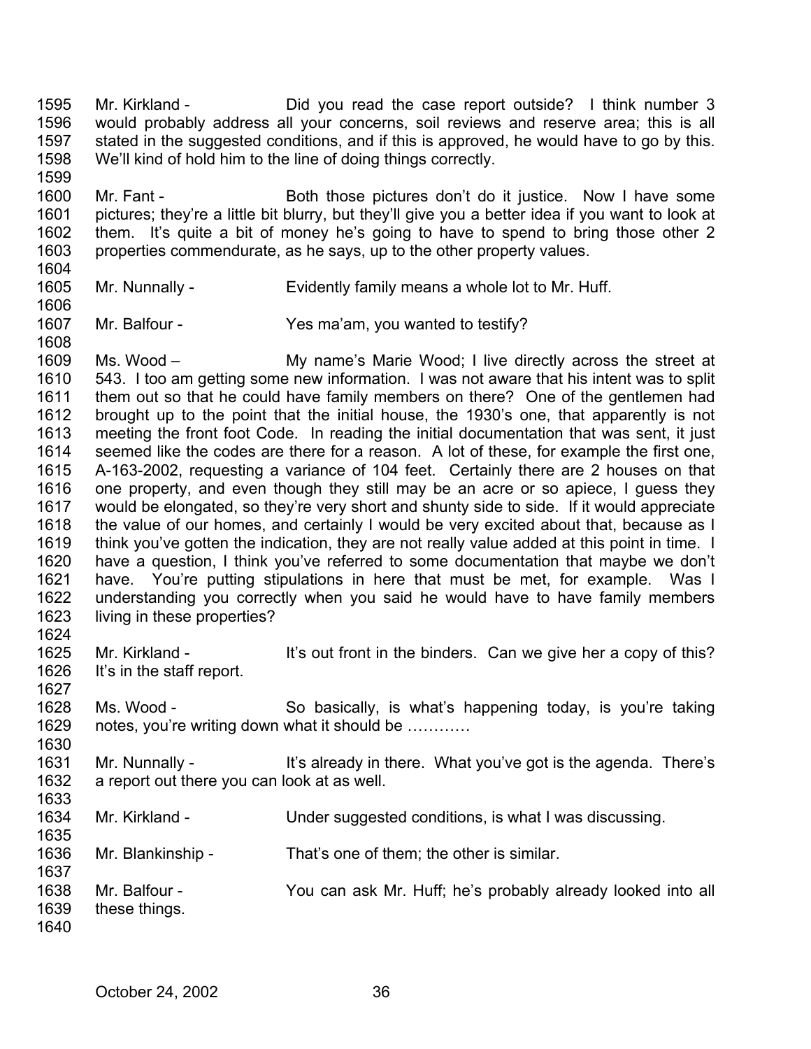1595 Mr. Kirkland - Did you read the case report outside? I think number 3
1596 would probably address all your concerns, soil reviews and reserve area; this is all
1597 stated in the suggested conditions, and if this is approved, he would have to go by this.
1598 We'll kind of hold him to the line of doing things correctly.
1599
1600 Mr. Fant - Both those pictures don't do it justice. Now I have some
1601 pictures; they're a little bit blurry, but they'll give you a better idea if you want to look at
1602 them. It's quite a bit of money he's going to have to spend to bring those other 2
1603 properties commendurate, as he says, up to the other property values.
1604
1605 Mr. Nunnally - Evidently family means a whole lot to Mr. Huff.
1606
1607 Mr. Balfour - Yes ma'am, you wanted to testify?
1608
1609 Ms. Wood – My name's Marie Wood; I live directly across the street at
1610 543. I too am getting some new information. I was not aware that his intent was to split
1611 them out so that he could have family members on there? One of the gentlemen had
1612 brought up to the point that the initial house, the 1930's one, that apparently is not
1613 meeting the front foot Code. In reading the initial documentation that was sent, it just
1614 seemed like the codes are there for a reason. A lot of these, for example the first one,
1615 A-163-2002, requesting a variance of 104 feet. Certainly there are 2 houses on that
1616 one property, and even though they still may be an acre or so apiece, I guess they
1617 would be elongated, so they're very short and shunty side to side. If it would appreciate
1618 the value of our homes, and certainly I would be very excited about that, because as I
1619 think you've gotten the indication, they are not really value added at this point in time. I
1620 have a question, I think you've referred to some documentation that maybe we don't
1621 have. You're putting stipulations in here that must be met, for example. Was I
1622 understanding you correctly when you said he would have to have family members
1623 living in these properties?
1624
1625 Mr. Kirkland - It's out front in the binders. Can we give her a copy of this?
1626 It's in the staff report.
1627
1628 Ms. Wood - So basically, is what's happening today, is you're taking
1629 notes, you're writing down what it should be …………
1630
1631 Mr. Nunnally - It's already in there. What you've got is the agenda. There's
1632 a report out there you can look at as well.
1633
1634 Mr. Kirkland - Under suggested conditions, is what I was discussing.
1635
1636 Mr. Blankinship - That's one of them; the other is similar.
1637
1638 Mr. Balfour - You can ask Mr. Huff; he's probably already looked into all
1639 these things.
1640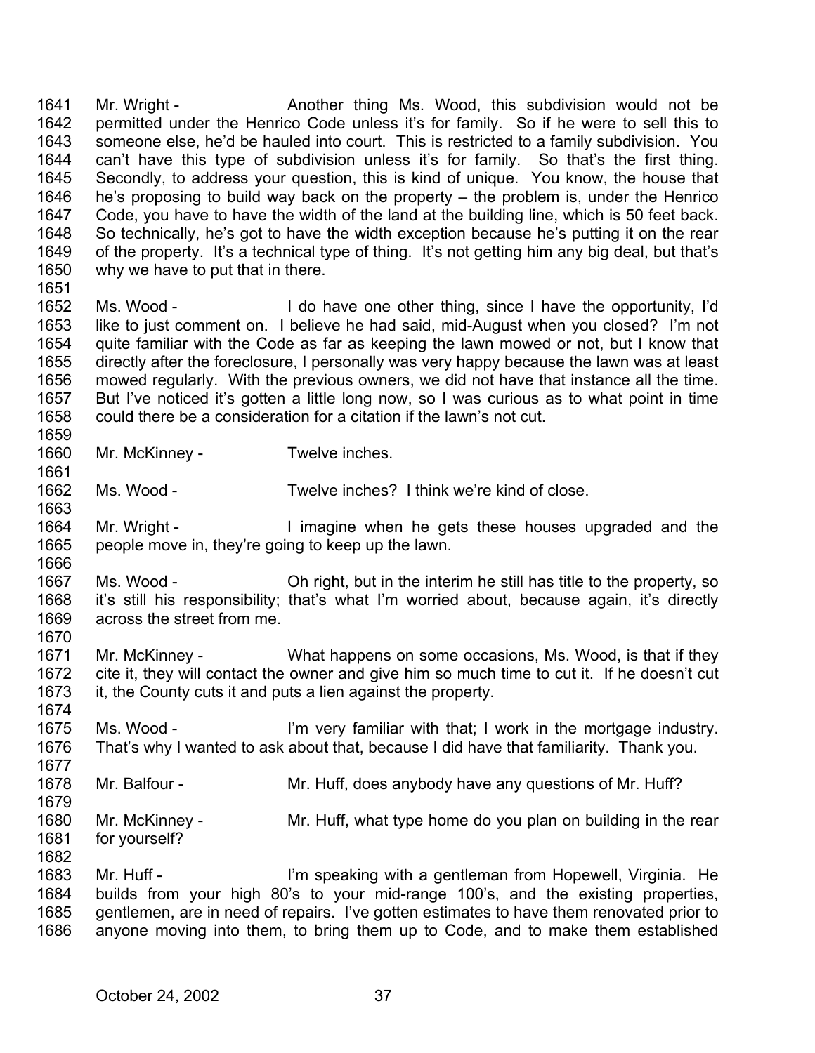Mr. Wright - Another thing Ms. Wood, this subdivision would not be permitted under the Henrico Code unless it's for family. So if he were to sell this to someone else, he'd be hauled into court. This is restricted to a family subdivision. You can't have this type of subdivision unless it's for family. So that's the first thing. Secondly, to address your question, this is kind of unique. You know, the house that he's proposing to build way back on the property – the problem is, under the Henrico Code, you have to have the width of the land at the building line, which is 50 feet back. So technically, he's got to have the width exception because he's putting it on the rear of the property. It's a technical type of thing. It's not getting him any big deal, but that's why we have to put that in there.

Ms. Wood - I do have one other thing, since I have the opportunity, I'd like to just comment on. I believe he had said, mid-August when you closed? I'm not quite familiar with the Code as far as keeping the lawn mowed or not, but I know that directly after the foreclosure, I personally was very happy because the lawn was at least mowed regularly. With the previous owners, we did not have that instance all the time. But I've noticed it's gotten a little long now, so I was curious as to what point in time could there be a consideration for a citation if the lawn's not cut.

Mr. McKinney - Twelve inches.

Ms. Wood - Twelve inches? I think we're kind of close.

Mr. Wright - I imagine when he gets these houses upgraded and the people move in, they're going to keep up the lawn.

Ms. Wood - Oh right, but in the interim he still has title to the property, so it's still his responsibility; that's what I'm worried about, because again, it's directly across the street from me.

Mr. McKinney - What happens on some occasions, Ms. Wood, is that if they cite it, they will contact the owner and give him so much time to cut it. If he doesn't cut it, the County cuts it and puts a lien against the property.

Ms. Wood - I'm very familiar with that; I work in the mortgage industry. That's why I wanted to ask about that, because I did have that familiarity. Thank you.

Mr. Balfour - Mr. Huff, does anybody have any questions of Mr. Huff?

Mr. McKinney - Mr. Huff, what type home do you plan on building in the rear for yourself?

Mr. Huff - I'm speaking with a gentleman from Hopewell, Virginia. He builds from your high 80's to your mid-range 100's, and the existing properties, gentlemen, are in need of repairs. I've gotten estimates to have them renovated prior to anyone moving into them, to bring them up to Code, and to make them established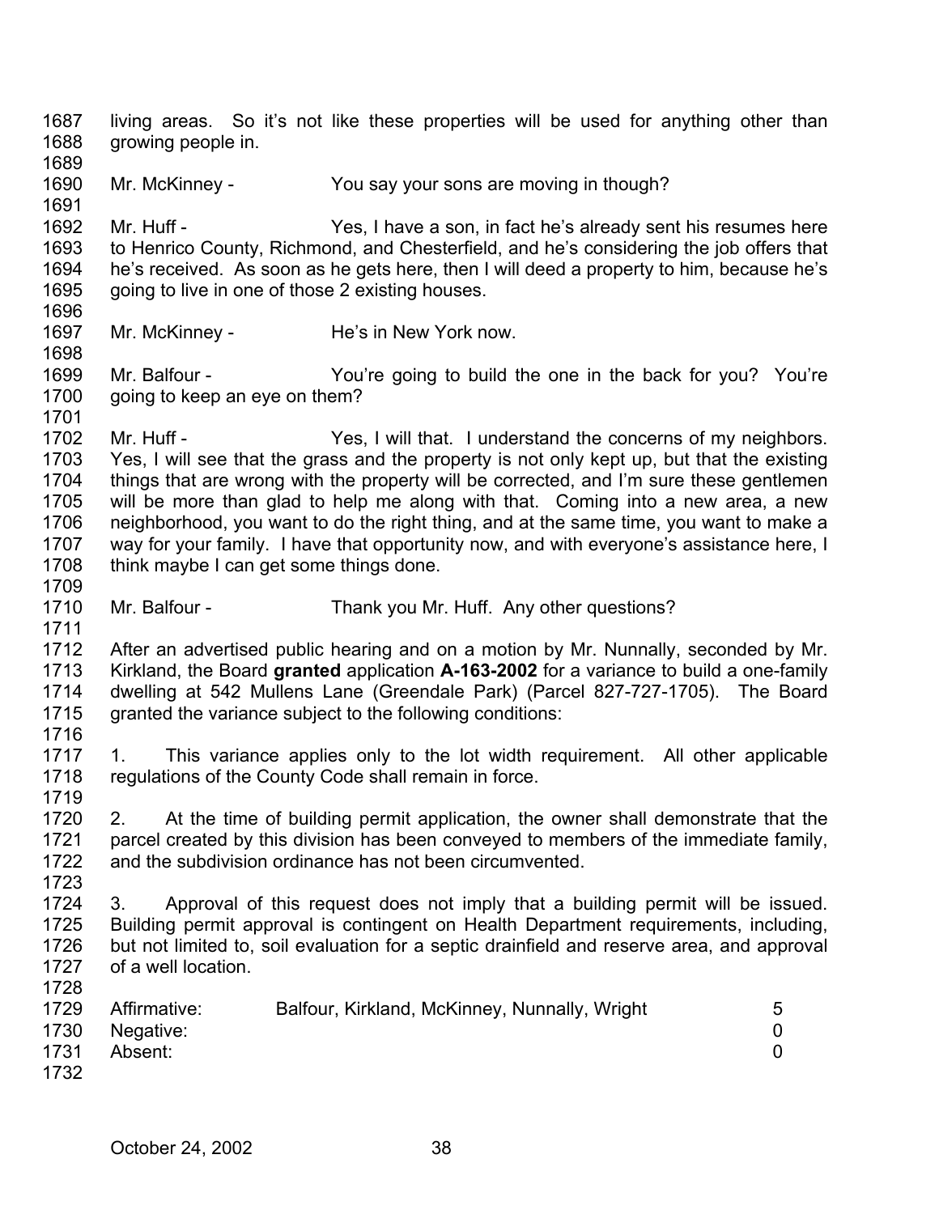living areas. So it's not like these properties will be used for anything other than growing people in.

Mr. McKinney - You say your sons are moving in though?

Mr. Huff - Yes, I have a son, in fact he's already sent his resumes here to Henrico County, Richmond, and Chesterfield, and he's considering the job offers that he's received. As soon as he gets here, then I will deed a property to him, because he's going to live in one of those 2 existing houses.

Mr. McKinney - He's in New York now.

Mr. Balfour - You're going to build the one in the back for you? You're going to keep an eye on them?

Mr. Huff - Yes, I will that. I understand the concerns of my neighbors. Yes, I will see that the grass and the property is not only kept up, but that the existing things that are wrong with the property will be corrected, and I'm sure these gentlemen will be more than glad to help me along with that. Coming into a new area, a new neighborhood, you want to do the right thing, and at the same time, you want to make a way for your family. I have that opportunity now, and with everyone's assistance here, I think maybe I can get some things done.

Mr. Balfour - Thank you Mr. Huff. Any other questions?

After an advertised public hearing and on a motion by Mr. Nunnally, seconded by Mr. Kirkland, the Board **granted** application **A-163-2002** for a variance to build a one-family dwelling at 542 Mullens Lane (Greendale Park) (Parcel 827-727-1705). The Board granted the variance subject to the following conditions:

1. This variance applies only to the lot width requirement. All other applicable regulations of the County Code shall remain in force.

2. At the time of building permit application, the owner shall demonstrate that the parcel created by this division has been conveyed to members of the immediate family, and the subdivision ordinance has not been circumvented.

3. Approval of this request does not imply that a building permit will be issued. Building permit approval is contingent on Health Department requirements, including, but not limited to, soil evaluation for a septic drainfield and reserve area, and approval of a well location.

| | | |
|---|---|---|
| Affirmative: | Balfour, Kirkland, McKinney, Nunnally, Wright | 5 |
| Negative: | | 0 |
| Absent: | | 0 |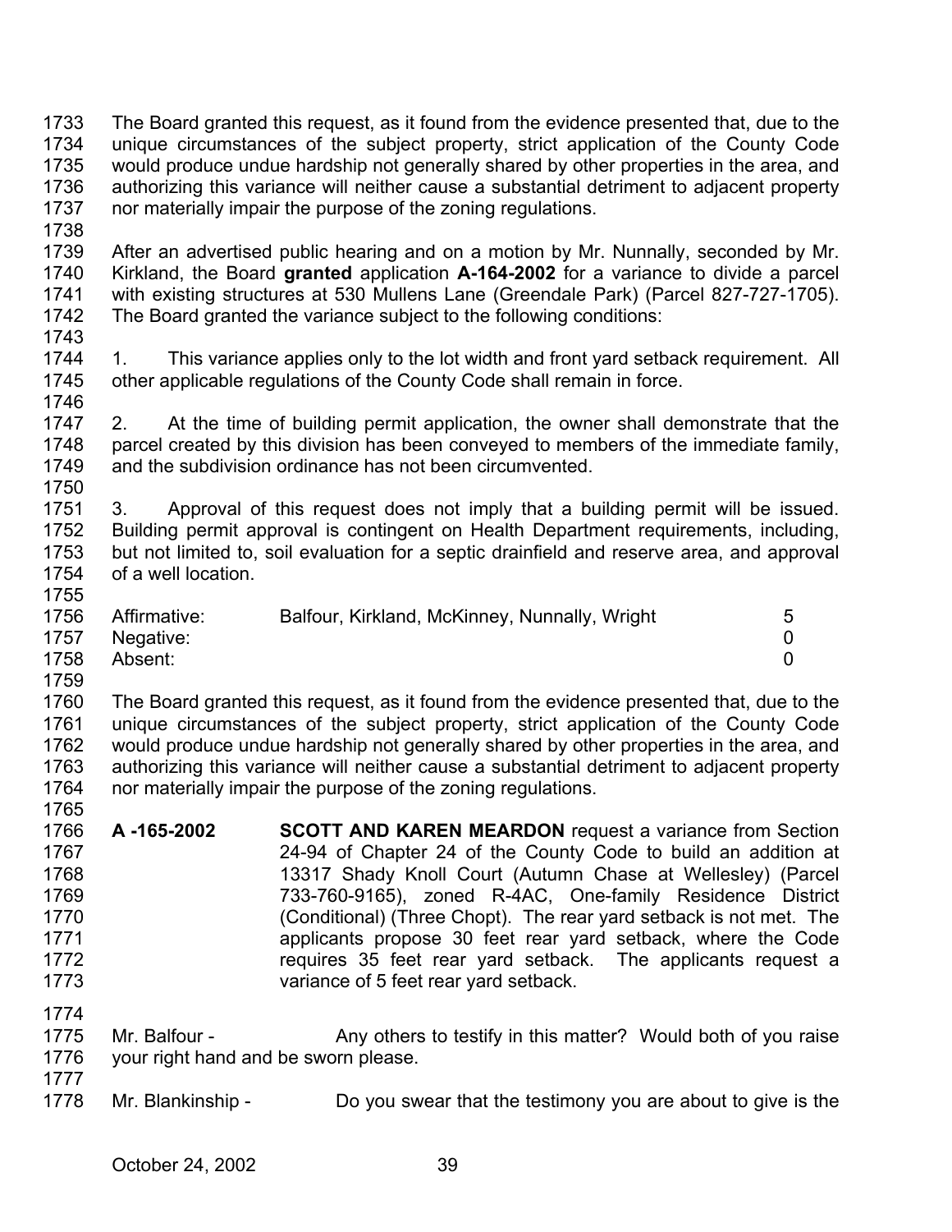The Board granted this request, as it found from the evidence presented that, due to the unique circumstances of the subject property, strict application of the County Code would produce undue hardship not generally shared by other properties in the area, and authorizing this variance will neither cause a substantial detriment to adjacent property nor materially impair the purpose of the zoning regulations.

After an advertised public hearing and on a motion by Mr. Nunnally, seconded by Mr. Kirkland, the Board **granted** application **A-164-2002** for a variance to divide a parcel with existing structures at 530 Mullens Lane (Greendale Park) (Parcel 827-727-1705). The Board granted the variance subject to the following conditions:

1. This variance applies only to the lot width and front yard setback requirement. All other applicable regulations of the County Code shall remain in force.

2. At the time of building permit application, the owner shall demonstrate that the parcel created by this division has been conveyed to members of the immediate family, and the subdivision ordinance has not been circumvented.

3. Approval of this request does not imply that a building permit will be issued. Building permit approval is contingent on Health Department requirements, including, but not limited to, soil evaluation for a septic drainfield and reserve area, and approval of a well location.

| | | |
|---|---|---|
| Affirmative: | Balfour, Kirkland, McKinney, Nunnally, Wright | 5 |
| Negative: | | 0 |
| Absent: | | 0 |

The Board granted this request, as it found from the evidence presented that, due to the unique circumstances of the subject property, strict application of the County Code would produce undue hardship not generally shared by other properties in the area, and authorizing this variance will neither cause a substantial detriment to adjacent property nor materially impair the purpose of the zoning regulations.

**A -165-2002** **SCOTT AND KAREN MEARDON** request a variance from Section 24-94 of Chapter 24 of the County Code to build an addition at 13317 Shady Knoll Court (Autumn Chase at Wellesley) (Parcel 733-760-9165), zoned R-4AC, One-family Residence District (Conditional) (Three Chopt). The rear yard setback is not met. The applicants propose 30 feet rear yard setback, where the Code requires 35 feet rear yard setback. The applicants request a variance of 5 feet rear yard setback.

Mr. Balfour - Any others to testify in this matter? Would both of you raise your right hand and be sworn please.

Mr. Blankinship - Do you swear that the testimony you are about to give is the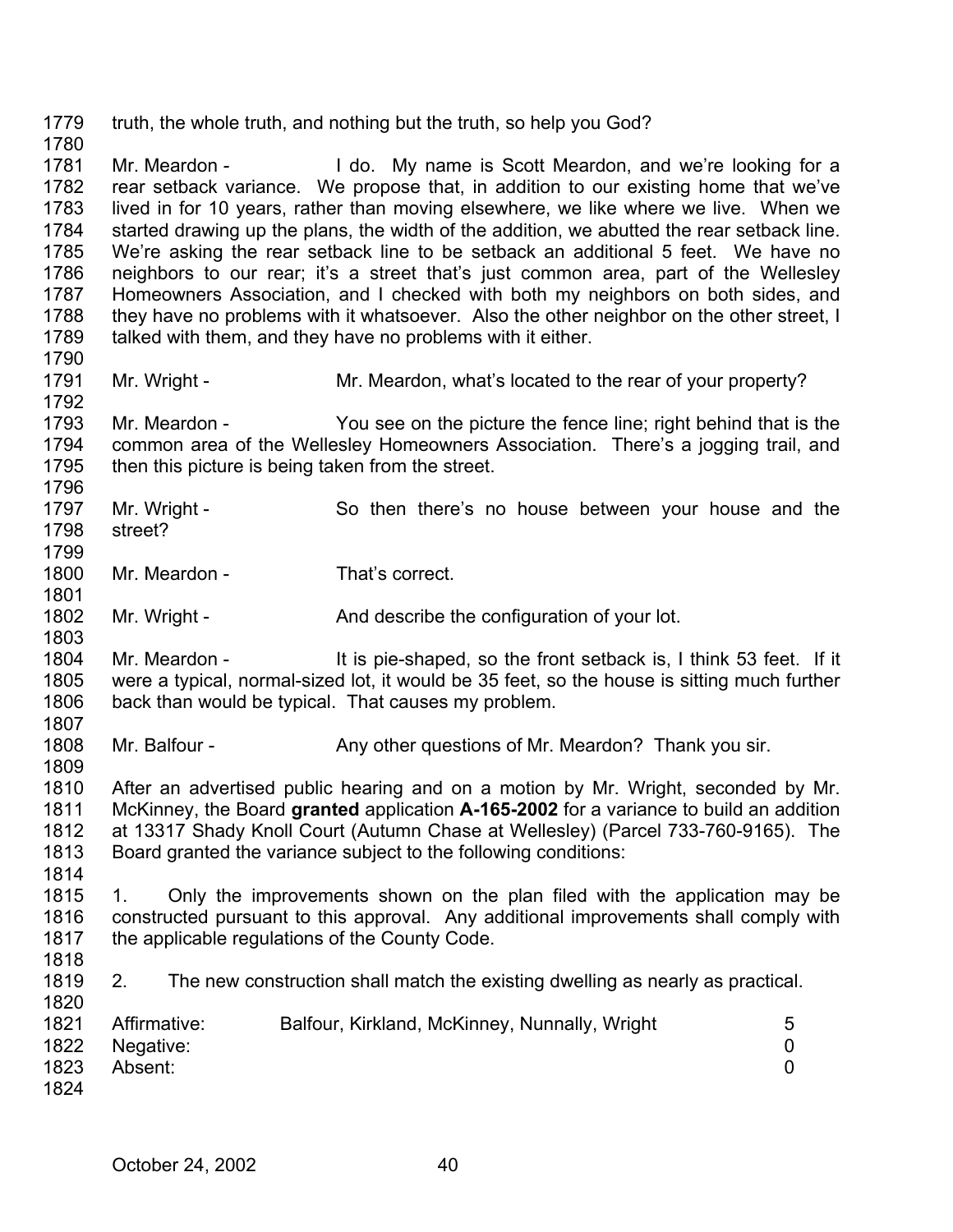truth, the whole truth, and nothing but the truth, so help you God?

Mr. Meardon - I do. My name is Scott Meardon, and we're looking for a rear setback variance. We propose that, in addition to our existing home that we've lived in for 10 years, rather than moving elsewhere, we like where we live. When we started drawing up the plans, the width of the addition, we abutted the rear setback line. We're asking the rear setback line to be setback an additional 5 feet. We have no neighbors to our rear; it's a street that's just common area, part of the Wellesley Homeowners Association, and I checked with both my neighbors on both sides, and they have no problems with it whatsoever. Also the other neighbor on the other street, I talked with them, and they have no problems with it either.

Mr. Wright - Mr. Meardon, what's located to the rear of your property?

Mr. Meardon - You see on the picture the fence line; right behind that is the common area of the Wellesley Homeowners Association. There's a jogging trail, and then this picture is being taken from the street.

Mr. Wright - So then there's no house between your house and the street?

Mr. Meardon - That's correct.

Mr. Wright - And describe the configuration of your lot.

Mr. Meardon - It is pie-shaped, so the front setback is, I think 53 feet. If it were a typical, normal-sized lot, it would be 35 feet, so the house is sitting much further back than would be typical. That causes my problem.

Mr. Balfour - Any other questions of Mr. Meardon? Thank you sir.

After an advertised public hearing and on a motion by Mr. Wright, seconded by Mr. McKinney, the Board **granted** application **A-165-2002** for a variance to build an addition at 13317 Shady Knoll Court (Autumn Chase at Wellesley) (Parcel 733-760-9165). The Board granted the variance subject to the following conditions:

1. Only the improvements shown on the plan filed with the application may be constructed pursuant to this approval. Any additional improvements shall comply with the applicable regulations of the County Code.

2. The new construction shall match the existing dwelling as nearly as practical.

| | | |
|---|---|---|
| Affirmative: | Balfour, Kirkland, McKinney, Nunnally, Wright | 5 |
| Negative: | | 0 |
| Absent: | | 0 |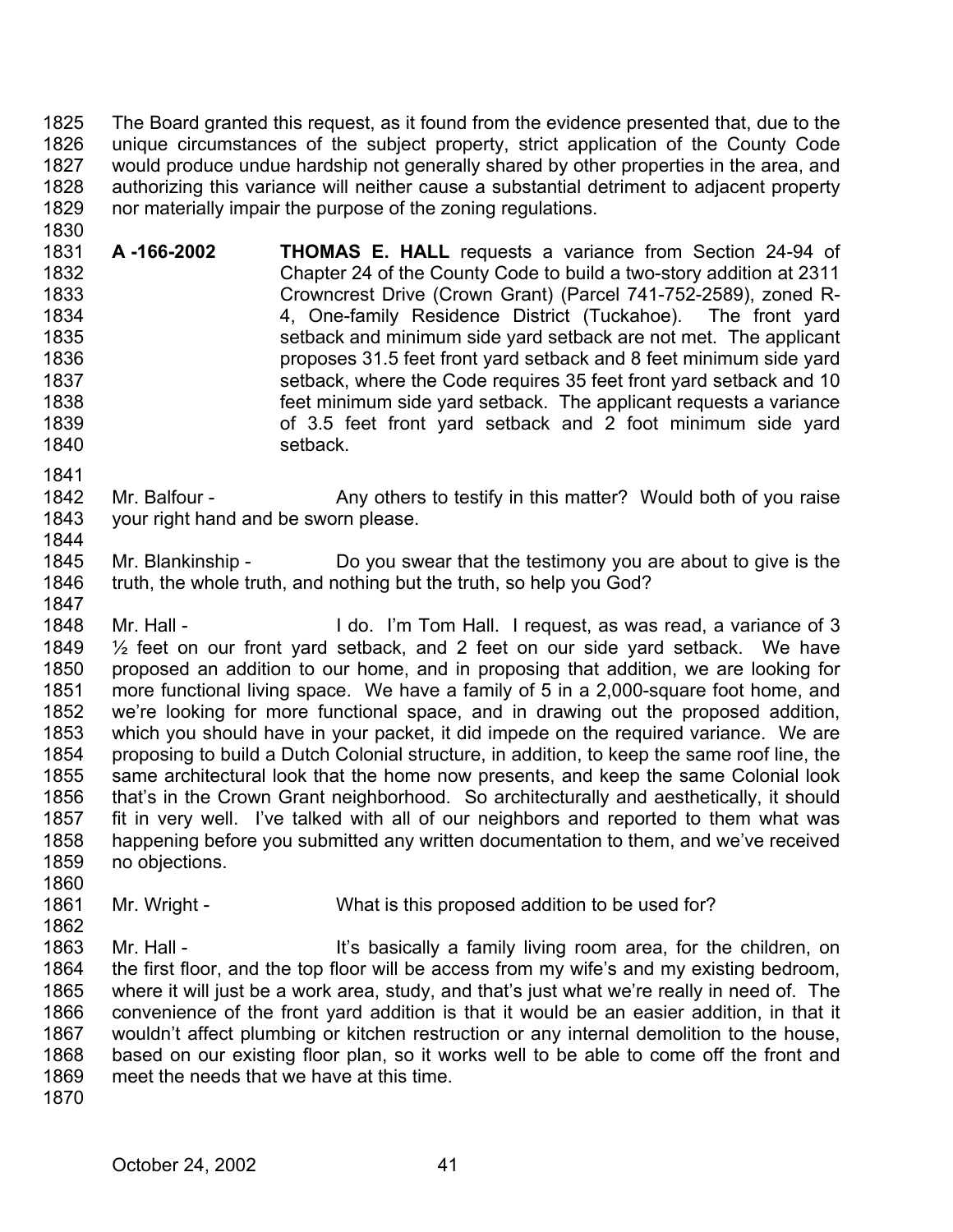The Board granted this request, as it found from the evidence presented that, due to the unique circumstances of the subject property, strict application of the County Code would produce undue hardship not generally shared by other properties in the area, and authorizing this variance will neither cause a substantial detriment to adjacent property nor materially impair the purpose of the zoning regulations.

**A -166-2002** **THOMAS E. HALL** requests a variance from Section 24-94 of Chapter 24 of the County Code to build a two-story addition at 2311 Crowncrest Drive (Crown Grant) (Parcel 741-752-2589), zoned R-4, One-family Residence District (Tuckahoe). The front yard setback and minimum side yard setback are not met. The applicant proposes 31.5 feet front yard setback and 8 feet minimum side yard setback, where the Code requires 35 feet front yard setback and 10 feet minimum side yard setback. The applicant requests a variance of 3.5 feet front yard setback and 2 foot minimum side yard setback.

Mr. Balfour - Any others to testify in this matter? Would both of you raise your right hand and be sworn please.

Mr. Blankinship - Do you swear that the testimony you are about to give is the truth, the whole truth, and nothing but the truth, so help you God?

Mr. Hall - I do. I'm Tom Hall. I request, as was read, a variance of 3 ½ feet on our front yard setback, and 2 feet on our side yard setback. We have proposed an addition to our home, and in proposing that addition, we are looking for more functional living space. We have a family of 5 in a 2,000-square foot home, and we're looking for more functional space, and in drawing out the proposed addition, which you should have in your packet, it did impede on the required variance. We are proposing to build a Dutch Colonial structure, in addition, to keep the same roof line, the same architectural look that the home now presents, and keep the same Colonial look that's in the Crown Grant neighborhood. So architecturally and aesthetically, it should fit in very well. I've talked with all of our neighbors and reported to them what was happening before you submitted any written documentation to them, and we've received no objections.

Mr. Wright - What is this proposed addition to be used for?

Mr. Hall - It's basically a family living room area, for the children, on the first floor, and the top floor will be access from my wife's and my existing bedroom, where it will just be a work area, study, and that's just what we're really in need of. The convenience of the front yard addition is that it would be an easier addition, in that it wouldn't affect plumbing or kitchen restruction or any internal demolition to the house, based on our existing floor plan, so it works well to be able to come off the front and meet the needs that we have at this time.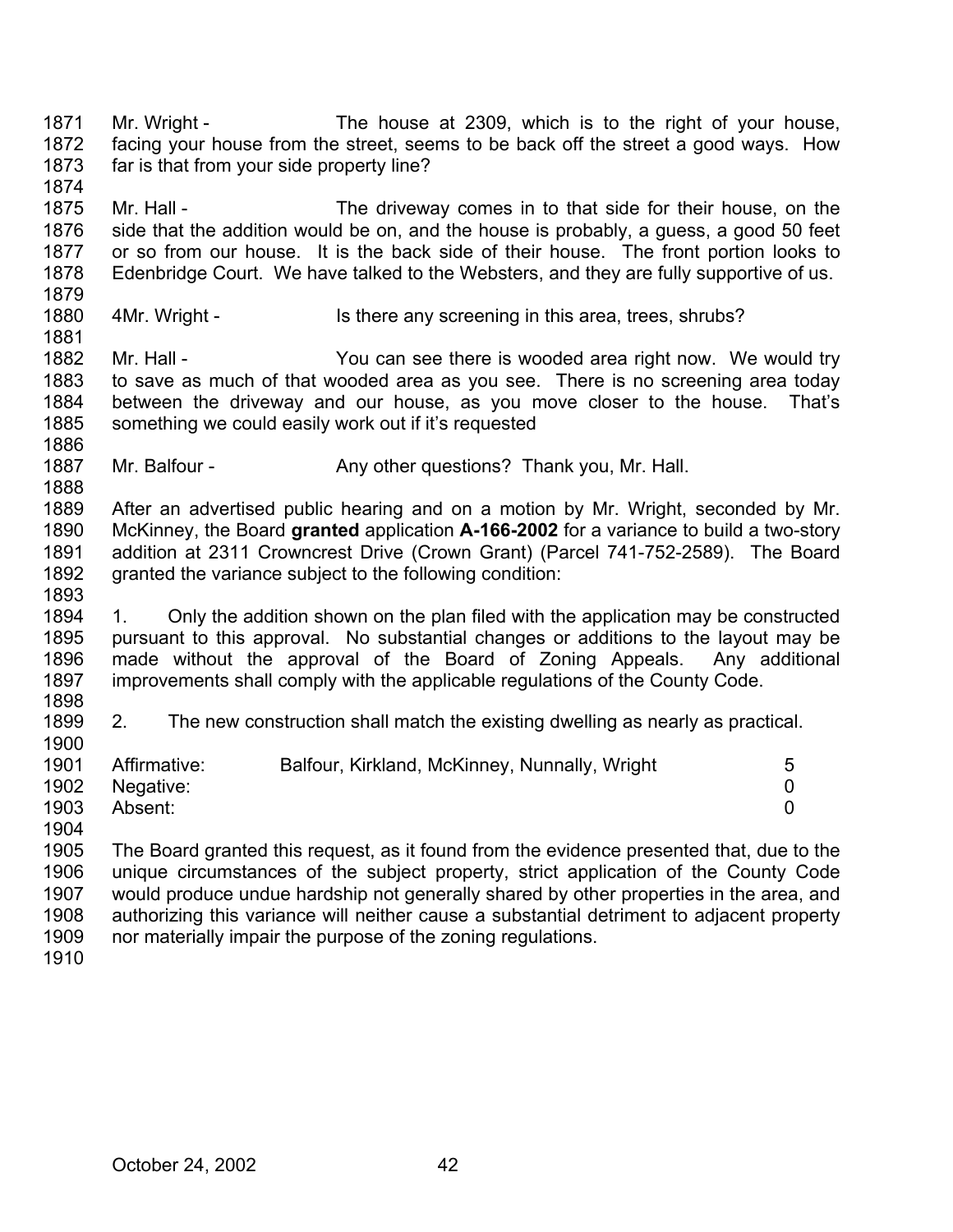Mr. Wright - The house at 2309, which is to the right of your house, facing your house from the street, seems to be back off the street a good ways. How far is that from your side property line?

Mr. Hall - The driveway comes in to that side for their house, on the side that the addition would be on, and the house is probably, a guess, a good 50 feet or so from our house. It is the back side of their house. The front portion looks to Edenbridge Court. We have talked to the Websters, and they are fully supportive of us.

4Mr. Wright - Is there any screening in this area, trees, shrubs?

Mr. Hall - You can see there is wooded area right now. We would try to save as much of that wooded area as you see. There is no screening area today between the driveway and our house, as you move closer to the house. That's something we could easily work out if it's requested

Mr. Balfour - Any other questions? Thank you, Mr. Hall.

After an advertised public hearing and on a motion by Mr. Wright, seconded by Mr. McKinney, the Board **granted** application **A-166-2002** for a variance to build a two-story addition at 2311 Crowncrest Drive (Crown Grant) (Parcel 741-752-2589). The Board granted the variance subject to the following condition:

1. Only the addition shown on the plan filed with the application may be constructed pursuant to this approval. No substantial changes or additions to the layout may be made without the approval of the Board of Zoning Appeals. Any additional improvements shall comply with the applicable regulations of the County Code.

2. The new construction shall match the existing dwelling as nearly as practical.

| | | |
|---|---|---|
| Affirmative: | Balfour, Kirkland, McKinney, Nunnally, Wright | 5 |
| Negative: | | 0 |
| Absent: | | 0 |

The Board granted this request, as it found from the evidence presented that, due to the unique circumstances of the subject property, strict application of the County Code would produce undue hardship not generally shared by other properties in the area, and authorizing this variance will neither cause a substantial detriment to adjacent property nor materially impair the purpose of the zoning regulations.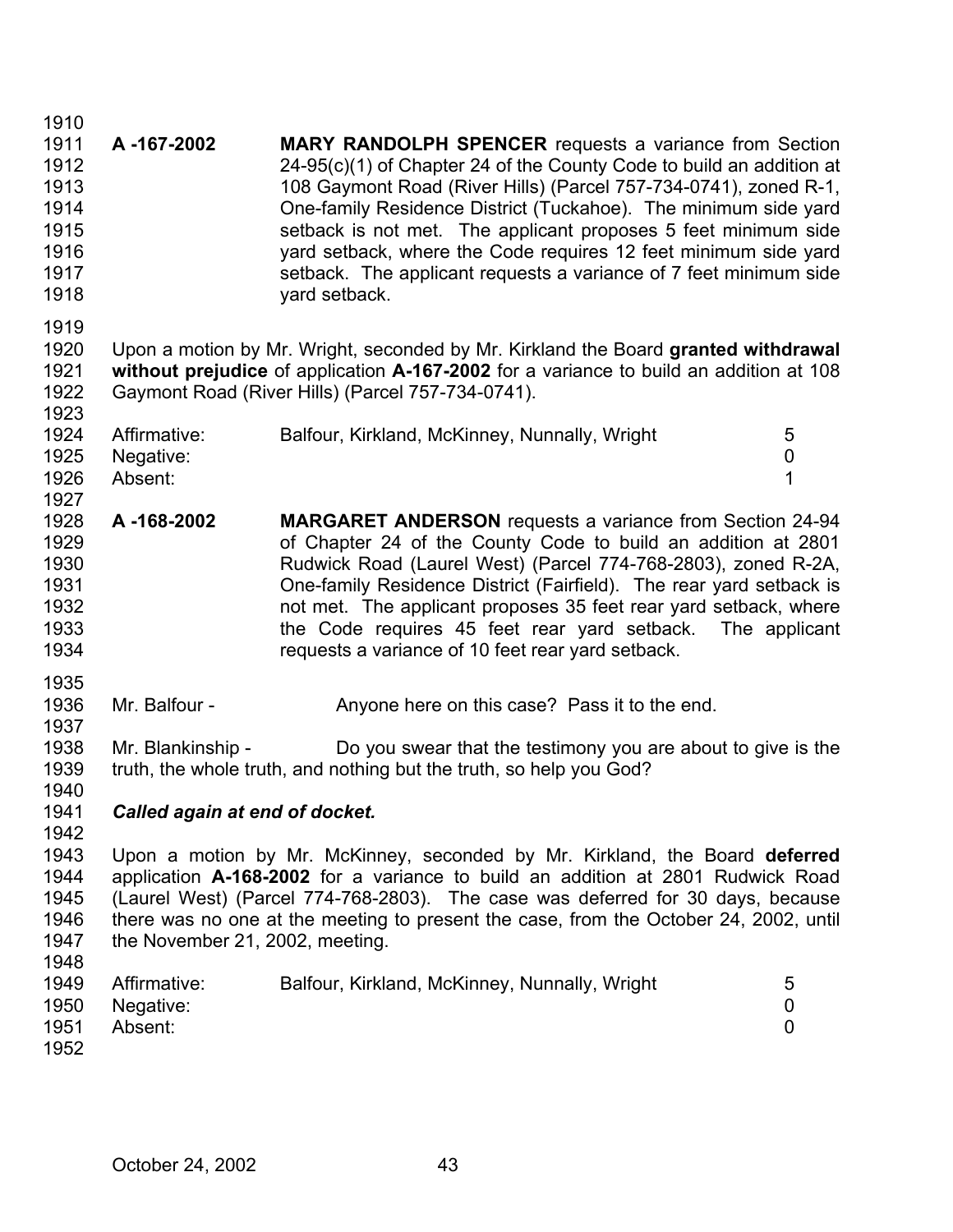**A -167-2002** **MARY RANDOLPH SPENCER** requests a variance from Section 24-95(c)(1) of Chapter 24 of the County Code to build an addition at 108 Gaymont Road (River Hills) (Parcel 757-734-0741), zoned R-1, One-family Residence District (Tuckahoe). The minimum side yard setback is not met. The applicant proposes 5 feet minimum side yard setback, where the Code requires 12 feet minimum side yard setback. The applicant requests a variance of 7 feet minimum side yard setback.

Upon a motion by Mr. Wright, seconded by Mr. Kirkland the Board **granted withdrawal without prejudice** of application **A-167-2002** for a variance to build an addition at 108 Gaymont Road (River Hills) (Parcel 757-734-0741).

| | | |
|---|---|---|
| Affirmative: | Balfour, Kirkland, McKinney, Nunnally, Wright | 5 |
| Negative: | | 0 |
| Absent: | | 1 |

**A -168-2002** **MARGARET ANDERSON** requests a variance from Section 24-94 of Chapter 24 of the County Code to build an addition at 2801 Rudwick Road (Laurel West) (Parcel 774-768-2803), zoned R-2A, One-family Residence District (Fairfield). The rear yard setback is not met. The applicant proposes 35 feet rear yard setback, where the Code requires 45 feet rear yard setback. The applicant requests a variance of 10 feet rear yard setback.

Mr. Balfour - Anyone here on this case? Pass it to the end.

Mr. Blankinship - Do you swear that the testimony you are about to give is the truth, the whole truth, and nothing but the truth, so help you God?

***Called again at end of docket.***

Upon a motion by Mr. McKinney, seconded by Mr. Kirkland, the Board **deferred** application **A-168-2002** for a variance to build an addition at 2801 Rudwick Road (Laurel West) (Parcel 774-768-2803). The case was deferred for 30 days, because there was no one at the meeting to present the case, from the October 24, 2002, until the November 21, 2002, meeting.

| | | |
|---|---|---|
| Affirmative: | Balfour, Kirkland, McKinney, Nunnally, Wright | 5 |
| Negative: | | 0 |
| Absent: | | 0 |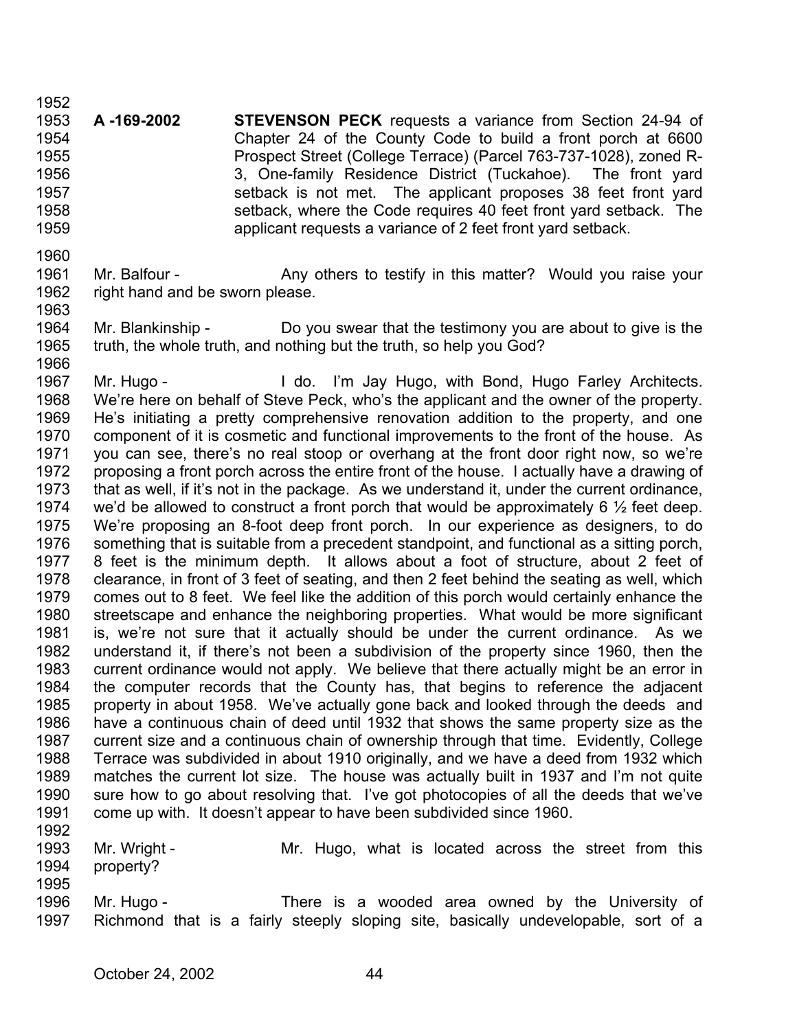**A -169-2002** **STEVENSON PECK** requests a variance from Section 24-94 of Chapter 24 of the County Code to build a front porch at 6600 Prospect Street (College Terrace) (Parcel 763-737-1028), zoned R-3, One-family Residence District (Tuckahoe). The front yard setback is not met. The applicant proposes 38 feet front yard setback, where the Code requires 40 feet front yard setback. The applicant requests a variance of 2 feet front yard setback.

Mr. Balfour - Any others to testify in this matter? Would you raise your right hand and be sworn please.

Mr. Blankinship - Do you swear that the testimony you are about to give is the truth, the whole truth, and nothing but the truth, so help you God?

Mr. Hugo - I do. I'm Jay Hugo, with Bond, Hugo Farley Architects. We're here on behalf of Steve Peck, who's the applicant and the owner of the property. He's initiating a pretty comprehensive renovation addition to the property, and one component of it is cosmetic and functional improvements to the front of the house. As you can see, there's no real stoop or overhang at the front door right now, so we're proposing a front porch across the entire front of the house. I actually have a drawing of that as well, if it's not in the package. As we understand it, under the current ordinance, we'd be allowed to construct a front porch that would be approximately 6 ½ feet deep. We're proposing an 8-foot deep front porch. In our experience as designers, to do something that is suitable from a precedent standpoint, and functional as a sitting porch, 8 feet is the minimum depth. It allows about a foot of structure, about 2 feet of clearance, in front of 3 feet of seating, and then 2 feet behind the seating as well, which comes out to 8 feet. We feel like the addition of this porch would certainly enhance the streetscape and enhance the neighboring properties. What would be more significant is, we're not sure that it actually should be under the current ordinance. As we understand it, if there's not been a subdivision of the property since 1960, then the current ordinance would not apply. We believe that there actually might be an error in the computer records that the County has, that begins to reference the adjacent property in about 1958. We've actually gone back and looked through the deeds and have a continuous chain of deed until 1932 that shows the same property size as the current size and a continuous chain of ownership through that time. Evidently, College Terrace was subdivided in about 1910 originally, and we have a deed from 1932 which matches the current lot size. The house was actually built in 1937 and I'm not quite sure how to go about resolving that. I've got photocopies of all the deeds that we've come up with. It doesn't appear to have been subdivided since 1960.

Mr. Wright - Mr. Hugo, what is located across the street from this property?

Mr. Hugo - There is a wooded area owned by the University of Richmond that is a fairly steeply sloping site, basically undevelopable, sort of a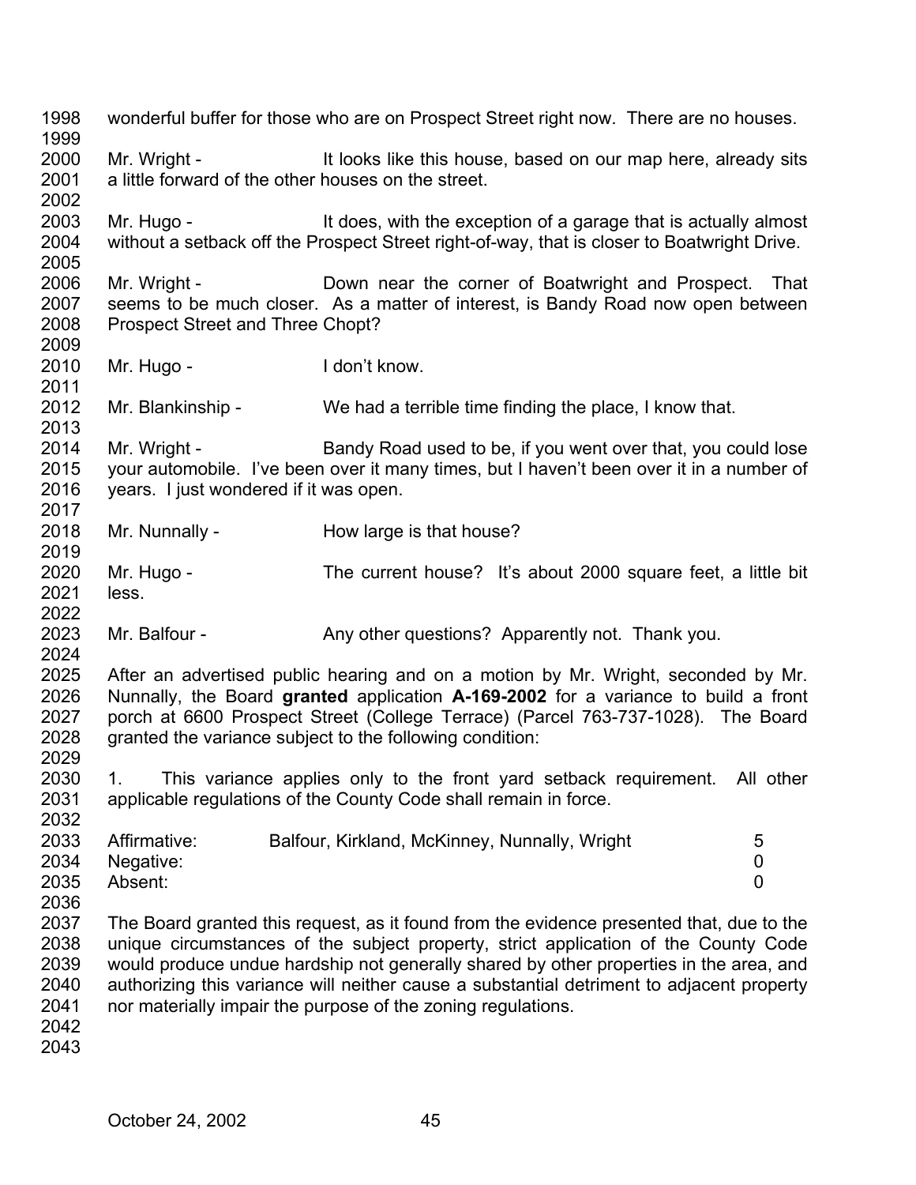wonderful buffer for those who are on Prospect Street right now. There are no houses.

Mr. Wright - It looks like this house, based on our map here, already sits a little forward of the other houses on the street.

Mr. Hugo - It does, with the exception of a garage that is actually almost without a setback off the Prospect Street right-of-way, that is closer to Boatwright Drive.

Mr. Wright - Down near the corner of Boatwright and Prospect. That seems to be much closer. As a matter of interest, is Bandy Road now open between Prospect Street and Three Chopt?

Mr. Hugo - I don't know.

Mr. Blankinship - We had a terrible time finding the place, I know that.

Mr. Wright - Bandy Road used to be, if you went over that, you could lose your automobile. I've been over it many times, but I haven't been over it in a number of years. I just wondered if it was open.

Mr. Nunnally - How large is that house?

Mr. Hugo - The current house? It's about 2000 square feet, a little bit less.

Mr. Balfour - Any other questions? Apparently not. Thank you.

After an advertised public hearing and on a motion by Mr. Wright, seconded by Mr. Nunnally, the Board **granted** application **A-169-2002** for a variance to build a front porch at 6600 Prospect Street (College Terrace) (Parcel 763-737-1028). The Board granted the variance subject to the following condition:

1. This variance applies only to the front yard setback requirement. All other applicable regulations of the County Code shall remain in force.

| | | |
|---|---|---|
| Affirmative: | Balfour, Kirkland, McKinney, Nunnally, Wright | 5 |
| Negative: | | 0 |
| Absent: | | 0 |

The Board granted this request, as it found from the evidence presented that, due to the unique circumstances of the subject property, strict application of the County Code would produce undue hardship not generally shared by other properties in the area, and authorizing this variance will neither cause a substantial detriment to adjacent property nor materially impair the purpose of the zoning regulations.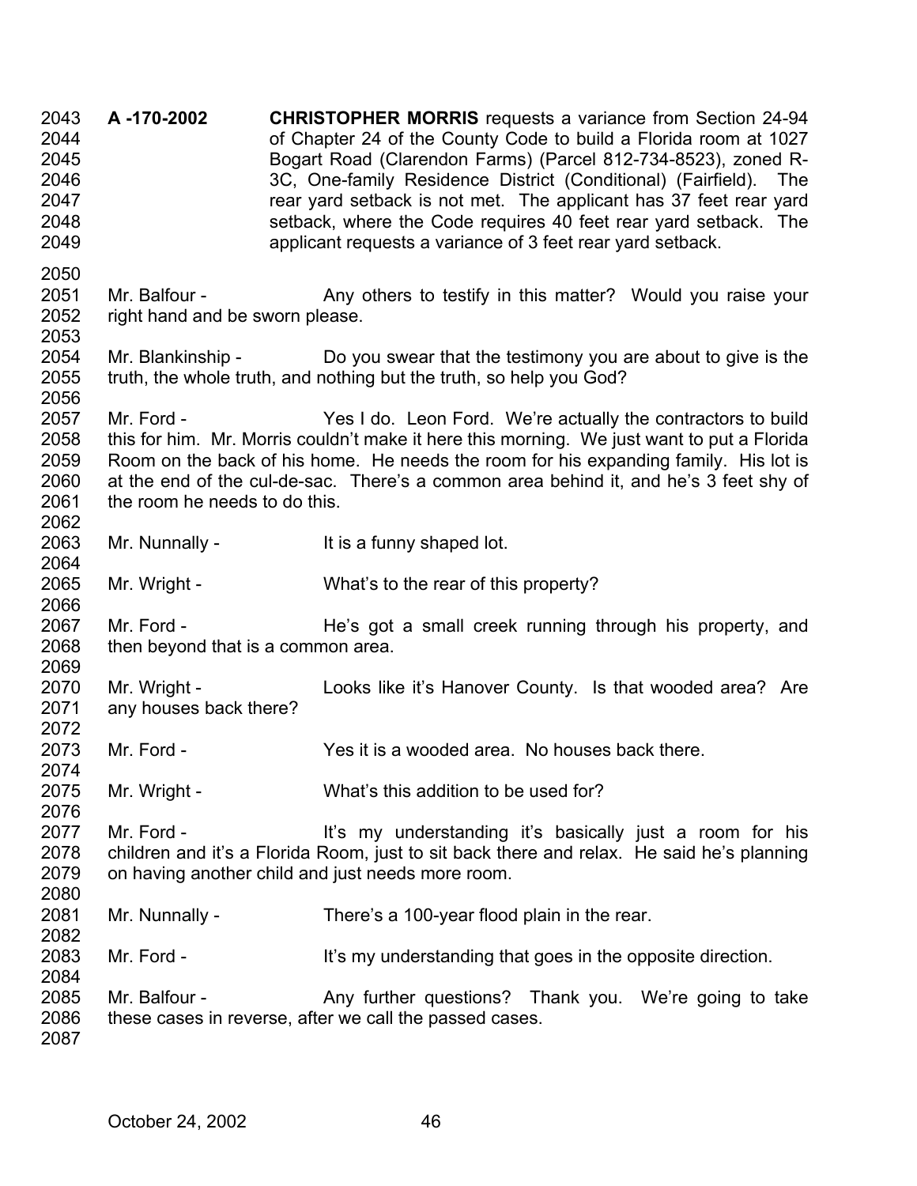**A -170-2002** **CHRISTOPHER MORRIS** requests a variance from Section 24-94 of Chapter 24 of the County Code to build a Florida room at 1027 Bogart Road (Clarendon Farms) (Parcel 812-734-8523), zoned R-3C, One-family Residence District (Conditional) (Fairfield). The rear yard setback is not met. The applicant has 37 feet rear yard setback, where the Code requires 40 feet rear yard setback. The applicant requests a variance of 3 feet rear yard setback.

Mr. Balfour - Any others to testify in this matter? Would you raise your right hand and be sworn please.

Mr. Blankinship - Do you swear that the testimony you are about to give is the truth, the whole truth, and nothing but the truth, so help you God?

Mr. Ford - Yes I do. Leon Ford. We're actually the contractors to build this for him. Mr. Morris couldn't make it here this morning. We just want to put a Florida Room on the back of his home. He needs the room for his expanding family. His lot is at the end of the cul-de-sac. There's a common area behind it, and he's 3 feet shy of the room he needs to do this.

Mr. Nunnally - It is a funny shaped lot.

Mr. Wright - What's to the rear of this property?

Mr. Ford - He's got a small creek running through his property, and then beyond that is a common area.

Mr. Wright - Looks like it's Hanover County. Is that wooded area? Are any houses back there?

Mr. Ford - Yes it is a wooded area. No houses back there.

Mr. Wright - What's this addition to be used for?

Mr. Ford - It's my understanding it's basically just a room for his children and it's a Florida Room, just to sit back there and relax. He said he's planning on having another child and just needs more room.

Mr. Nunnally - There's a 100-year flood plain in the rear.

Mr. Ford - It's my understanding that goes in the opposite direction.

Mr. Balfour - Any further questions? Thank you. We're going to take these cases in reverse, after we call the passed cases.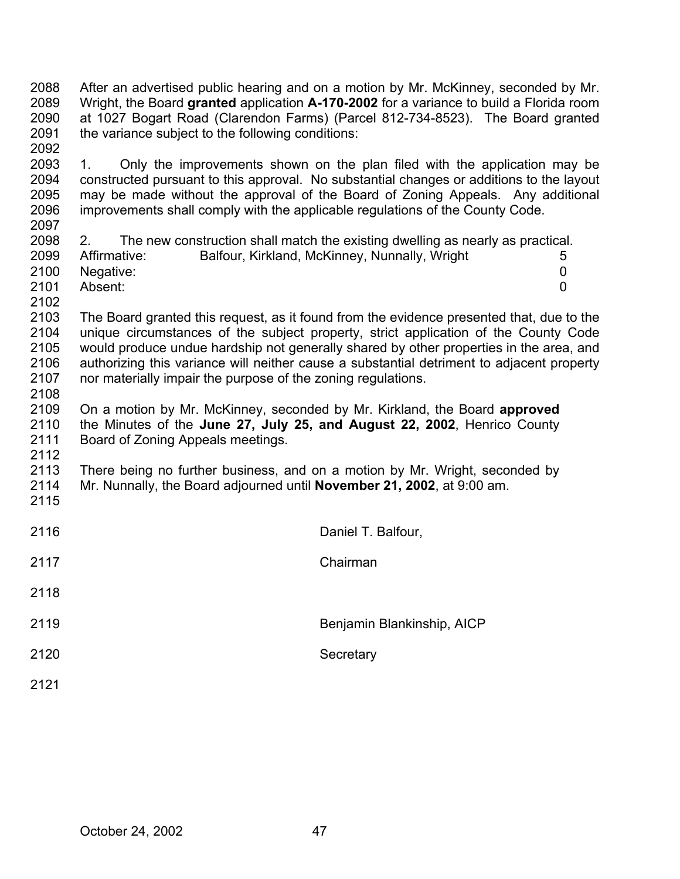After an advertised public hearing and on a motion by Mr. McKinney, seconded by Mr. Wright, the Board **granted** application **A-170-2002** for a variance to build a Florida room at 1027 Bogart Road (Clarendon Farms) (Parcel 812-734-8523). The Board granted the variance subject to the following conditions:

1. Only the improvements shown on the plan filed with the application may be constructed pursuant to this approval. No substantial changes or additions to the layout may be made without the approval of the Board of Zoning Appeals. Any additional improvements shall comply with the applicable regulations of the County Code.

2. The new construction shall match the existing dwelling as nearly as practical.

| | | |
|---|---|---|
| Affirmative: | Balfour, Kirkland, McKinney, Nunnally, Wright | 5 |
| Negative: | | 0 |
| Absent: | | 0 |

The Board granted this request, as it found from the evidence presented that, due to the unique circumstances of the subject property, strict application of the County Code would produce undue hardship not generally shared by other properties in the area, and authorizing this variance will neither cause a substantial detriment to adjacent property nor materially impair the purpose of the zoning regulations.

On a motion by Mr. McKinney, seconded by Mr. Kirkland, the Board **approved** the Minutes of the **June 27, July 25, and August 22, 2002**, Henrico County Board of Zoning Appeals meetings.

There being no further business, and on a motion by Mr. Wright, seconded by Mr. Nunnally, the Board adjourned until **November 21, 2002**, at 9:00 am.

Daniel T. Balfour,

Chairman

Benjamin Blankinship, AICP

Secretary